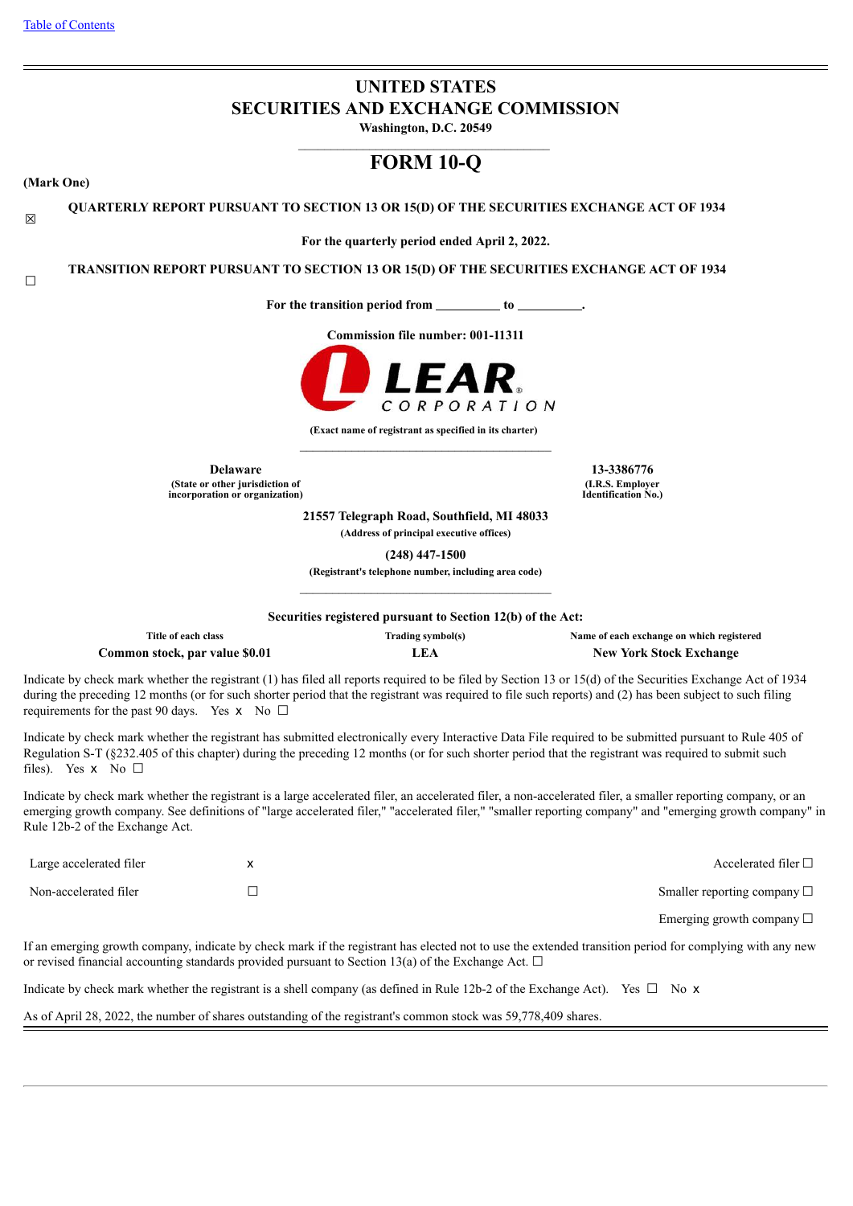[Table of Contents](#)

# UNITED STATES
# SECURITIES AND EXCHANGE COMMISSION
**Washington, D.C. 20549**

# FORM 10-Q

**(Mark One)**

☒ **QUARTERLY REPORT PURSUANT TO SECTION 13 OR 15(D) OF THE SECURITIES EXCHANGE ACT OF 1934**

**For the quarterly period ended April 2, 2022.**

☐ **TRANSITION REPORT PURSUANT TO SECTION 13 OR 15(D) OF THE SECURITIES EXCHANGE ACT OF 1934**

**For the transition period from __________ to __________.**

**Commission file number: 001-11311**

LEAR CORPORATION

**(Exact name of registrant as specified in its charter)**

| **Delaware** | **13-3386776** |
|---|---|
| **(State or other jurisdiction of incorporation or organization)** | **(I.R.S. Employer Identification No.)** |

**21557 Telegraph Road, Southfield, MI 48033**
**(Address of principal executive offices)**

**(248) 447-1500**
**(Registrant's telephone number, including area code)**

**Securities registered pursuant to Section 12(b) of the Act:**

| Title of each class | Trading symbol(s) | Name of each exchange on which registered |
|---|---|---|
| **Common stock, par value $0.01** | **LEA** | **New York Stock Exchange** |

Indicate by check mark whether the registrant (1) has filed all reports required to be filed by Section 13 or 15(d) of the Securities Exchange Act of 1934 during the preceding 12 months (or for such shorter period that the registrant was required to file such reports) and (2) has been subject to such filing requirements for the past 90 days. Yes x No ☐

Indicate by check mark whether the registrant has submitted electronically every Interactive Data File required to be submitted pursuant to Rule 405 of Regulation S-T (§232.405 of this chapter) during the preceding 12 months (or for such shorter period that the registrant was required to submit such files). Yes x No ☐

Indicate by check mark whether the registrant is a large accelerated filer, an accelerated filer, a non-accelerated filer, a smaller reporting company, or an emerging growth company. See definitions of "large accelerated filer," "accelerated filer," "smaller reporting company" and "emerging growth company" in Rule 12b-2 of the Exchange Act.

| | | |
|---|---|---|
| Large accelerated filer | x | Accelerated filer ☐ |
| Non-accelerated filer | ☐ | Smaller reporting company ☐ |
| | | Emerging growth company ☐ |

If an emerging growth company, indicate by check mark if the registrant has elected not to use the extended transition period for complying with any new or revised financial accounting standards provided pursuant to Section 13(a) of the Exchange Act. ☐

Indicate by check mark whether the registrant is a shell company (as defined in Rule 12b-2 of the Exchange Act). Yes ☐ No x

As of April 28, 2022, the number of shares outstanding of the registrant's common stock was 59,778,409 shares.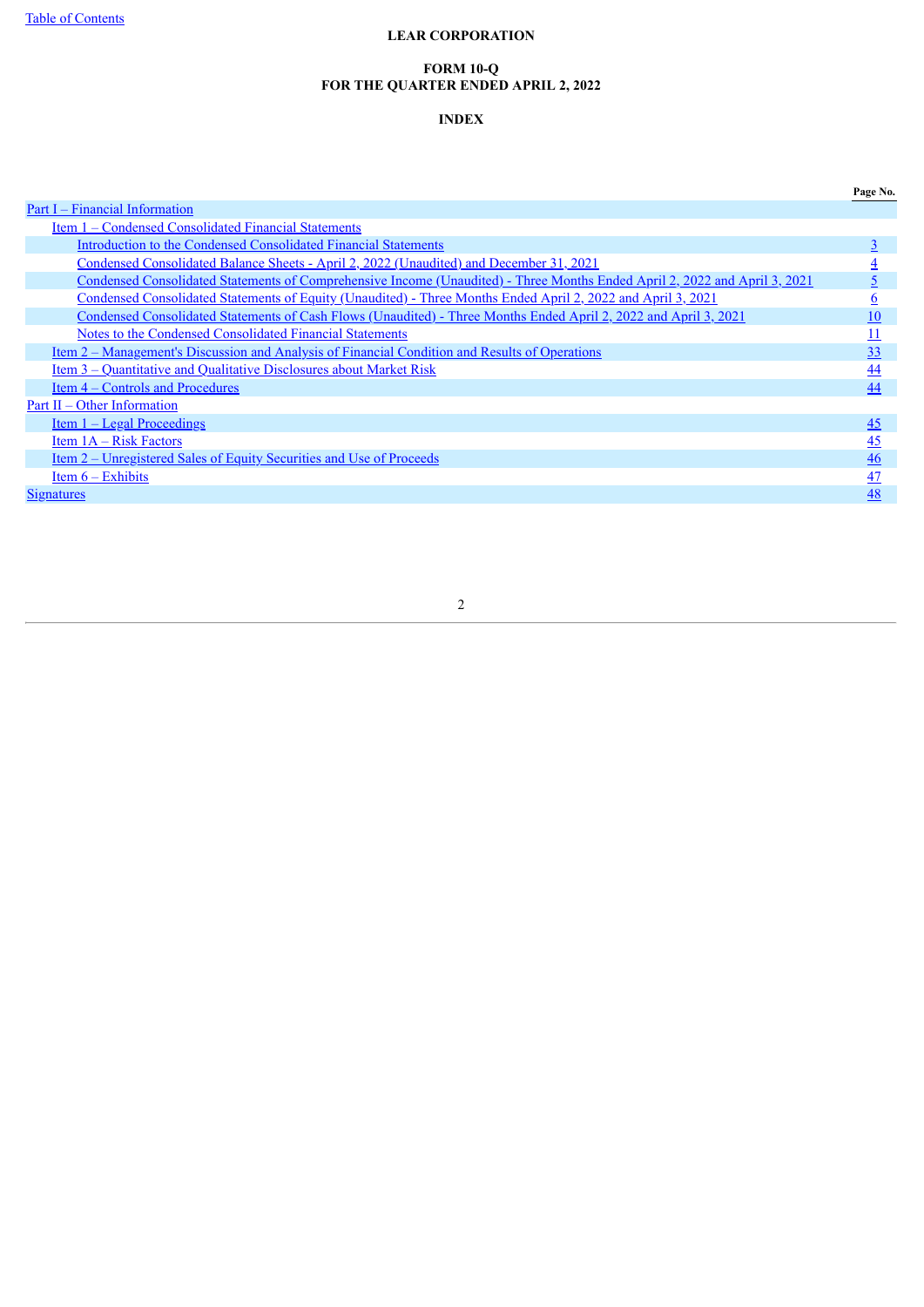# LEAR CORPORATION

## FORM 10-Q
## FOR THE QUARTER ENDED APRIL 2, 2022

## INDEX

| | Page No. |
|---|---|
| Part I – Financial Information | |
| Item 1 – Condensed Consolidated Financial Statements | |
| Introduction to the Condensed Consolidated Financial Statements | 3 |
| Condensed Consolidated Balance Sheets - April 2, 2022 (Unaudited) and December 31, 2021 | 4 |
| Condensed Consolidated Statements of Comprehensive Income (Unaudited) - Three Months Ended April 2, 2022 and April 3, 2021 | 5 |
| Condensed Consolidated Statements of Equity (Unaudited) - Three Months Ended April 2, 2022 and April 3, 2021 | 6 |
| Condensed Consolidated Statements of Cash Flows (Unaudited) - Three Months Ended April 2, 2022 and April 3, 2021 | 10 |
| Notes to the Condensed Consolidated Financial Statements | 11 |
| Item 2 – Management's Discussion and Analysis of Financial Condition and Results of Operations | 33 |
| Item 3 – Quantitative and Qualitative Disclosures about Market Risk | 44 |
| Item 4 – Controls and Procedures | 44 |
| Part II – Other Information | |
| Item 1 – Legal Proceedings | 45 |
| Item 1A – Risk Factors | 45 |
| Item 2 – Unregistered Sales of Equity Securities and Use of Proceeds | 46 |
| Item 6 – Exhibits | 47 |
| Signatures | 48 |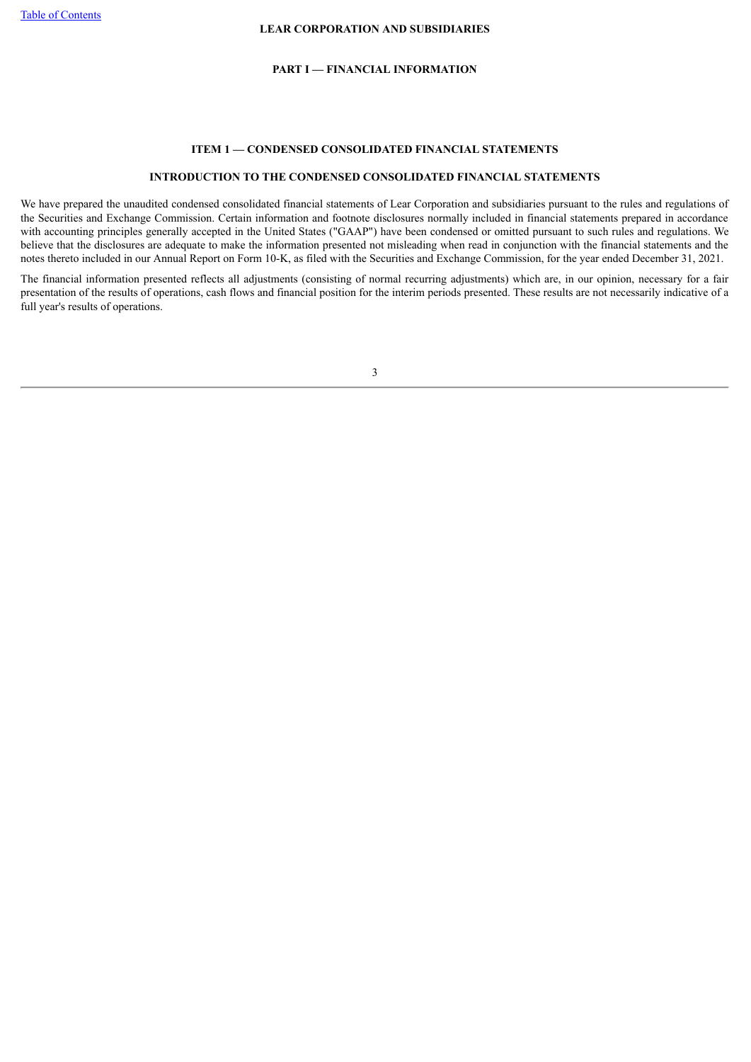**LEAR CORPORATION AND SUBSIDIARIES**

## PART I — FINANCIAL INFORMATION

## ITEM 1 — CONDENSED CONSOLIDATED FINANCIAL STATEMENTS

### INTRODUCTION TO THE CONDENSED CONSOLIDATED FINANCIAL STATEMENTS

We have prepared the unaudited condensed consolidated financial statements of Lear Corporation and subsidiaries pursuant to the rules and regulations of the Securities and Exchange Commission. Certain information and footnote disclosures normally included in financial statements prepared in accordance with accounting principles generally accepted in the United States ("GAAP") have been condensed or omitted pursuant to such rules and regulations. We believe that the disclosures are adequate to make the information presented not misleading when read in conjunction with the financial statements and the notes thereto included in our Annual Report on Form 10-K, as filed with the Securities and Exchange Commission, for the year ended December 31, 2021.

The financial information presented reflects all adjustments (consisting of normal recurring adjustments) which are, in our opinion, necessary for a fair presentation of the results of operations, cash flows and financial position for the interim periods presented. These results are not necessarily indicative of a full year's results of operations.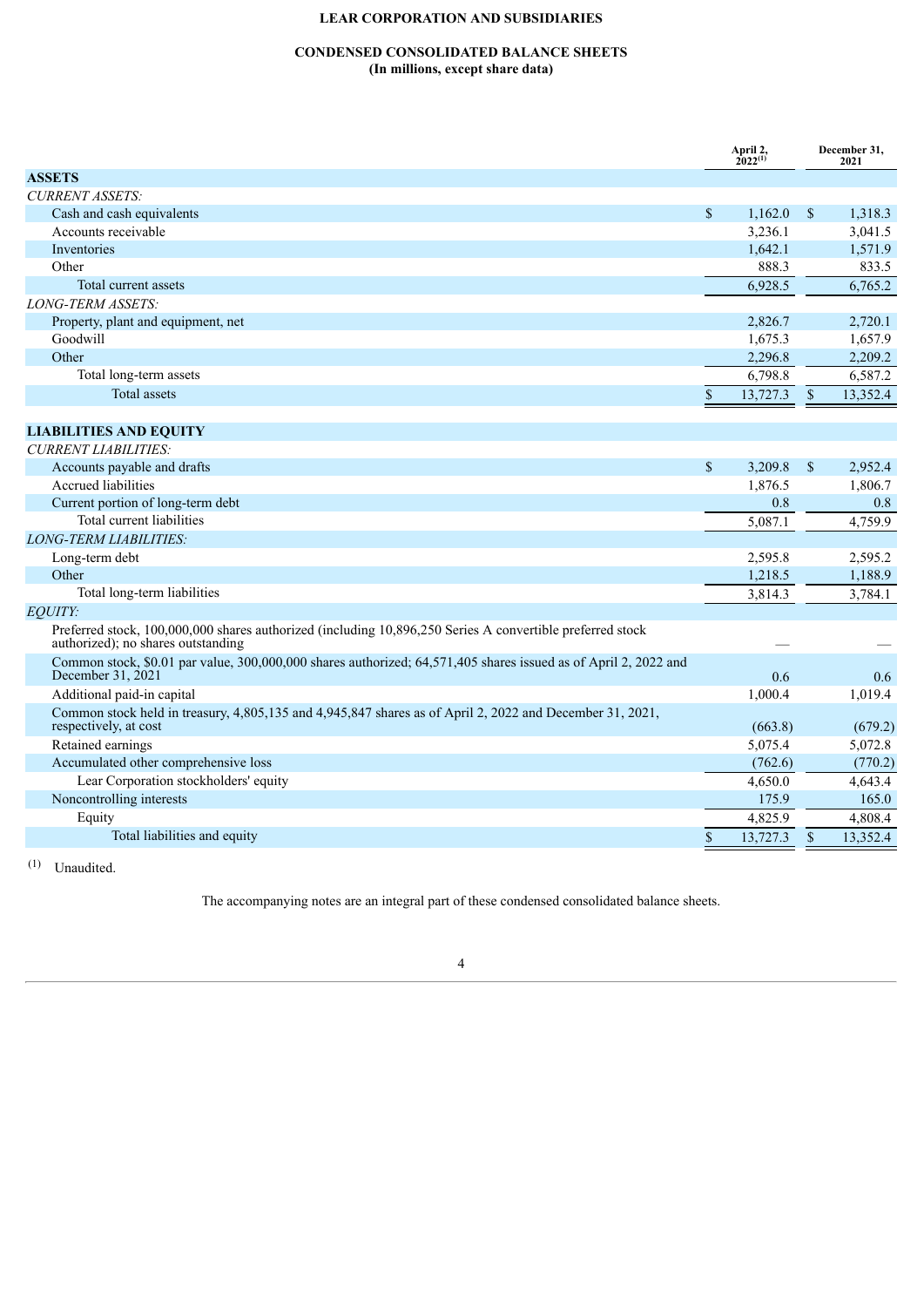# LEAR CORPORATION AND SUBSIDIARIES

## CONDENSED CONSOLIDATED BALANCE SHEETS
**(In millions, except share data)**

| | April 2, 2022[1] | December 31, 2021 |
|---|---|---|
| **ASSETS** | | |
| *CURRENT ASSETS:* | | |
| Cash and cash equivalents | $ 1,162.0 | $ 1,318.3 |
| Accounts receivable | 3,236.1 | 3,041.5 |
| Inventories | 1,642.1 | 1,571.9 |
| Other | 888.3 | 833.5 |
| Total current assets | 6,928.5 | 6,765.2 |
| *LONG-TERM ASSETS:* | | |
| Property, plant and equipment, net | 2,826.7 | 2,720.1 |
| Goodwill | 1,675.3 | 1,657.9 |
| Other | 2,296.8 | 2,209.2 |
| Total long-term assets | 6,798.8 | 6,587.2 |
| Total assets | $ 13,727.3 | $ 13,352.4 |
| | | |
| **LIABILITIES AND EQUITY** | | |
| *CURRENT LIABILITIES:* | | |
| Accounts payable and drafts | $ 3,209.8 | $ 2,952.4 |
| Accrued liabilities | 1,876.5 | 1,806.7 |
| Current portion of long-term debt | 0.8 | 0.8 |
| Total current liabilities | 5,087.1 | 4,759.9 |
| *LONG-TERM LIABILITIES:* | | |
| Long-term debt | 2,595.8 | 2,595.2 |
| Other | 1,218.5 | 1,188.9 |
| Total long-term liabilities | 3,814.3 | 3,784.1 |
| *EQUITY:* | | |
| Preferred stock, 100,000,000 shares authorized (including 10,896,250 Series A convertible preferred stock authorized); no shares outstanding | — | — |
| Common stock, $0.01 par value, 300,000,000 shares authorized; 64,571,405 shares issued as of April 2, 2022 and December 31, 2021 | 0.6 | 0.6 |
| Additional paid-in capital | 1,000.4 | 1,019.4 |
| Common stock held in treasury, 4,805,135 and 4,945,847 shares as of April 2, 2022 and December 31, 2021, respectively, at cost | (663.8) | (679.2) |
| Retained earnings | 5,075.4 | 5,072.8 |
| Accumulated other comprehensive loss | (762.6) | (770.2) |
| Lear Corporation stockholders' equity | 4,650.0 | 4,643.4 |
| Noncontrolling interests | 175.9 | 165.0 |
| Equity | 4,825.9 | 4,808.4 |
| Total liabilities and equity | $ 13,727.3 | $ 13,352.4 |

[1] Unaudited.

The accompanying notes are an integral part of these condensed consolidated balance sheets.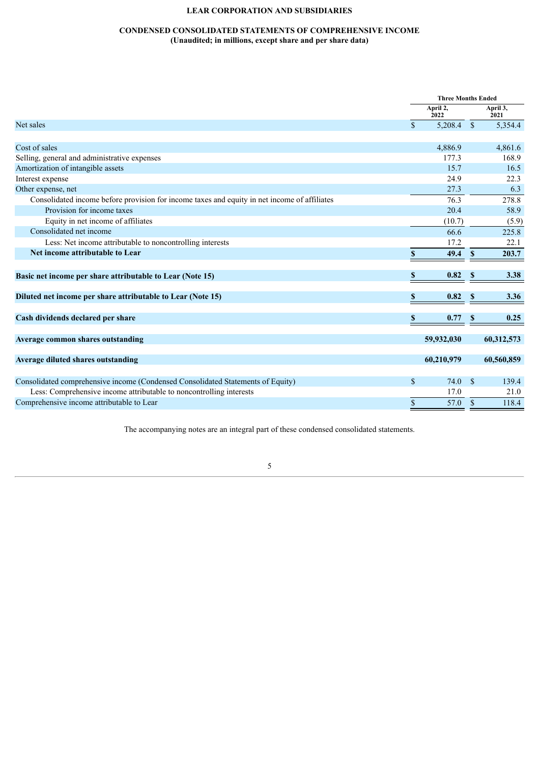**LEAR CORPORATION AND SUBSIDIARIES**

**CONDENSED CONSOLIDATED STATEMENTS OF COMPREHENSIVE INCOME**
**(Unaudited; in millions, except share and per share data)**

| | Three Months Ended | |
|---|---|---|
| | April 2, 2022 | April 3, 2021 |
| Net sales | $ 5,208.4 | $ 5,354.4 |
| | | |
| Cost of sales | 4,886.9 | 4,861.6 |
| Selling, general and administrative expenses | 177.3 | 168.9 |
| Amortization of intangible assets | 15.7 | 16.5 |
| Interest expense | 24.9 | 22.3 |
| Other expense, net | 27.3 | 6.3 |
| Consolidated income before provision for income taxes and equity in net income of affiliates | 76.3 | 278.8 |
| Provision for income taxes | 20.4 | 58.9 |
| Equity in net income of affiliates | (10.7) | (5.9) |
| Consolidated net income | 66.6 | 225.8 |
| Less: Net income attributable to noncontrolling interests | 17.2 | 22.1 |
| **Net income attributable to Lear** | **$ 49.4** | **$ 203.7** |
| | | |
| **Basic net income per share attributable to Lear (Note 15)** | **$ 0.82** | **$ 3.38** |
| | | |
| **Diluted net income per share attributable to Lear (Note 15)** | **$ 0.82** | **$ 3.36** |
| | | |
| **Cash dividends declared per share** | **$ 0.77** | **$ 0.25** |
| | | |
| **Average common shares outstanding** | **59,932,030** | **60,312,573** |
| | | |
| **Average diluted shares outstanding** | **60,210,979** | **60,560,859** |
| | | |
| Consolidated comprehensive income (Condensed Consolidated Statements of Equity) | $ 74.0 | $ 139.4 |
| Less: Comprehensive income attributable to noncontrolling interests | 17.0 | 21.0 |
| Comprehensive income attributable to Lear | $ 57.0 | $ 118.4 |

The accompanying notes are an integral part of these condensed consolidated statements.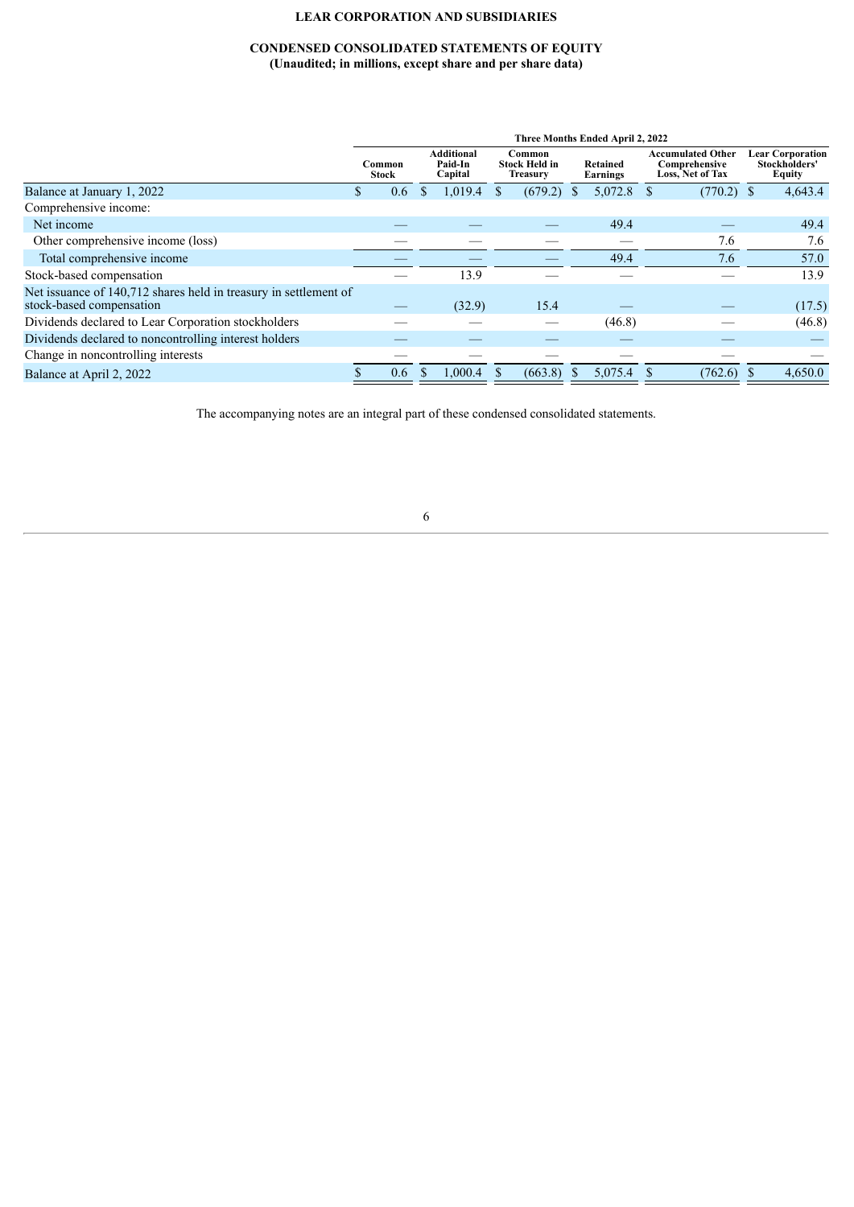**LEAR CORPORATION AND SUBSIDIARIES**

**CONDENSED CONSOLIDATED STATEMENTS OF EQUITY**
**(Unaudited; in millions, except share and per share data)**

| | Three Months Ended April 2, 2022 | | | | | |
|---|---|---|---|---|---|---|
| | Common Stock | Additional Paid-In Capital | Common Stock Held in Treasury | Retained Earnings | Accumulated Other Comprehensive Loss, Net of Tax | Lear Corporation Stockholders' Equity |
| Balance at January 1, 2022 | $ 0.6 | $ 1,019.4 | $ (679.2) | $ 5,072.8 | $ (770.2) | $ 4,643.4 |
| Comprehensive income: | | | | | | |
| Net income | — | — | — | 49.4 | — | 49.4 |
| Other comprehensive income (loss) | — | — | — | — | 7.6 | 7.6 |
| Total comprehensive income | — | — | — | 49.4 | 7.6 | 57.0 |
| Stock-based compensation | — | 13.9 | — | — | — | 13.9 |
| Net issuance of 140,712 shares held in treasury in settlement of stock-based compensation | — | (32.9) | 15.4 | — | — | (17.5) |
| Dividends declared to Lear Corporation stockholders | — | — | — | (46.8) | — | (46.8) |
| Dividends declared to noncontrolling interest holders | — | — | — | — | — | — |
| Change in noncontrolling interests | — | — | — | — | — | — |
| Balance at April 2, 2022 | $ 0.6 | $ 1,000.4 | $ (663.8) | $ 5,075.4 | $ (762.6) | $ 4,650.0 |

The accompanying notes are an integral part of these condensed consolidated statements.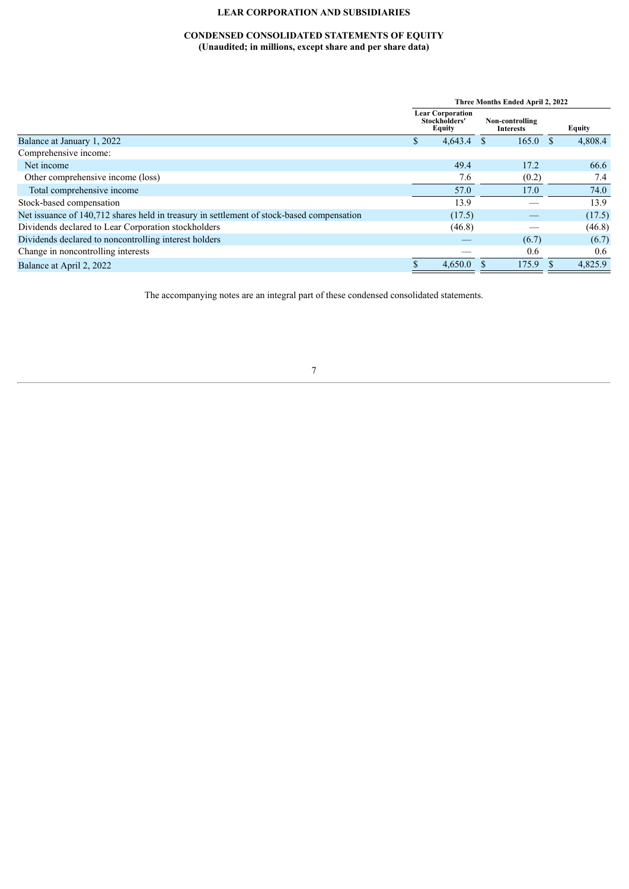**LEAR CORPORATION AND SUBSIDIARIES**

**CONDENSED CONSOLIDATED STATEMENTS OF EQUITY**
**(Unaudited; in millions, except share and per share data)**

| | Three Months Ended April 2, 2022 | | |
|---|---|---|---|
| | Lear Corporation Stockholders' Equity | Non-controlling Interests | Equity |
| Balance at January 1, 2022 | $ 4,643.4 | $ 165.0 | $ 4,808.4 |
| Comprehensive income: | | | |
| Net income | 49.4 | 17.2 | 66.6 |
| Other comprehensive income (loss) | 7.6 | (0.2) | 7.4 |
| Total comprehensive income | 57.0 | 17.0 | 74.0 |
| Stock-based compensation | 13.9 | — | 13.9 |
| Net issuance of 140,712 shares held in treasury in settlement of stock-based compensation | (17.5) | — | (17.5) |
| Dividends declared to Lear Corporation stockholders | (46.8) | — | (46.8) |
| Dividends declared to noncontrolling interest holders | — | (6.7) | (6.7) |
| Change in noncontrolling interests | — | 0.6 | 0.6 |
| Balance at April 2, 2022 | $ 4,650.0 | $ 175.9 | $ 4,825.9 |

The accompanying notes are an integral part of these condensed consolidated statements.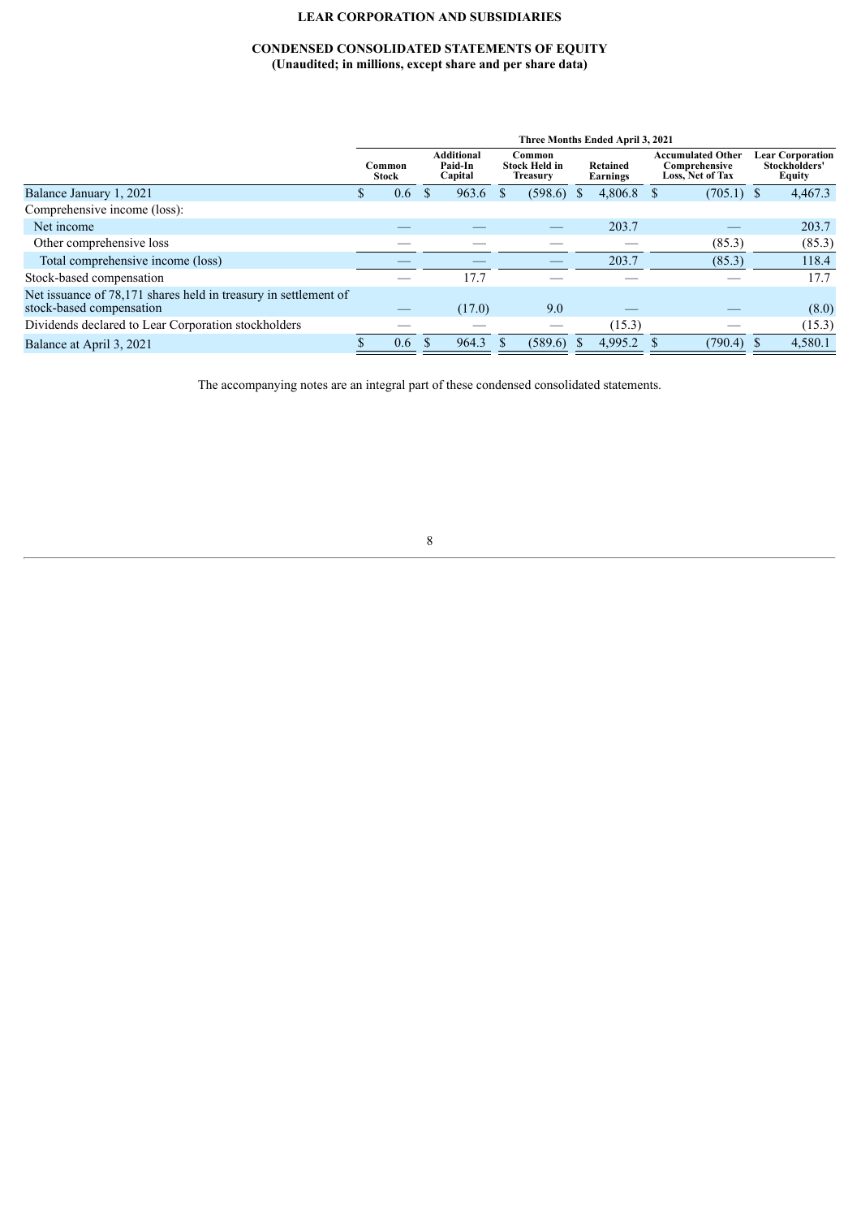**LEAR CORPORATION AND SUBSIDIARIES**

**CONDENSED CONSOLIDATED STATEMENTS OF EQUITY**
**(Unaudited; in millions, except share and per share data)**

| | Three Months Ended April 3, 2021 | | | | | |
|---|---|---|---|---|---|---|
| | Common Stock | Additional Paid-In Capital | Common Stock Held in Treasury | Retained Earnings | Accumulated Other Comprehensive Loss, Net of Tax | Lear Corporation Stockholders' Equity |
| Balance January 1, 2021 | $ 0.6 | $ 963.6 | $ (598.6) | $ 4,806.8 | $ (705.1) | $ 4,467.3 |
| Comprehensive income (loss): | | | | | | |
| Net income | — | — | — | 203.7 | — | 203.7 |
| Other comprehensive loss | — | — | — | — | (85.3) | (85.3) |
| Total comprehensive income (loss) | — | — | — | 203.7 | (85.3) | 118.4 |
| Stock-based compensation | — | 17.7 | — | — | — | 17.7 |
| Net issuance of 78,171 shares held in treasury in settlement of stock-based compensation | — | (17.0) | 9.0 | — | — | (8.0) |
| Dividends declared to Lear Corporation stockholders | — | — | — | (15.3) | — | (15.3) |
| Balance at April 3, 2021 | $ 0.6 | $ 964.3 | $ (589.6) | $ 4,995.2 | $ (790.4) | $ 4,580.1 |

The accompanying notes are an integral part of these condensed consolidated statements.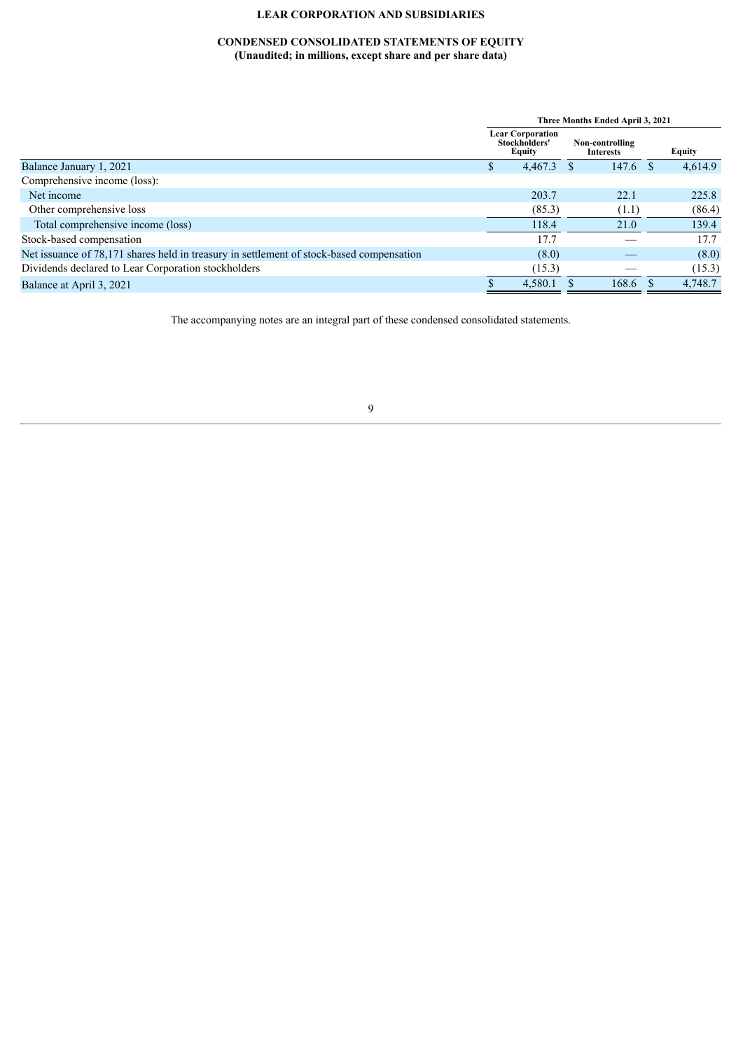**LEAR CORPORATION AND SUBSIDIARIES**

**CONDENSED CONSOLIDATED STATEMENTS OF EQUITY**
**(Unaudited; in millions, except share and per share data)**

| | Three Months Ended April 3, 2021 | | |
|---|---|---|---|
| | Lear Corporation Stockholders' Equity | Non-controlling Interests | Equity |
| Balance January 1, 2021 | $ 4,467.3 | $ 147.6 | $ 4,614.9 |
| Comprehensive income (loss): | | | |
| Net income | 203.7 | 22.1 | 225.8 |
| Other comprehensive loss | (85.3) | (1.1) | (86.4) |
| Total comprehensive income (loss) | 118.4 | 21.0 | 139.4 |
| Stock-based compensation | 17.7 | — | 17.7 |
| Net issuance of 78,171 shares held in treasury in settlement of stock-based compensation | (8.0) | — | (8.0) |
| Dividends declared to Lear Corporation stockholders | (15.3) | — | (15.3) |
| Balance at April 3, 2021 | $ 4,580.1 | $ 168.6 | $ 4,748.7 |

The accompanying notes are an integral part of these condensed consolidated statements.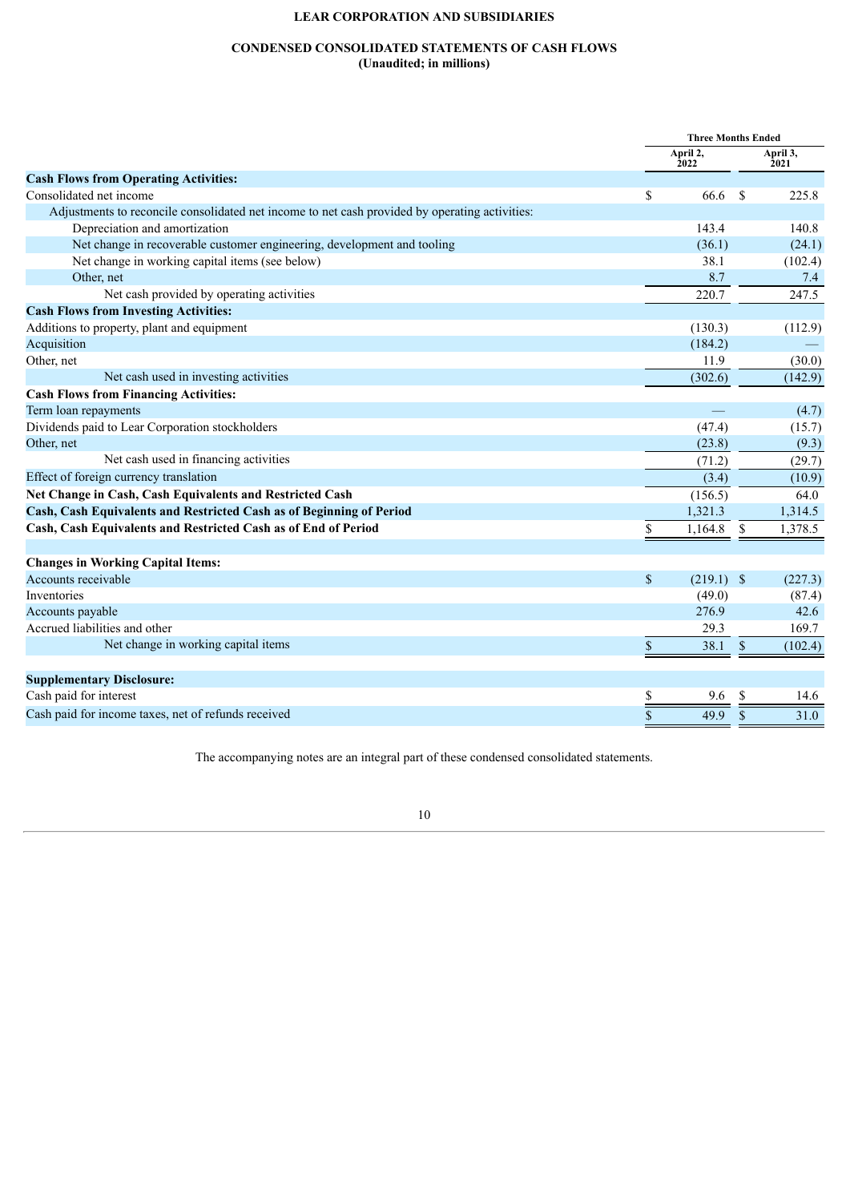**LEAR CORPORATION AND SUBSIDIARIES**

**CONDENSED CONSOLIDATED STATEMENTS OF CASH FLOWS**
**(Unaudited; in millions)**

| | Three Months Ended | |
|---|---|---|
| | April 2, 2022 | April 3, 2021 |
| **Cash Flows from Operating Activities:** | | |
| Consolidated net income | $ 66.6 | $ 225.8 |
| Adjustments to reconcile consolidated net income to net cash provided by operating activities: | | |
| Depreciation and amortization | 143.4 | 140.8 |
| Net change in recoverable customer engineering, development and tooling | (36.1) | (24.1) |
| Net change in working capital items (see below) | 38.1 | (102.4) |
| Other, net | 8.7 | 7.4 |
| Net cash provided by operating activities | 220.7 | 247.5 |
| **Cash Flows from Investing Activities:** | | |
| Additions to property, plant and equipment | (130.3) | (112.9) |
| Acquisition | (184.2) | — |
| Other, net | 11.9 | (30.0) |
| Net cash used in investing activities | (302.6) | (142.9) |
| **Cash Flows from Financing Activities:** | | |
| Term loan repayments | — | (4.7) |
| Dividends paid to Lear Corporation stockholders | (47.4) | (15.7) |
| Other, net | (23.8) | (9.3) |
| Net cash used in financing activities | (71.2) | (29.7) |
| Effect of foreign currency translation | (3.4) | (10.9) |
| **Net Change in Cash, Cash Equivalents and Restricted Cash** | (156.5) | 64.0 |
| **Cash, Cash Equivalents and Restricted Cash as of Beginning of Period** | 1,321.3 | 1,314.5 |
| **Cash, Cash Equivalents and Restricted Cash as of End of Period** | $ 1,164.8 | $ 1,378.5 |
| | | |
| **Changes in Working Capital Items:** | | |
| Accounts receivable | $ (219.1) | $ (227.3) |
| Inventories | (49.0) | (87.4) |
| Accounts payable | 276.9 | 42.6 |
| Accrued liabilities and other | 29.3 | 169.7 |
| Net change in working capital items | $ 38.1 | $ (102.4) |
| | | |
| **Supplementary Disclosure:** | | |
| Cash paid for interest | $ 9.6 | $ 14.6 |
| Cash paid for income taxes, net of refunds received | $ 49.9 | $ 31.0 |

The accompanying notes are an integral part of these condensed consolidated statements.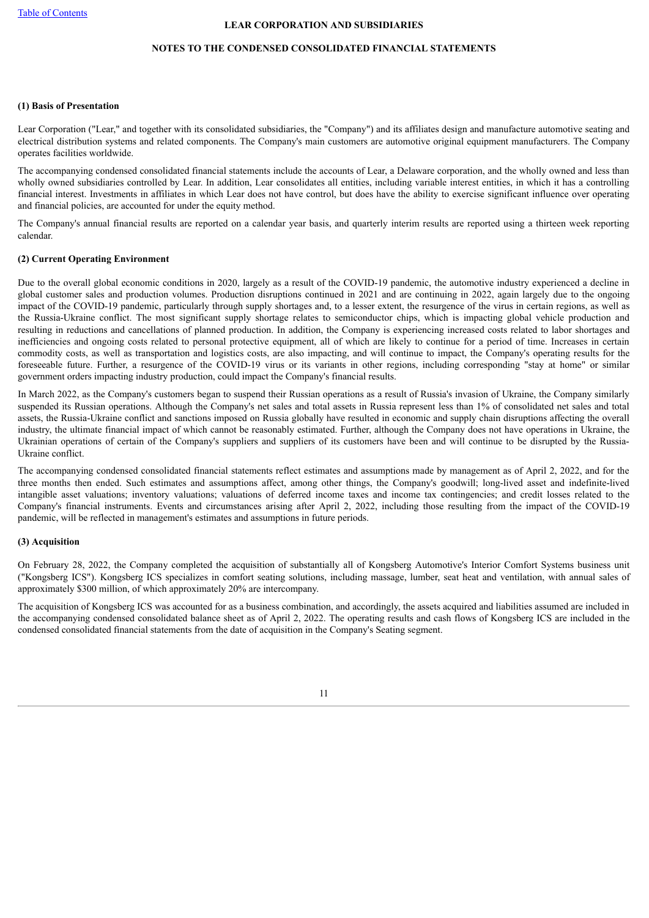## LEAR CORPORATION AND SUBSIDIARIES

## NOTES TO THE CONDENSED CONSOLIDATED FINANCIAL STATEMENTS

### (1) Basis of Presentation

Lear Corporation ("Lear," and together with its consolidated subsidiaries, the "Company") and its affiliates design and manufacture automotive seating and electrical distribution systems and related components. The Company's main customers are automotive original equipment manufacturers. The Company operates facilities worldwide.

The accompanying condensed consolidated financial statements include the accounts of Lear, a Delaware corporation, and the wholly owned and less than wholly owned subsidiaries controlled by Lear. In addition, Lear consolidates all entities, including variable interest entities, in which it has a controlling financial interest. Investments in affiliates in which Lear does not have control, but does have the ability to exercise significant influence over operating and financial policies, are accounted for under the equity method.

The Company's annual financial results are reported on a calendar year basis, and quarterly interim results are reported using a thirteen week reporting calendar.

### (2) Current Operating Environment

Due to the overall global economic conditions in 2020, largely as a result of the COVID-19 pandemic, the automotive industry experienced a decline in global customer sales and production volumes. Production disruptions continued in 2021 and are continuing in 2022, again largely due to the ongoing impact of the COVID-19 pandemic, particularly through supply shortages and, to a lesser extent, the resurgence of the virus in certain regions, as well as the Russia-Ukraine conflict. The most significant supply shortage relates to semiconductor chips, which is impacting global vehicle production and resulting in reductions and cancellations of planned production. In addition, the Company is experiencing increased costs related to labor shortages and inefficiencies and ongoing costs related to personal protective equipment, all of which are likely to continue for a period of time. Increases in certain commodity costs, as well as transportation and logistics costs, are also impacting, and will continue to impact, the Company's operating results for the foreseeable future. Further, a resurgence of the COVID-19 virus or its variants in other regions, including corresponding "stay at home" or similar government orders impacting industry production, could impact the Company's financial results.

In March 2022, as the Company's customers began to suspend their Russian operations as a result of Russia's invasion of Ukraine, the Company similarly suspended its Russian operations. Although the Company's net sales and total assets in Russia represent less than 1% of consolidated net sales and total assets, the Russia-Ukraine conflict and sanctions imposed on Russia globally have resulted in economic and supply chain disruptions affecting the overall industry, the ultimate financial impact of which cannot be reasonably estimated. Further, although the Company does not have operations in Ukraine, the Ukrainian operations of certain of the Company's suppliers and suppliers of its customers have been and will continue to be disrupted by the Russia-Ukraine conflict.

The accompanying condensed consolidated financial statements reflect estimates and assumptions made by management as of April 2, 2022, and for the three months then ended. Such estimates and assumptions affect, among other things, the Company's goodwill; long-lived asset and indefinite-lived intangible asset valuations; inventory valuations; valuations of deferred income taxes and income tax contingencies; and credit losses related to the Company's financial instruments. Events and circumstances arising after April 2, 2022, including those resulting from the impact of the COVID-19 pandemic, will be reflected in management's estimates and assumptions in future periods.

### (3) Acquisition

On February 28, 2022, the Company completed the acquisition of substantially all of Kongsberg Automotive's Interior Comfort Systems business unit ("Kongsberg ICS"). Kongsberg ICS specializes in comfort seating solutions, including massage, lumber, seat heat and ventilation, with annual sales of approximately $300 million, of which approximately 20% are intercompany.

The acquisition of Kongsberg ICS was accounted for as a business combination, and accordingly, the assets acquired and liabilities assumed are included in the accompanying condensed consolidated balance sheet as of April 2, 2022. The operating results and cash flows of Kongsberg ICS are included in the condensed consolidated financial statements from the date of acquisition in the Company's Seating segment.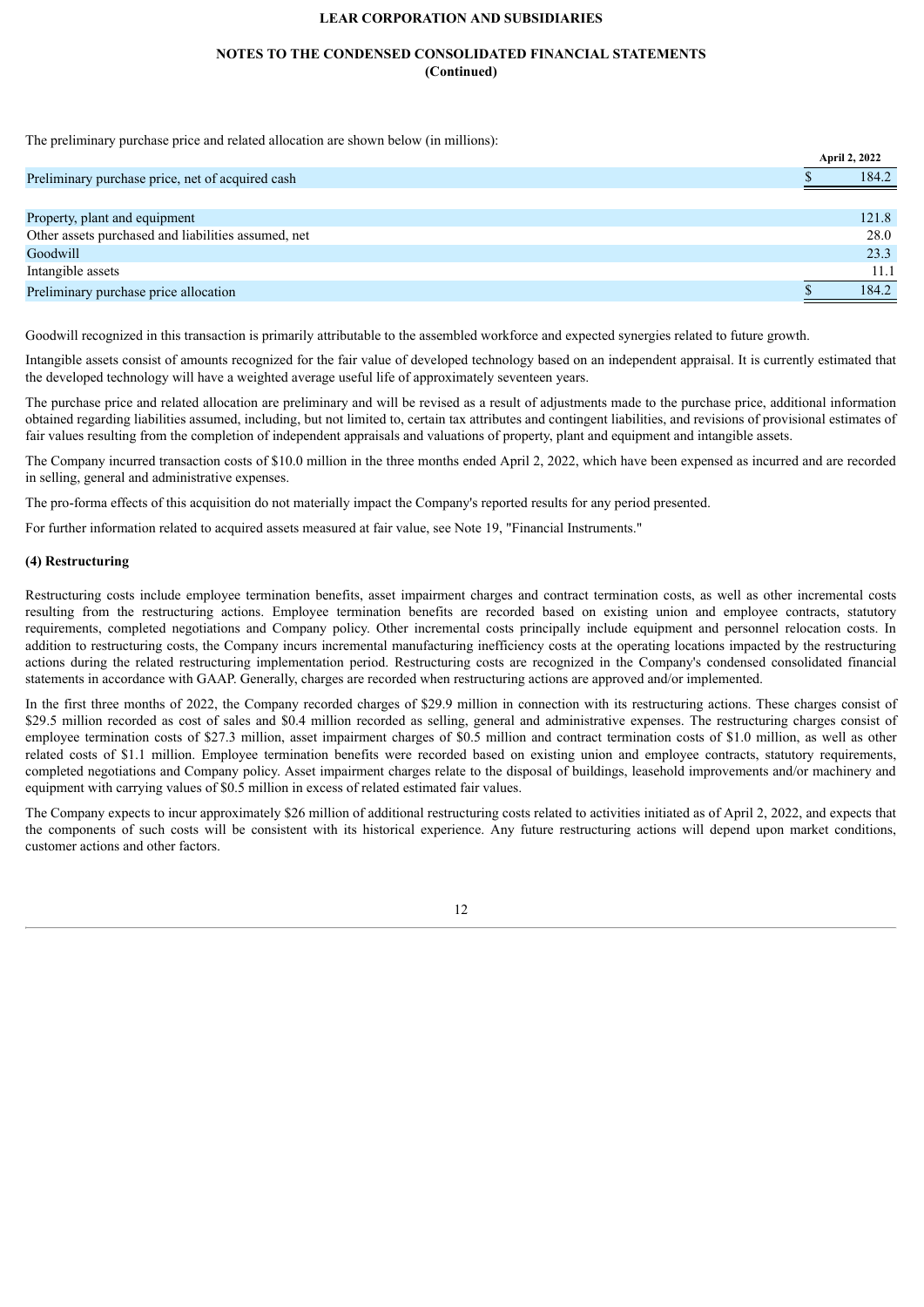The preliminary purchase price and related allocation are shown below (in millions):

| | April 2, 2022 |
|---|---|
| Preliminary purchase price, net of acquired cash | $ 184.2 |
| | |
| Property, plant and equipment | 121.8 |
| Other assets purchased and liabilities assumed, net | 28.0 |
| Goodwill | 23.3 |
| Intangible assets | 11.1 |
| Preliminary purchase price allocation | $ 184.2 |

Goodwill recognized in this transaction is primarily attributable to the assembled workforce and expected synergies related to future growth.

Intangible assets consist of amounts recognized for the fair value of developed technology based on an independent appraisal. It is currently estimated that the developed technology will have a weighted average useful life of approximately seventeen years.

The purchase price and related allocation are preliminary and will be revised as a result of adjustments made to the purchase price, additional information obtained regarding liabilities assumed, including, but not limited to, certain tax attributes and contingent liabilities, and revisions of provisional estimates of fair values resulting from the completion of independent appraisals and valuations of property, plant and equipment and intangible assets.

The Company incurred transaction costs of $10.0 million in the three months ended April 2, 2022, which have been expensed as incurred and are recorded in selling, general and administrative expenses.

The pro-forma effects of this acquisition do not materially impact the Company's reported results for any period presented.

For further information related to acquired assets measured at fair value, see Note 19, "Financial Instruments."

**(4) Restructuring**

Restructuring costs include employee termination benefits, asset impairment charges and contract termination costs, as well as other incremental costs resulting from the restructuring actions. Employee termination benefits are recorded based on existing union and employee contracts, statutory requirements, completed negotiations and Company policy. Other incremental costs principally include equipment and personnel relocation costs. In addition to restructuring costs, the Company incurs incremental manufacturing inefficiency costs at the operating locations impacted by the restructuring actions during the related restructuring implementation period. Restructuring costs are recognized in the Company's condensed consolidated financial statements in accordance with GAAP. Generally, charges are recorded when restructuring actions are approved and/or implemented.

In the first three months of 2022, the Company recorded charges of $29.9 million in connection with its restructuring actions. These charges consist of $29.5 million recorded as cost of sales and $0.4 million recorded as selling, general and administrative expenses. The restructuring charges consist of employee termination costs of $27.3 million, asset impairment charges of $0.5 million and contract termination costs of $1.0 million, as well as other related costs of $1.1 million. Employee termination benefits were recorded based on existing union and employee contracts, statutory requirements, completed negotiations and Company policy. Asset impairment charges relate to the disposal of buildings, leasehold improvements and/or machinery and equipment with carrying values of $0.5 million in excess of related estimated fair values.

The Company expects to incur approximately $26 million of additional restructuring costs related to activities initiated as of April 2, 2022, and expects that the components of such costs will be consistent with its historical experience. Any future restructuring actions will depend upon market conditions, customer actions and other factors.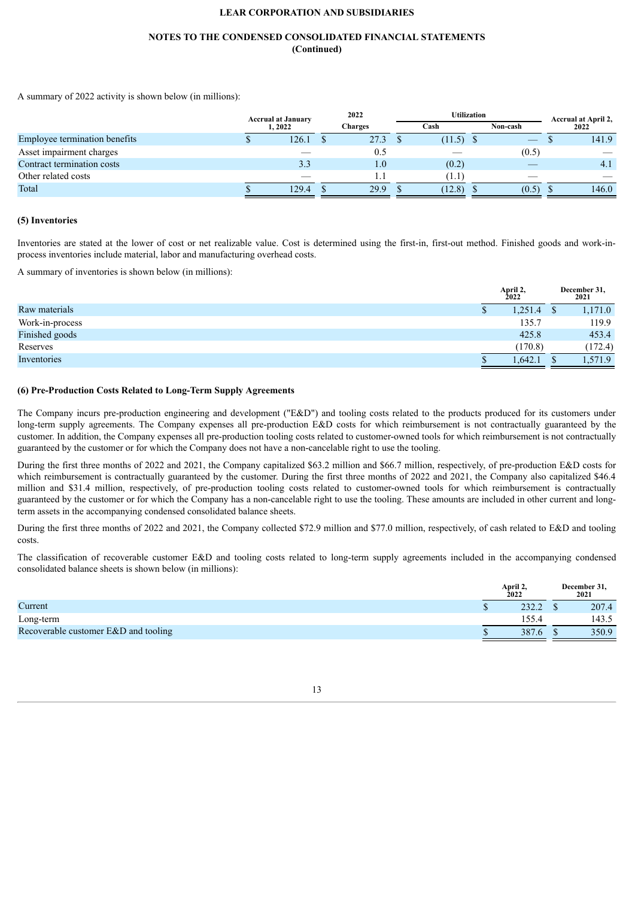A summary of 2022 activity is shown below (in millions):

| | Accrual at January 1, 2022 | 2022 Charges | Utilization | | Accrual at April 2, 2022 |
|---|---|---|---|---|---|
| | | | Cash | Non-cash | |
| Employee termination benefits | $ 126.1 | $ 27.3 | $ (11.5) | $ — | $ 141.9 |
| Asset impairment charges | — | 0.5 | — | (0.5) | — |
| Contract termination costs | 3.3 | 1.0 | (0.2) | — | 4.1 |
| Other related costs | — | 1.1 | (1.1) | — | — |
| Total | $ 129.4 | $ 29.9 | $ (12.8) | $ (0.5) | $ 146.0 |

**(5) Inventories**

Inventories are stated at the lower of cost or net realizable value. Cost is determined using the first-in, first-out method. Finished goods and work-in-process inventories include material, labor and manufacturing overhead costs.

A summary of inventories is shown below (in millions):

| | April 2, 2022 | December 31, 2021 |
|---|---|---|
| Raw materials | $ 1,251.4 | $ 1,171.0 |
| Work-in-process | 135.7 | 119.9 |
| Finished goods | 425.8 | 453.4 |
| Reserves | (170.8) | (172.4) |
| Inventories | $ 1,642.1 | $ 1,571.9 |

**(6) Pre-Production Costs Related to Long-Term Supply Agreements**

The Company incurs pre-production engineering and development ("E&D") and tooling costs related to the products produced for its customers under long-term supply agreements. The Company expenses all pre-production E&D costs for which reimbursement is not contractually guaranteed by the customer. In addition, the Company expenses all pre-production tooling costs related to customer-owned tools for which reimbursement is not contractually guaranteed by the customer or for which the Company does not have a non-cancelable right to use the tooling.

During the first three months of 2022 and 2021, the Company capitalized $63.2 million and $66.7 million, respectively, of pre-production E&D costs for which reimbursement is contractually guaranteed by the customer. During the first three months of 2022 and 2021, the Company also capitalized $46.4 million and $31.4 million, respectively, of pre-production tooling costs related to customer-owned tools for which reimbursement is contractually guaranteed by the customer or for which the Company has a non-cancelable right to use the tooling. These amounts are included in other current and long-term assets in the accompanying condensed consolidated balance sheets.

During the first three months of 2022 and 2021, the Company collected $72.9 million and $77.0 million, respectively, of cash related to E&D and tooling costs.

The classification of recoverable customer E&D and tooling costs related to long-term supply agreements included in the accompanying condensed consolidated balance sheets is shown below (in millions):

| | April 2, 2022 | December 31, 2021 |
|---|---|---|
| Current | $ 232.2 | $ 207.4 |
| Long-term | 155.4 | 143.5 |
| Recoverable customer E&D and tooling | $ 387.6 | $ 350.9 |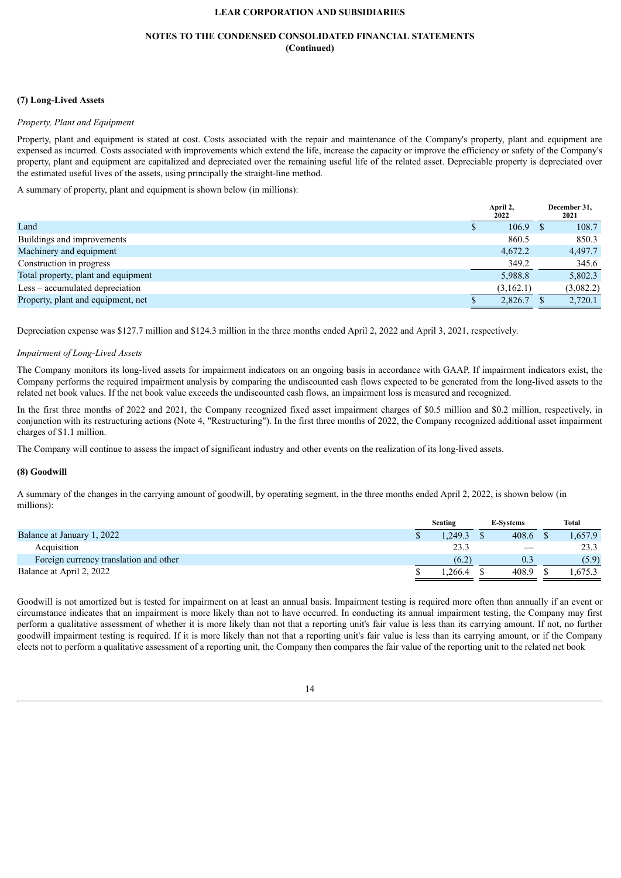### (7) Long-Lived Assets

*Property, Plant and Equipment*

Property, plant and equipment is stated at cost. Costs associated with the repair and maintenance of the Company's property, plant and equipment are expensed as incurred. Costs associated with improvements which extend the life, increase the capacity or improve the efficiency or safety of the Company's property, plant and equipment are capitalized and depreciated over the remaining useful life of the related asset. Depreciable property is depreciated over the estimated useful lives of the assets, using principally the straight-line method.

A summary of property, plant and equipment is shown below (in millions):

| | April 2, 2022 | December 31, 2021 |
|---|---|---|
| Land | $ 106.9 | $ 108.7 |
| Buildings and improvements | 860.5 | 850.3 |
| Machinery and equipment | 4,672.2 | 4,497.7 |
| Construction in progress | 349.2 | 345.6 |
| Total property, plant and equipment | 5,988.8 | 5,802.3 |
| Less – accumulated depreciation | (3,162.1) | (3,082.2) |
| Property, plant and equipment, net | $ 2,826.7 | $ 2,720.1 |

Depreciation expense was $127.7 million and $124.3 million in the three months ended April 2, 2022 and April 3, 2021, respectively.

*Impairment of Long-Lived Assets*

The Company monitors its long-lived assets for impairment indicators on an ongoing basis in accordance with GAAP. If impairment indicators exist, the Company performs the required impairment analysis by comparing the undiscounted cash flows expected to be generated from the long-lived assets to the related net book values. If the net book value exceeds the undiscounted cash flows, an impairment loss is measured and recognized.

In the first three months of 2022 and 2021, the Company recognized fixed asset impairment charges of $0.5 million and $0.2 million, respectively, in conjunction with its restructuring actions (Note 4, "Restructuring"). In the first three months of 2022, the Company recognized additional asset impairment charges of $1.1 million.

The Company will continue to assess the impact of significant industry and other events on the realization of its long-lived assets.

### (8) Goodwill

A summary of the changes in the carrying amount of goodwill, by operating segment, in the three months ended April 2, 2022, is shown below (in millions):

| | Seating | E-Systems | Total |
|---|---|---|---|
| Balance at January 1, 2022 | $ 1,249.3 | $ 408.6 | $ 1,657.9 |
| Acquisition | 23.3 | — | 23.3 |
| Foreign currency translation and other | (6.2) | 0.3 | (5.9) |
| Balance at April 2, 2022 | $ 1,266.4 | $ 408.9 | $ 1,675.3 |

Goodwill is not amortized but is tested for impairment on at least an annual basis. Impairment testing is required more often than annually if an event or circumstance indicates that an impairment is more likely than not to have occurred. In conducting its annual impairment testing, the Company may first perform a qualitative assessment of whether it is more likely than not that a reporting unit's fair value is less than its carrying amount. If not, no further goodwill impairment testing is required. If it is more likely than not that a reporting unit's fair value is less than its carrying amount, or if the Company elects not to perform a qualitative assessment of a reporting unit, the Company then compares the fair value of the reporting unit to the related net book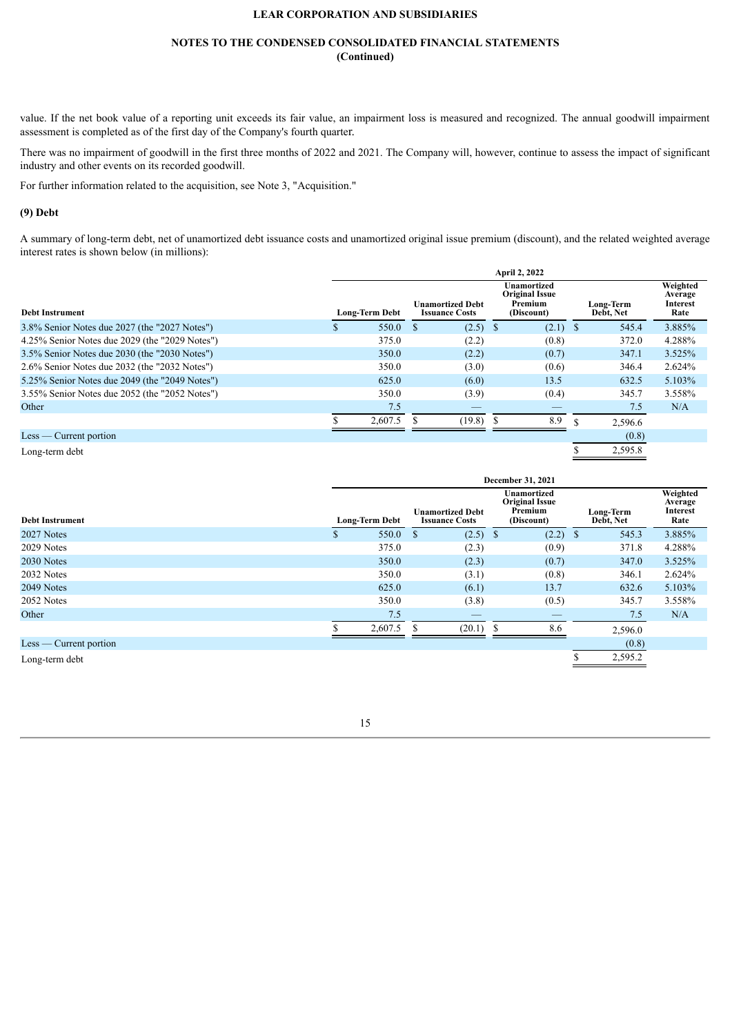value. If the net book value of a reporting unit exceeds its fair value, an impairment loss is measured and recognized. The annual goodwill impairment assessment is completed as of the first day of the Company's fourth quarter.

There was no impairment of goodwill in the first three months of 2022 and 2021. The Company will, however, continue to assess the impact of significant industry and other events on its recorded goodwill.

For further information related to the acquisition, see Note 3, "Acquisition."

**(9) Debt**

A summary of long-term debt, net of unamortized debt issuance costs and unamortized original issue premium (discount), and the related weighted average interest rates is shown below (in millions):

| | April 2, 2022 | | | | |
|---|---|---|---|---|---|
| **Debt Instrument** | **Long-Term Debt** | **Unamortized Debt Issuance Costs** | **Unamortized Original Issue Premium (Discount)** | **Long-Term Debt, Net** | **Weighted Average Interest Rate** |
| 3.8% Senior Notes due 2027 (the "2027 Notes") | $ 550.0 | $ (2.5) | $ (2.1) | $ 545.4 | 3.885% |
| 4.25% Senior Notes due 2029 (the "2029 Notes") | 375.0 | (2.2) | (0.8) | 372.0 | 4.288% |
| 3.5% Senior Notes due 2030 (the "2030 Notes") | 350.0 | (2.2) | (0.7) | 347.1 | 3.525% |
| 2.6% Senior Notes due 2032 (the "2032 Notes") | 350.0 | (3.0) | (0.6) | 346.4 | 2.624% |
| 5.25% Senior Notes due 2049 (the "2049 Notes") | 625.0 | (6.0) | 13.5 | 632.5 | 5.103% |
| 3.55% Senior Notes due 2052 (the "2052 Notes") | 350.0 | (3.9) | (0.4) | 345.7 | 3.558% |
| Other | 7.5 | — | — | 7.5 | N/A |
| | $ 2,607.5 | $ (19.8) | $ 8.9 | $ 2,596.6 | |
| Less — Current portion | | | | (0.8) | |
| Long-term debt | | | | $ 2,595.8 | |

| | December 31, 2021 | | | | |
|---|---|---|---|---|---|
| **Debt Instrument** | **Long-Term Debt** | **Unamortized Debt Issuance Costs** | **Unamortized Original Issue Premium (Discount)** | **Long-Term Debt, Net** | **Weighted Average Interest Rate** |
| 2027 Notes | $ 550.0 | $ (2.5) | $ (2.2) | $ 545.3 | 3.885% |
| 2029 Notes | 375.0 | (2.3) | (0.9) | 371.8 | 4.288% |
| 2030 Notes | 350.0 | (2.3) | (0.7) | 347.0 | 3.525% |
| 2032 Notes | 350.0 | (3.1) | (0.8) | 346.1 | 2.624% |
| 2049 Notes | 625.0 | (6.1) | 13.7 | 632.6 | 5.103% |
| 2052 Notes | 350.0 | (3.8) | (0.5) | 345.7 | 3.558% |
| Other | 7.5 | — | — | 7.5 | N/A |
| | $ 2,607.5 | $ (20.1) | $ 8.6 | 2,596.0 | |
| Less — Current portion | | | | (0.8) | |
| Long-term debt | | | | $ 2,595.2 | |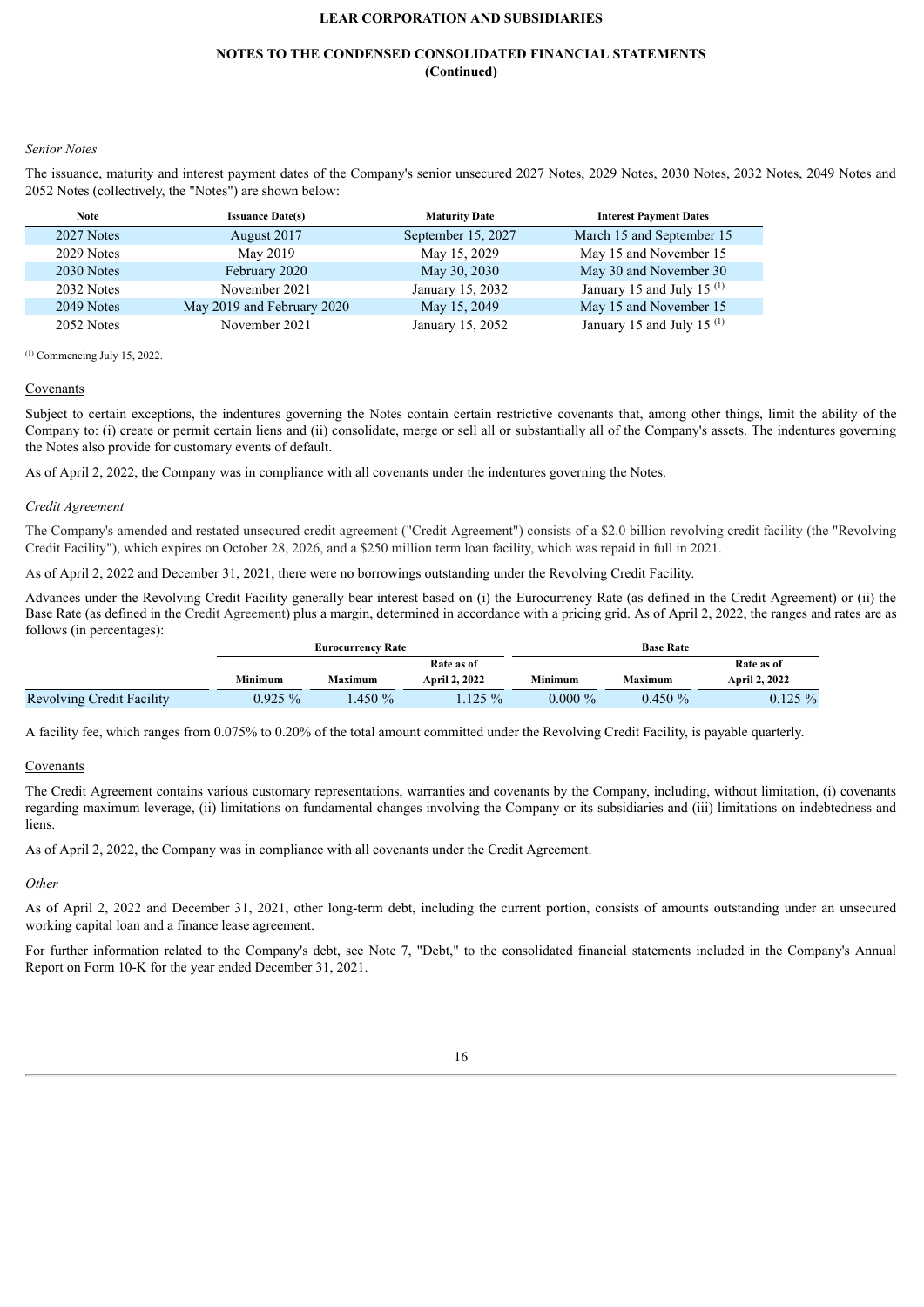*Senior Notes*

The issuance, maturity and interest payment dates of the Company's senior unsecured 2027 Notes, 2029 Notes, 2030 Notes, 2032 Notes, 2049 Notes and 2052 Notes (collectively, the "Notes") are shown below:

| Note | Issuance Date(s) | Maturity Date | Interest Payment Dates |
|---|---|---|---|
| 2027 Notes | August 2017 | September 15, 2027 | March 15 and September 15 |
| 2029 Notes | May 2019 | May 15, 2029 | May 15 and November 15 |
| 2030 Notes | February 2020 | May 30, 2030 | May 30 and November 30 |
| 2032 Notes | November 2021 | January 15, 2032 | January 15 and July 15 [(1)] |
| 2049 Notes | May 2019 and February 2020 | May 15, 2049 | May 15 and November 15 |
| 2052 Notes | November 2021 | January 15, 2052 | January 15 and July 15 [(1)] |

[(1)] Commencing July 15, 2022.

Covenants

Subject to certain exceptions, the indentures governing the Notes contain certain restrictive covenants that, among other things, limit the ability of the Company to: (i) create or permit certain liens and (ii) consolidate, merge or sell all or substantially all of the Company's assets. The indentures governing the Notes also provide for customary events of default.

As of April 2, 2022, the Company was in compliance with all covenants under the indentures governing the Notes.

*Credit Agreement*

The Company's amended and restated unsecured credit agreement ("Credit Agreement") consists of a $2.0 billion revolving credit facility (the "Revolving Credit Facility"), which expires on October 28, 2026, and a $250 million term loan facility, which was repaid in full in 2021.

As of April 2, 2022 and December 31, 2021, there were no borrowings outstanding under the Revolving Credit Facility.

Advances under the Revolving Credit Facility generally bear interest based on (i) the Eurocurrency Rate (as defined in the Credit Agreement) or (ii) the Base Rate (as defined in the Credit Agreement) plus a margin, determined in accordance with a pricing grid. As of April 2, 2022, the ranges and rates are as follows (in percentages):

| | Eurocurrency Rate | | | Base Rate | | |
|---|---|---|---|---|---|---|
| | Minimum | Maximum | Rate as of April 2, 2022 | Minimum | Maximum | Rate as of April 2, 2022 |
| Revolving Credit Facility | 0.925 % | 1.450 % | 1.125 % | 0.000 % | 0.450 % | 0.125 % |

A facility fee, which ranges from 0.075% to 0.20% of the total amount committed under the Revolving Credit Facility, is payable quarterly.

Covenants

The Credit Agreement contains various customary representations, warranties and covenants by the Company, including, without limitation, (i) covenants regarding maximum leverage, (ii) limitations on fundamental changes involving the Company or its subsidiaries and (iii) limitations on indebtedness and liens.

As of April 2, 2022, the Company was in compliance with all covenants under the Credit Agreement.

*Other*

As of April 2, 2022 and December 31, 2021, other long-term debt, including the current portion, consists of amounts outstanding under an unsecured working capital loan and a finance lease agreement.

For further information related to the Company's debt, see Note 7, "Debt," to the consolidated financial statements included in the Company's Annual Report on Form 10-K for the year ended December 31, 2021.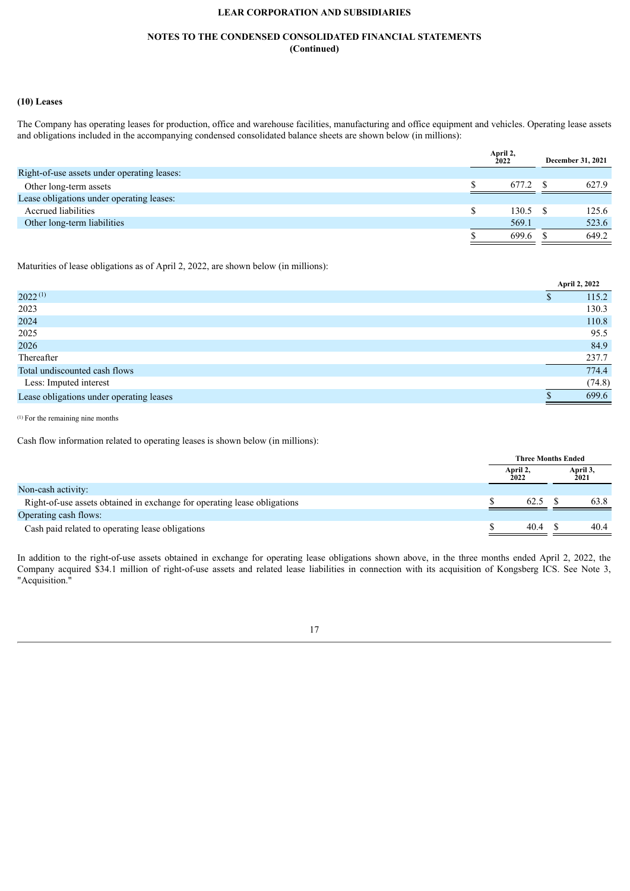### (10) Leases

The Company has operating leases for production, office and warehouse facilities, manufacturing and office equipment and vehicles. Operating lease assets and obligations included in the accompanying condensed consolidated balance sheets are shown below (in millions):

| | April 2, 2022 | December 31, 2021 |
|---|---|---|
| Right-of-use assets under operating leases: | | |
| Other long-term assets | $ 677.2 | $ 627.9 |
| Lease obligations under operating leases: | | |
| Accrued liabilities | $ 130.5 | $ 125.6 |
| Other long-term liabilities | 569.1 | 523.6 |
| | $ 699.6 | $ 649.2 |

Maturities of lease obligations as of April 2, 2022, are shown below (in millions):

| | April 2, 2022 |
|---|---|
| 2022 [1] | $ 115.2 |
| 2023 | 130.3 |
| 2024 | 110.8 |
| 2025 | 95.5 |
| 2026 | 84.9 |
| Thereafter | 237.7 |
| Total undiscounted cash flows | 774.4 |
| Less: Imputed interest | (74.8) |
| Lease obligations under operating leases | $ 699.6 |

[1] For the remaining nine months

Cash flow information related to operating leases is shown below (in millions):

| | Three Months Ended | |
|---|---|---|
| | April 2, 2022 | April 3, 2021 |
| Non-cash activity: | | |
| Right-of-use assets obtained in exchange for operating lease obligations | $ 62.5 | $ 63.8 |
| Operating cash flows: | | |
| Cash paid related to operating lease obligations | $ 40.4 | $ 40.4 |

In addition to the right-of-use assets obtained in exchange for operating lease obligations shown above, in the three months ended April 2, 2022, the Company acquired $34.1 million of right-of-use assets and related lease liabilities in connection with its acquisition of Kongsberg ICS. See Note 3, "Acquisition."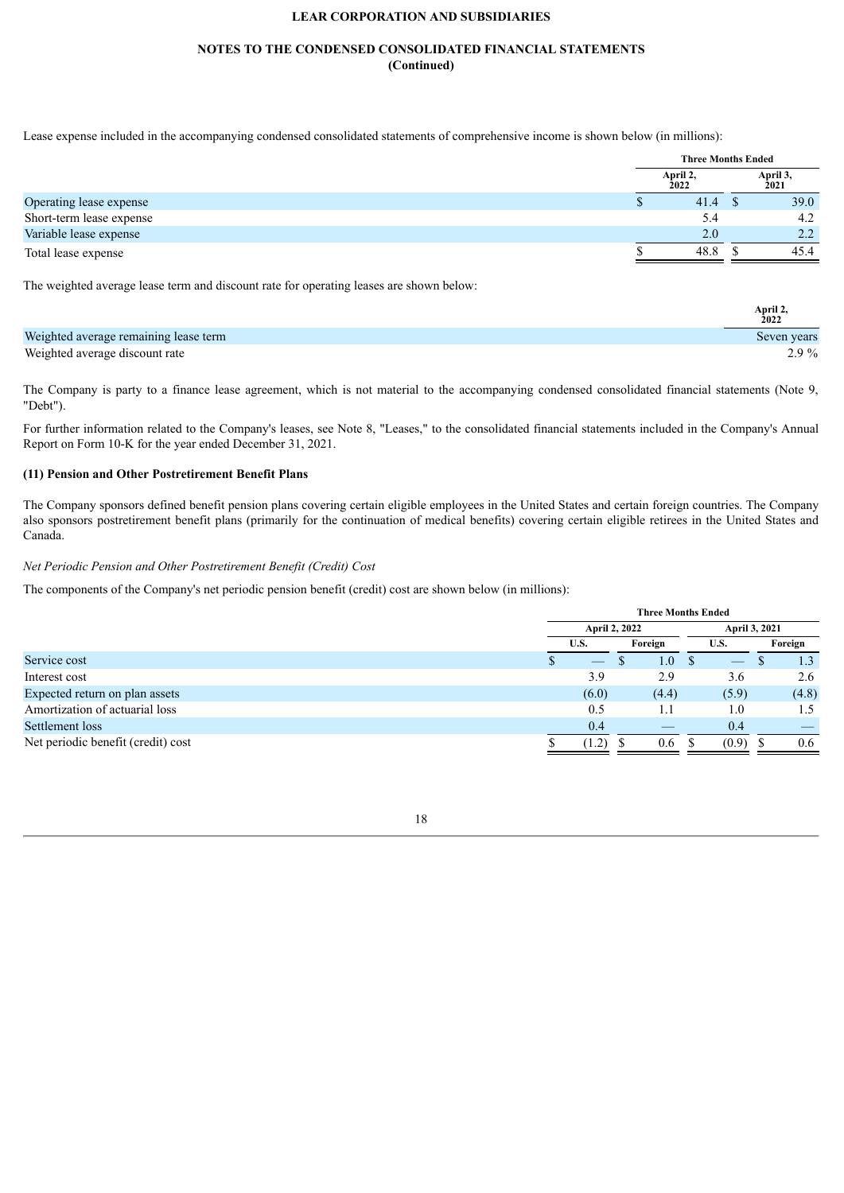Lease expense included in the accompanying condensed consolidated statements of comprehensive income is shown below (in millions):

| | Three Months Ended | |
|---|---|---|
| | April 2, 2022 | April 3, 2021 |
| Operating lease expense | $ 41.4 | $ 39.0 |
| Short-term lease expense | 5.4 | 4.2 |
| Variable lease expense | 2.0 | 2.2 |
| Total lease expense | $ 48.8 | $ 45.4 |

The weighted average lease term and discount rate for operating leases are shown below:

| | April 2, 2022 |
|---|---|
| Weighted average remaining lease term | Seven years |
| Weighted average discount rate | 2.9 % |

The Company is party to a finance lease agreement, which is not material to the accompanying condensed consolidated financial statements (Note 9, "Debt").

For further information related to the Company's leases, see Note 8, "Leases," to the consolidated financial statements included in the Company's Annual Report on Form 10-K for the year ended December 31, 2021.

**(11) Pension and Other Postretirement Benefit Plans**

The Company sponsors defined benefit pension plans covering certain eligible employees in the United States and certain foreign countries. The Company also sponsors postretirement benefit plans (primarily for the continuation of medical benefits) covering certain eligible retirees in the United States and Canada.

*Net Periodic Pension and Other Postretirement Benefit (Credit) Cost*

The components of the Company's net periodic pension benefit (credit) cost are shown below (in millions):

| | Three Months Ended | | | |
|---|---|---|---|---|
| | April 2, 2022 | | April 3, 2021 | |
| | U.S. | Foreign | U.S. | Foreign |
| Service cost | $ — | $ 1.0 | $ — | $ 1.3 |
| Interest cost | 3.9 | 2.9 | 3.6 | 2.6 |
| Expected return on plan assets | (6.0) | (4.4) | (5.9) | (4.8) |
| Amortization of actuarial loss | 0.5 | 1.1 | 1.0 | 1.5 |
| Settlement loss | 0.4 | — | 0.4 | — |
| Net periodic benefit (credit) cost | $ (1.2) | $ 0.6 | $ (0.9) | $ 0.6 |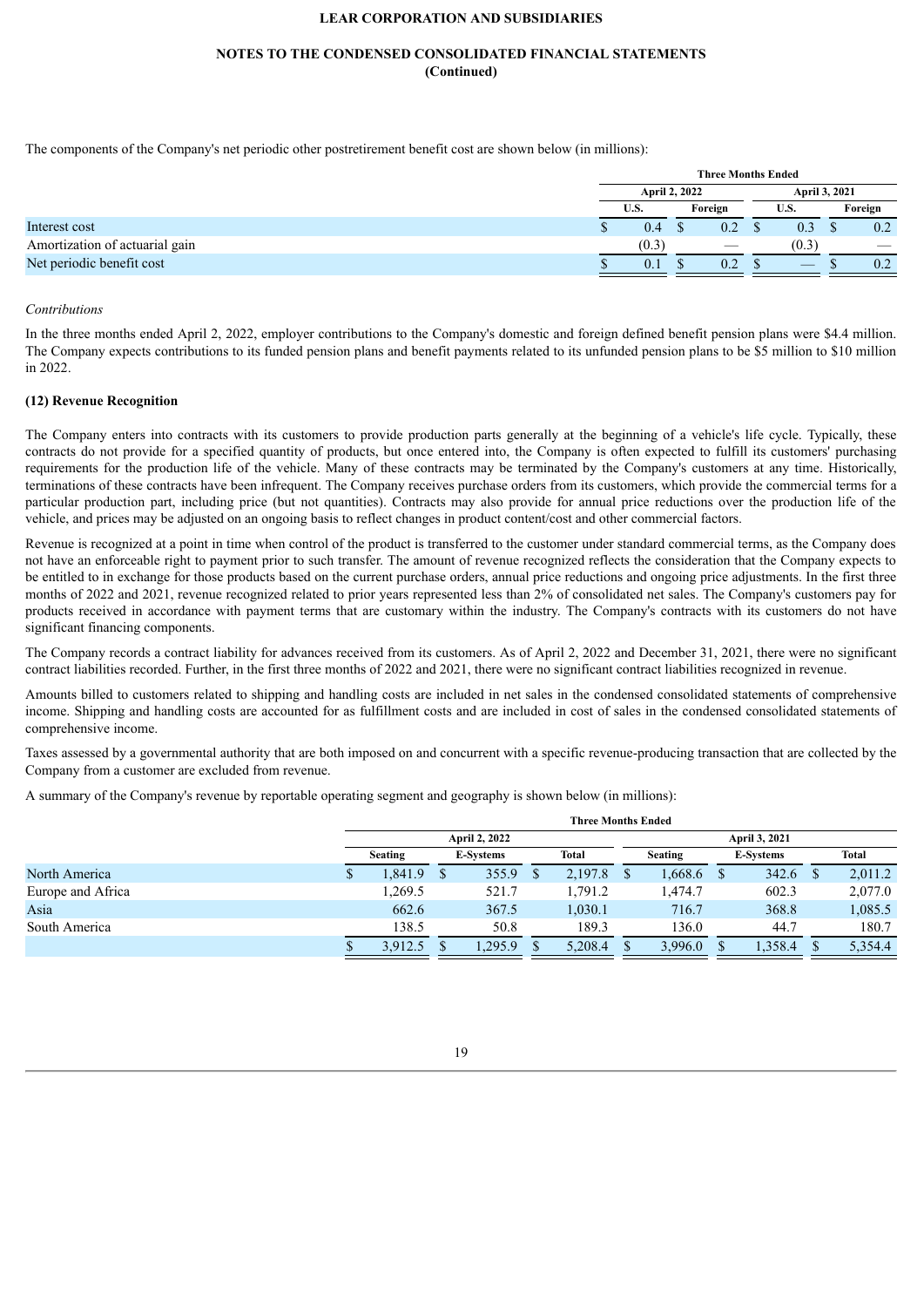The components of the Company's net periodic other postretirement benefit cost are shown below (in millions):

| | Three Months Ended | | | |
|---|---|---|---|---|
| | April 2, 2022 | | April 3, 2021 | |
| | U.S. | Foreign | U.S. | Foreign |
| Interest cost | $ 0.4 | $ 0.2 | $ 0.3 | $ 0.2 |
| Amortization of actuarial gain | (0.3) | — | (0.3) | — |
| Net periodic benefit cost | $ 0.1 | $ 0.2 | $ — | $ 0.2 |

*Contributions*

In the three months ended April 2, 2022, employer contributions to the Company's domestic and foreign defined benefit pension plans were $4.4 million. The Company expects contributions to its funded pension plans and benefit payments related to its unfunded pension plans to be $5 million to $10 million in 2022.

**(12) Revenue Recognition**

The Company enters into contracts with its customers to provide production parts generally at the beginning of a vehicle's life cycle. Typically, these contracts do not provide for a specified quantity of products, but once entered into, the Company is often expected to fulfill its customers' purchasing requirements for the production life of the vehicle. Many of these contracts may be terminated by the Company's customers at any time. Historically, terminations of these contracts have been infrequent. The Company receives purchase orders from its customers, which provide the commercial terms for a particular production part, including price (but not quantities). Contracts may also provide for annual price reductions over the production life of the vehicle, and prices may be adjusted on an ongoing basis to reflect changes in product content/cost and other commercial factors.

Revenue is recognized at a point in time when control of the product is transferred to the customer under standard commercial terms, as the Company does not have an enforceable right to payment prior to such transfer. The amount of revenue recognized reflects the consideration that the Company expects to be entitled to in exchange for those products based on the current purchase orders, annual price reductions and ongoing price adjustments. In the first three months of 2022 and 2021, revenue recognized related to prior years represented less than 2% of consolidated net sales. The Company's customers pay for products received in accordance with payment terms that are customary within the industry. The Company's contracts with its customers do not have significant financing components.

The Company records a contract liability for advances received from its customers. As of April 2, 2022 and December 31, 2021, there were no significant contract liabilities recorded. Further, in the first three months of 2022 and 2021, there were no significant contract liabilities recognized in revenue.

Amounts billed to customers related to shipping and handling costs are included in net sales in the condensed consolidated statements of comprehensive income. Shipping and handling costs are accounted for as fulfillment costs and are included in cost of sales in the condensed consolidated statements of comprehensive income.

Taxes assessed by a governmental authority that are both imposed on and concurrent with a specific revenue-producing transaction that are collected by the Company from a customer are excluded from revenue.

A summary of the Company's revenue by reportable operating segment and geography is shown below (in millions):

| | Three Months Ended | | | | | |
|---|---|---|---|---|---|---|
| | April 2, 2022 | | | April 3, 2021 | | |
| | Seating | E-Systems | Total | Seating | E-Systems | Total |
| North America | $ 1,841.9 | $ 355.9 | $ 2,197.8 | $ 1,668.6 | $ 342.6 | $ 2,011.2 |
| Europe and Africa | 1,269.5 | 521.7 | 1,791.2 | 1,474.7 | 602.3 | 2,077.0 |
| Asia | 662.6 | 367.5 | 1,030.1 | 716.7 | 368.8 | 1,085.5 |
| South America | 138.5 | 50.8 | 189.3 | 136.0 | 44.7 | 180.7 |
| | $ 3,912.5 | $ 1,295.9 | $ 5,208.4 | $ 3,996.0 | $ 1,358.4 | $ 5,354.4 |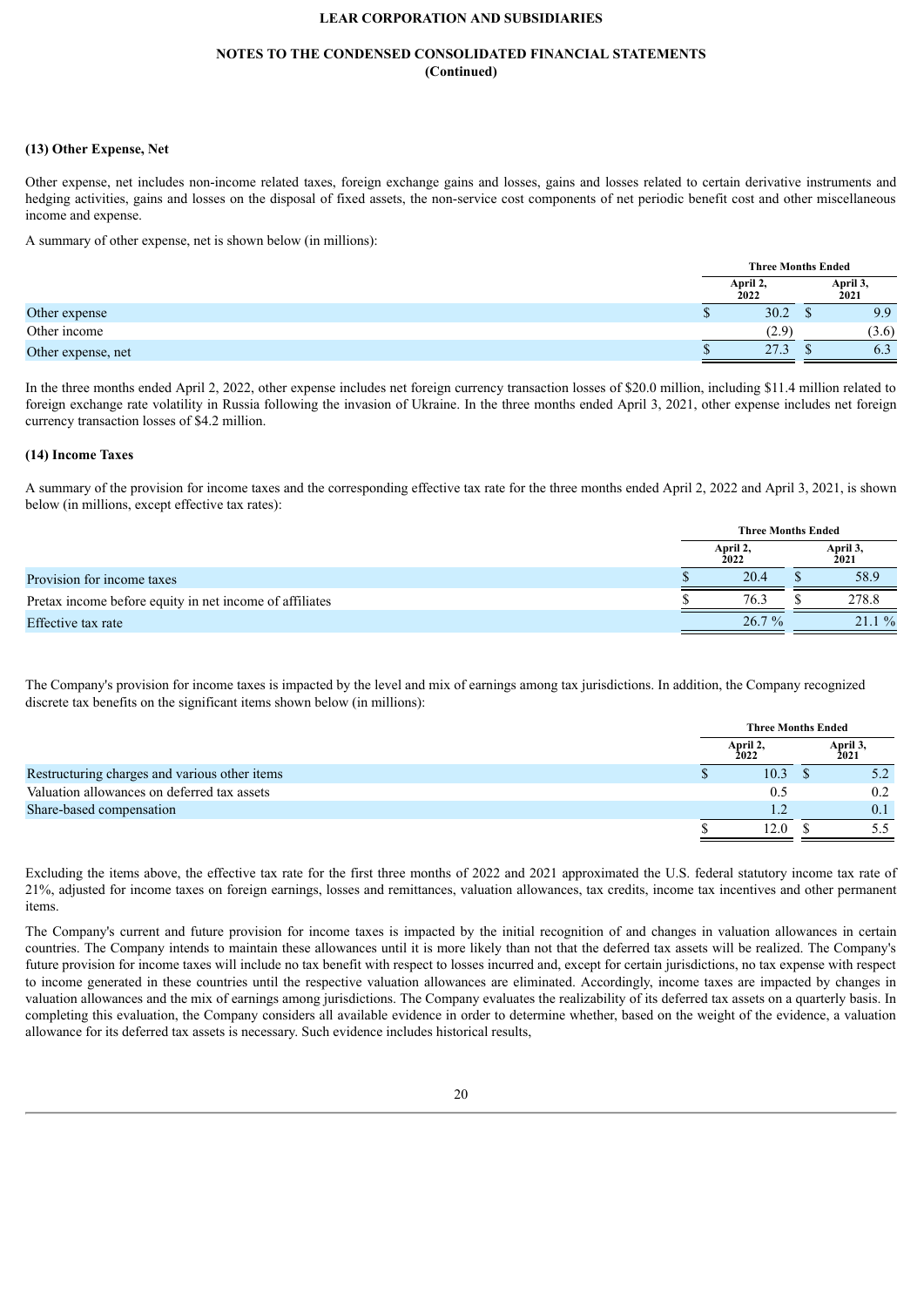### (13) Other Expense, Net

Other expense, net includes non-income related taxes, foreign exchange gains and losses, gains and losses related to certain derivative instruments and hedging activities, gains and losses on the disposal of fixed assets, the non-service cost components of net periodic benefit cost and other miscellaneous income and expense.

A summary of other expense, net is shown below (in millions):

| | Three Months Ended | |
|---|---|---|
| | April 2, 2022 | April 3, 2021 |
| Other expense | $ 30.2 | $ 9.9 |
| Other income | (2.9) | (3.6) |
| Other expense, net | $ 27.3 | $ 6.3 |

In the three months ended April 2, 2022, other expense includes net foreign currency transaction losses of $20.0 million, including $11.4 million related to foreign exchange rate volatility in Russia following the invasion of Ukraine. In the three months ended April 3, 2021, other expense includes net foreign currency transaction losses of $4.2 million.

### (14) Income Taxes

A summary of the provision for income taxes and the corresponding effective tax rate for the three months ended April 2, 2022 and April 3, 2021, is shown below (in millions, except effective tax rates):

| | Three Months Ended | |
|---|---|---|
| | April 2, 2022 | April 3, 2021 |
| Provision for income taxes | $ 20.4 | $ 58.9 |
| Pretax income before equity in net income of affiliates | $ 76.3 | $ 278.8 |
| Effective tax rate | 26.7 % | 21.1 % |

The Company's provision for income taxes is impacted by the level and mix of earnings among tax jurisdictions. In addition, the Company recognized discrete tax benefits on the significant items shown below (in millions):

| | Three Months Ended | |
|---|---|---|
| | April 2, 2022 | April 3, 2021 |
| Restructuring charges and various other items | $ 10.3 | $ 5.2 |
| Valuation allowances on deferred tax assets | 0.5 | 0.2 |
| Share-based compensation | 1.2 | 0.1 |
| | $ 12.0 | $ 5.5 |

Excluding the items above, the effective tax rate for the first three months of 2022 and 2021 approximated the U.S. federal statutory income tax rate of 21%, adjusted for income taxes on foreign earnings, losses and remittances, valuation allowances, tax credits, income tax incentives and other permanent items.

The Company's current and future provision for income taxes is impacted by the initial recognition of and changes in valuation allowances in certain countries. The Company intends to maintain these allowances until it is more likely than not that the deferred tax assets will be realized. The Company's future provision for income taxes will include no tax benefit with respect to losses incurred and, except for certain jurisdictions, no tax expense with respect to income generated in these countries until the respective valuation allowances are eliminated. Accordingly, income taxes are impacted by changes in valuation allowances and the mix of earnings among jurisdictions. The Company evaluates the realizability of its deferred tax assets on a quarterly basis. In completing this evaluation, the Company considers all available evidence in order to determine whether, based on the weight of the evidence, a valuation allowance for its deferred tax assets is necessary. Such evidence includes historical results,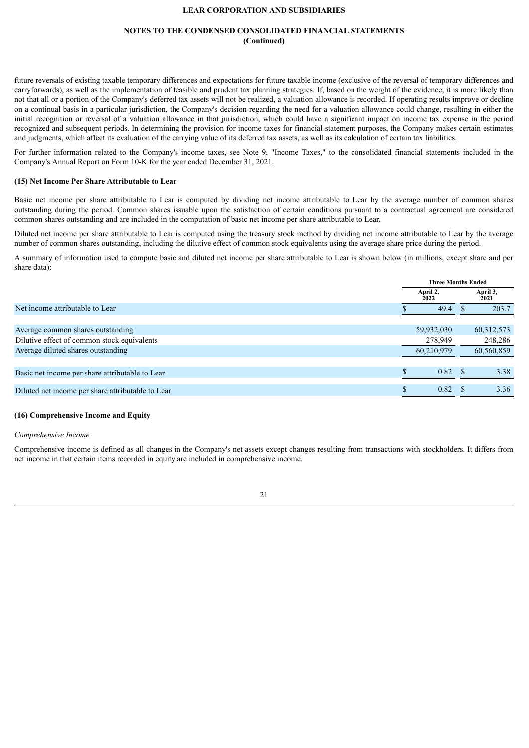future reversals of existing taxable temporary differences and expectations for future taxable income (exclusive of the reversal of temporary differences and carryforwards), as well as the implementation of feasible and prudent tax planning strategies. If, based on the weight of the evidence, it is more likely than not that all or a portion of the Company's deferred tax assets will not be realized, a valuation allowance is recorded. If operating results improve or decline on a continual basis in a particular jurisdiction, the Company's decision regarding the need for a valuation allowance could change, resulting in either the initial recognition or reversal of a valuation allowance in that jurisdiction, which could have a significant impact on income tax expense in the period recognized and subsequent periods. In determining the provision for income taxes for financial statement purposes, the Company makes certain estimates and judgments, which affect its evaluation of the carrying value of its deferred tax assets, as well as its calculation of certain tax liabilities.

For further information related to the Company's income taxes, see Note 9, "Income Taxes," to the consolidated financial statements included in the Company's Annual Report on Form 10-K for the year ended December 31, 2021.

### (15) Net Income Per Share Attributable to Lear

Basic net income per share attributable to Lear is computed by dividing net income attributable to Lear by the average number of common shares outstanding during the period. Common shares issuable upon the satisfaction of certain conditions pursuant to a contractual agreement are considered common shares outstanding and are included in the computation of basic net income per share attributable to Lear.

Diluted net income per share attributable to Lear is computed using the treasury stock method by dividing net income attributable to Lear by the average number of common shares outstanding, including the dilutive effect of common stock equivalents using the average share price during the period.

A summary of information used to compute basic and diluted net income per share attributable to Lear is shown below (in millions, except share and per share data):

| | Three Months Ended | |
|---|---|---|
| | April 2, 2022 | April 3, 2021 |
| Net income attributable to Lear | $ 49.4 | $ 203.7 |
| Average common shares outstanding | 59,932,030 | 60,312,573 |
| Dilutive effect of common stock equivalents | 278,949 | 248,286 |
| Average diluted shares outstanding | 60,210,979 | 60,560,859 |
| Basic net income per share attributable to Lear | $ 0.82 | $ 3.38 |
| Diluted net income per share attributable to Lear | $ 0.82 | $ 3.36 |

### (16) Comprehensive Income and Equity

*Comprehensive Income*

Comprehensive income is defined as all changes in the Company's net assets except changes resulting from transactions with stockholders. It differs from net income in that certain items recorded in equity are included in comprehensive income.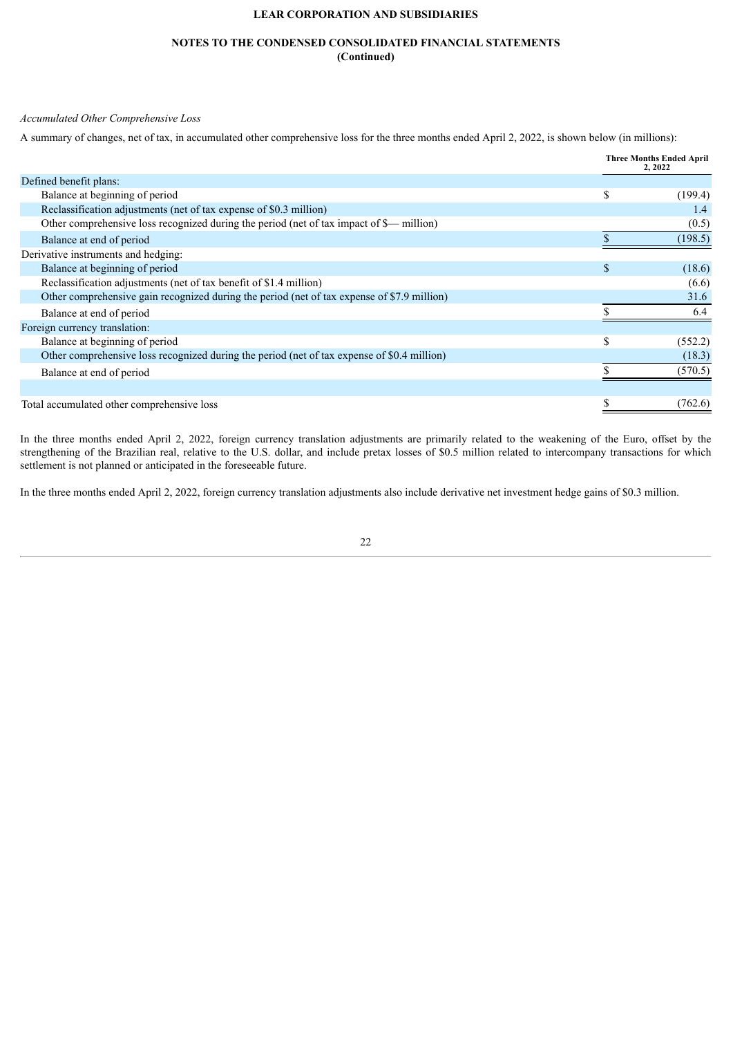*Accumulated Other Comprehensive Loss*

A summary of changes, net of tax, in accumulated other comprehensive loss for the three months ended April 2, 2022, is shown below (in millions):

| | Three Months Ended April 2, 2022 |
|---|---|
| Defined benefit plans: | |
| Balance at beginning of period | $ (199.4) |
| Reclassification adjustments (net of tax expense of $0.3 million) | 1.4 |
| Other comprehensive loss recognized during the period (net of tax impact of $— million) | (0.5) |
| Balance at end of period | $ (198.5) |
| Derivative instruments and hedging: | |
| Balance at beginning of period | $ (18.6) |
| Reclassification adjustments (net of tax benefit of $1.4 million) | (6.6) |
| Other comprehensive gain recognized during the period (net of tax expense of $7.9 million) | 31.6 |
| Balance at end of period | $ 6.4 |
| Foreign currency translation: | |
| Balance at beginning of period | $ (552.2) |
| Other comprehensive loss recognized during the period (net of tax expense of $0.4 million) | (18.3) |
| Balance at end of period | $ (570.5) |
| | |
| Total accumulated other comprehensive loss | $ (762.6) |

In the three months ended April 2, 2022, foreign currency translation adjustments are primarily related to the weakening of the Euro, offset by the strengthening of the Brazilian real, relative to the U.S. dollar, and include pretax losses of $0.5 million related to intercompany transactions for which settlement is not planned or anticipated in the foreseeable future.

In the three months ended April 2, 2022, foreign currency translation adjustments also include derivative net investment hedge gains of $0.3 million.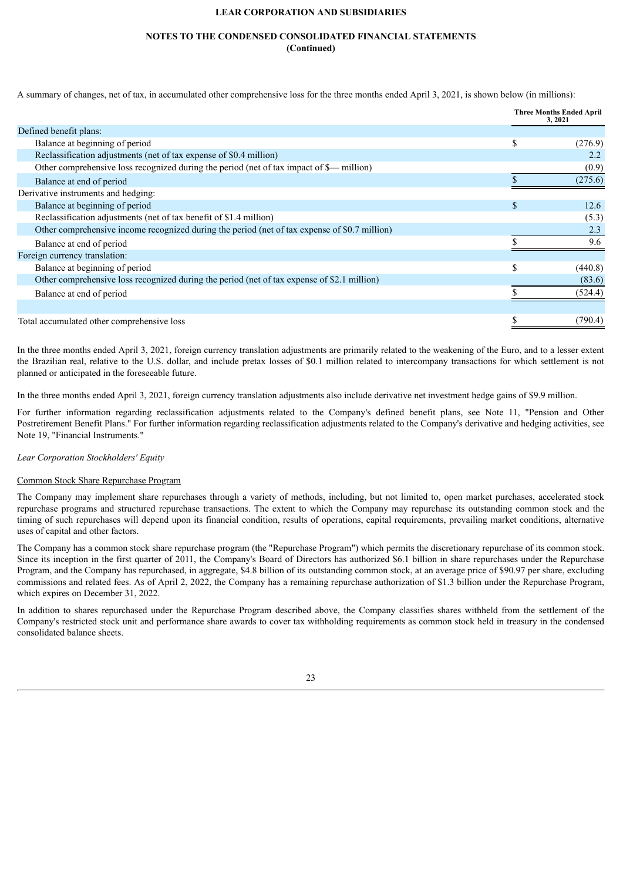A summary of changes, net of tax, in accumulated other comprehensive loss for the three months ended April 3, 2021, is shown below (in millions):

| | Three Months Ended April 3, 2021 |
|---|---|
| Defined benefit plans: | |
| Balance at beginning of period | $ (276.9) |
| Reclassification adjustments (net of tax expense of $0.4 million) | 2.2 |
| Other comprehensive loss recognized during the period (net of tax impact of $— million) | (0.9) |
| Balance at end of period | $ (275.6) |
| Derivative instruments and hedging: | |
| Balance at beginning of period | $ 12.6 |
| Reclassification adjustments (net of tax benefit of $1.4 million) | (5.3) |
| Other comprehensive income recognized during the period (net of tax expense of $0.7 million) | 2.3 |
| Balance at end of period | $ 9.6 |
| Foreign currency translation: | |
| Balance at beginning of period | $ (440.8) |
| Other comprehensive loss recognized during the period (net of tax expense of $2.1 million) | (83.6) |
| Balance at end of period | $ (524.4) |
| | |
| Total accumulated other comprehensive loss | $ (790.4) |

In the three months ended April 3, 2021, foreign currency translation adjustments are primarily related to the weakening of the Euro, and to a lesser extent the Brazilian real, relative to the U.S. dollar, and include pretax losses of $0.1 million related to intercompany transactions for which settlement is not planned or anticipated in the foreseeable future.

In the three months ended April 3, 2021, foreign currency translation adjustments also include derivative net investment hedge gains of $9.9 million.

For further information regarding reclassification adjustments related to the Company's defined benefit plans, see Note 11, "Pension and Other Postretirement Benefit Plans." For further information regarding reclassification adjustments related to the Company's derivative and hedging activities, see Note 19, "Financial Instruments."

*Lear Corporation Stockholders' Equity*

Common Stock Share Repurchase Program

The Company may implement share repurchases through a variety of methods, including, but not limited to, open market purchases, accelerated stock repurchase programs and structured repurchase transactions. The extent to which the Company may repurchase its outstanding common stock and the timing of such repurchases will depend upon its financial condition, results of operations, capital requirements, prevailing market conditions, alternative uses of capital and other factors.

The Company has a common stock share repurchase program (the "Repurchase Program") which permits the discretionary repurchase of its common stock. Since its inception in the first quarter of 2011, the Company's Board of Directors has authorized $6.1 billion in share repurchases under the Repurchase Program, and the Company has repurchased, in aggregate, $4.8 billion of its outstanding common stock, at an average price of $90.97 per share, excluding commissions and related fees. As of April 2, 2022, the Company has a remaining repurchase authorization of $1.3 billion under the Repurchase Program, which expires on December 31, 2022.

In addition to shares repurchased under the Repurchase Program described above, the Company classifies shares withheld from the settlement of the Company's restricted stock unit and performance share awards to cover tax withholding requirements as common stock held in treasury in the condensed consolidated balance sheets.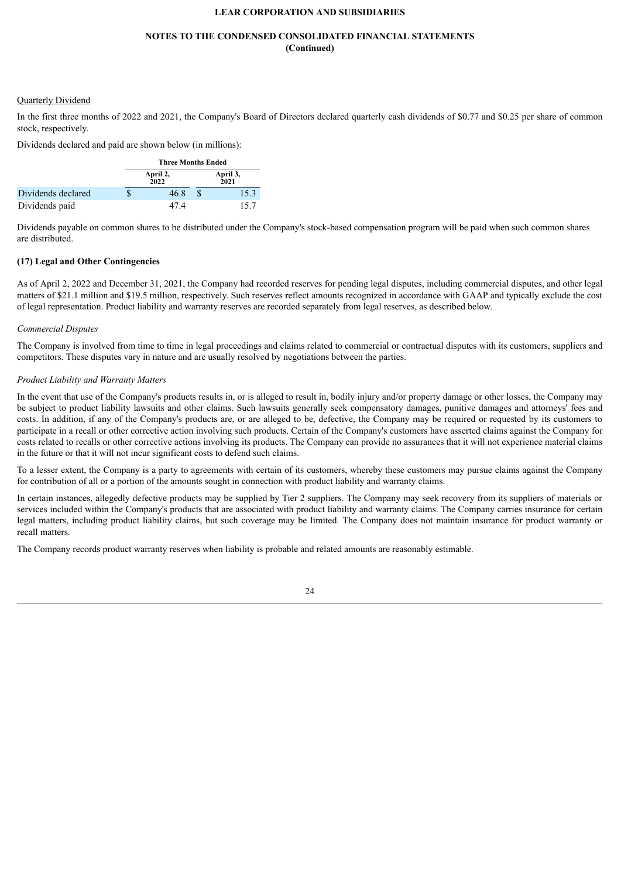Quarterly Dividend

In the first three months of 2022 and 2021, the Company's Board of Directors declared quarterly cash dividends of $0.77 and $0.25 per share of common stock, respectively.

Dividends declared and paid are shown below (in millions):

| | Three Months Ended | |
|---|---|---|
| | April 2, 2022 | April 3, 2021 |
| Dividends declared | $ 46.8 | $ 15.3 |
| Dividends paid | 47.4 | 15.7 |

Dividends payable on common shares to be distributed under the Company's stock-based compensation program will be paid when such common shares are distributed.

## (17) Legal and Other Contingencies

As of April 2, 2022 and December 31, 2021, the Company had recorded reserves for pending legal disputes, including commercial disputes, and other legal matters of $21.1 million and $19.5 million, respectively. Such reserves reflect amounts recognized in accordance with GAAP and typically exclude the cost of legal representation. Product liability and warranty reserves are recorded separately from legal reserves, as described below.

*Commercial Disputes*

The Company is involved from time to time in legal proceedings and claims related to commercial or contractual disputes with its customers, suppliers and competitors. These disputes vary in nature and are usually resolved by negotiations between the parties.

*Product Liability and Warranty Matters*

In the event that use of the Company's products results in, or is alleged to result in, bodily injury and/or property damage or other losses, the Company may be subject to product liability lawsuits and other claims. Such lawsuits generally seek compensatory damages, punitive damages and attorneys' fees and costs. In addition, if any of the Company's products are, or are alleged to be, defective, the Company may be required or requested by its customers to participate in a recall or other corrective action involving such products. Certain of the Company's customers have asserted claims against the Company for costs related to recalls or other corrective actions involving its products. The Company can provide no assurances that it will not experience material claims in the future or that it will not incur significant costs to defend such claims.

To a lesser extent, the Company is a party to agreements with certain of its customers, whereby these customers may pursue claims against the Company for contribution of all or a portion of the amounts sought in connection with product liability and warranty claims.

In certain instances, allegedly defective products may be supplied by Tier 2 suppliers. The Company may seek recovery from its suppliers of materials or services included within the Company's products that are associated with product liability and warranty claims. The Company carries insurance for certain legal matters, including product liability claims, but such coverage may be limited. The Company does not maintain insurance for product warranty or recall matters.

The Company records product warranty reserves when liability is probable and related amounts are reasonably estimable.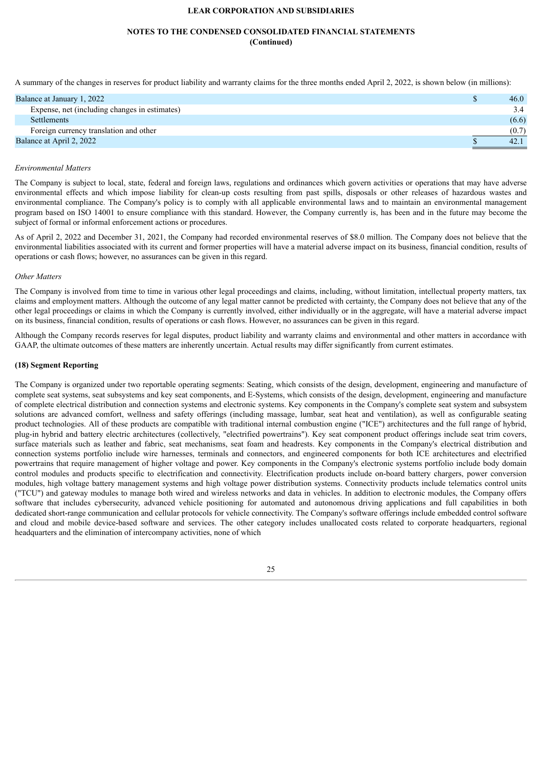A summary of the changes in reserves for product liability and warranty claims for the three months ended April 2, 2022, is shown below (in millions):

| | |
|---|---|
| Balance at January 1, 2022 | $ 46.0 |
| Expense, net (including changes in estimates) | 3.4 |
| Settlements | (6.6) |
| Foreign currency translation and other | (0.7) |
| Balance at April 2, 2022 | $ 42.1 |

*Environmental Matters*

The Company is subject to local, state, federal and foreign laws, regulations and ordinances which govern activities or operations that may have adverse environmental effects and which impose liability for clean-up costs resulting from past spills, disposals or other releases of hazardous wastes and environmental compliance. The Company's policy is to comply with all applicable environmental laws and to maintain an environmental management program based on ISO 14001 to ensure compliance with this standard. However, the Company currently is, has been and in the future may become the subject of formal or informal enforcement actions or procedures.

As of April 2, 2022 and December 31, 2021, the Company had recorded environmental reserves of $8.0 million. The Company does not believe that the environmental liabilities associated with its current and former properties will have a material adverse impact on its business, financial condition, results of operations or cash flows; however, no assurances can be given in this regard.

*Other Matters*

The Company is involved from time to time in various other legal proceedings and claims, including, without limitation, intellectual property matters, tax claims and employment matters. Although the outcome of any legal matter cannot be predicted with certainty, the Company does not believe that any of the other legal proceedings or claims in which the Company is currently involved, either individually or in the aggregate, will have a material adverse impact on its business, financial condition, results of operations or cash flows. However, no assurances can be given in this regard.

Although the Company records reserves for legal disputes, product liability and warranty claims and environmental and other matters in accordance with GAAP, the ultimate outcomes of these matters are inherently uncertain. Actual results may differ significantly from current estimates.

**(18) Segment Reporting**

The Company is organized under two reportable operating segments: Seating, which consists of the design, development, engineering and manufacture of complete seat systems, seat subsystems and key seat components, and E-Systems, which consists of the design, development, engineering and manufacture of complete electrical distribution and connection systems and electronic systems. Key components in the Company's complete seat system and subsystem solutions are advanced comfort, wellness and safety offerings (including massage, lumbar, seat heat and ventilation), as well as configurable seating product technologies. All of these products are compatible with traditional internal combustion engine ("ICE") architectures and the full range of hybrid, plug-in hybrid and battery electric architectures (collectively, "electrified powertrains"). Key seat component product offerings include seat trim covers, surface materials such as leather and fabric, seat mechanisms, seat foam and headrests. Key components in the Company's electrical distribution and connection systems portfolio include wire harnesses, terminals and connectors, and engineered components for both ICE architectures and electrified powertrains that require management of higher voltage and power. Key components in the Company's electronic systems portfolio include body domain control modules and products specific to electrification and connectivity. Electrification products include on-board battery chargers, power conversion modules, high voltage battery management systems and high voltage power distribution systems. Connectivity products include telematics control units ("TCU") and gateway modules to manage both wired and wireless networks and data in vehicles. In addition to electronic modules, the Company offers software that includes cybersecurity, advanced vehicle positioning for automated and autonomous driving applications and full capabilities in both dedicated short-range communication and cellular protocols for vehicle connectivity. The Company's software offerings include embedded control software and cloud and mobile device-based software and services. The other category includes unallocated costs related to corporate headquarters, regional headquarters and the elimination of intercompany activities, none of which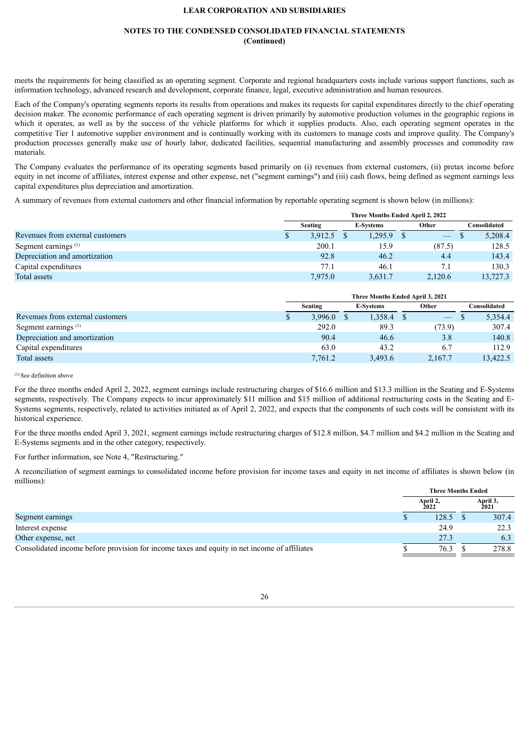meets the requirements for being classified as an operating segment. Corporate and regional headquarters costs include various support functions, such as information technology, advanced research and development, corporate finance, legal, executive administration and human resources.

Each of the Company's operating segments reports its results from operations and makes its requests for capital expenditures directly to the chief operating decision maker. The economic performance of each operating segment is driven primarily by automotive production volumes in the geographic regions in which it operates, as well as by the success of the vehicle platforms for which it supplies products. Also, each operating segment operates in the competitive Tier 1 automotive supplier environment and is continually working with its customers to manage costs and improve quality. The Company's production processes generally make use of hourly labor, dedicated facilities, sequential manufacturing and assembly processes and commodity raw materials.

The Company evaluates the performance of its operating segments based primarily on (i) revenues from external customers, (ii) pretax income before equity in net income of affiliates, interest expense and other expense, net ("segment earnings") and (iii) cash flows, being defined as segment earnings less capital expenditures plus depreciation and amortization.

A summary of revenues from external customers and other financial information by reportable operating segment is shown below (in millions):

| | Three Months Ended April 2, 2022 | | | |
|---|---|---|---|---|
| | Seating | E-Systems | Other | Consolidated |
| Revenues from external customers | $ 3,912.5 | $ 1,295.9 | $ — | $ 5,208.4 |
| Segment earnings [(1)] | 200.1 | 15.9 | (87.5) | 128.5 |
| Depreciation and amortization | 92.8 | 46.2 | 4.4 | 143.4 |
| Capital expenditures | 77.1 | 46.1 | 7.1 | 130.3 |
| Total assets | 7,975.0 | 3,631.7 | 2,120.6 | 13,727.3 |

| | Three Months Ended April 3, 2021 | | | |
|---|---|---|---|---|
| | Seating | E-Systems | Other | Consolidated |
| Revenues from external customers | $ 3,996.0 | $ 1,358.4 | $ — | $ 5,354.4 |
| Segment earnings [(1)] | 292.0 | 89.3 | (73.9) | 307.4 |
| Depreciation and amortization | 90.4 | 46.6 | 3.8 | 140.8 |
| Capital expenditures | 63.0 | 43.2 | 6.7 | 112.9 |
| Total assets | 7,761.2 | 3,493.6 | 2,167.7 | 13,422.5 |

[(1)] See definition above

For the three months ended April 2, 2022, segment earnings include restructuring charges of $16.6 million and $13.3 million in the Seating and E-Systems segments, respectively. The Company expects to incur approximately $11 million and $15 million of additional restructuring costs in the Seating and E-Systems segments, respectively, related to activities initiated as of April 2, 2022, and expects that the components of such costs will be consistent with its historical experience.

For the three months ended April 3, 2021, segment earnings include restructuring charges of $12.8 million, $4.7 million and $4.2 million in the Seating and E-Systems segments and in the other category, respectively.

For further information, see Note 4, "Restructuring."

A reconciliation of segment earnings to consolidated income before provision for income taxes and equity in net income of affiliates is shown below (in millions):

| | Three Months Ended | |
|---|---|---|
| | April 2, 2022 | April 3, 2021 |
| Segment earnings | $ 128.5 | $ 307.4 |
| Interest expense | 24.9 | 22.3 |
| Other expense, net | 27.3 | 6.3 |
| Consolidated income before provision for income taxes and equity in net income of affiliates | $ 76.3 | $ 278.8 |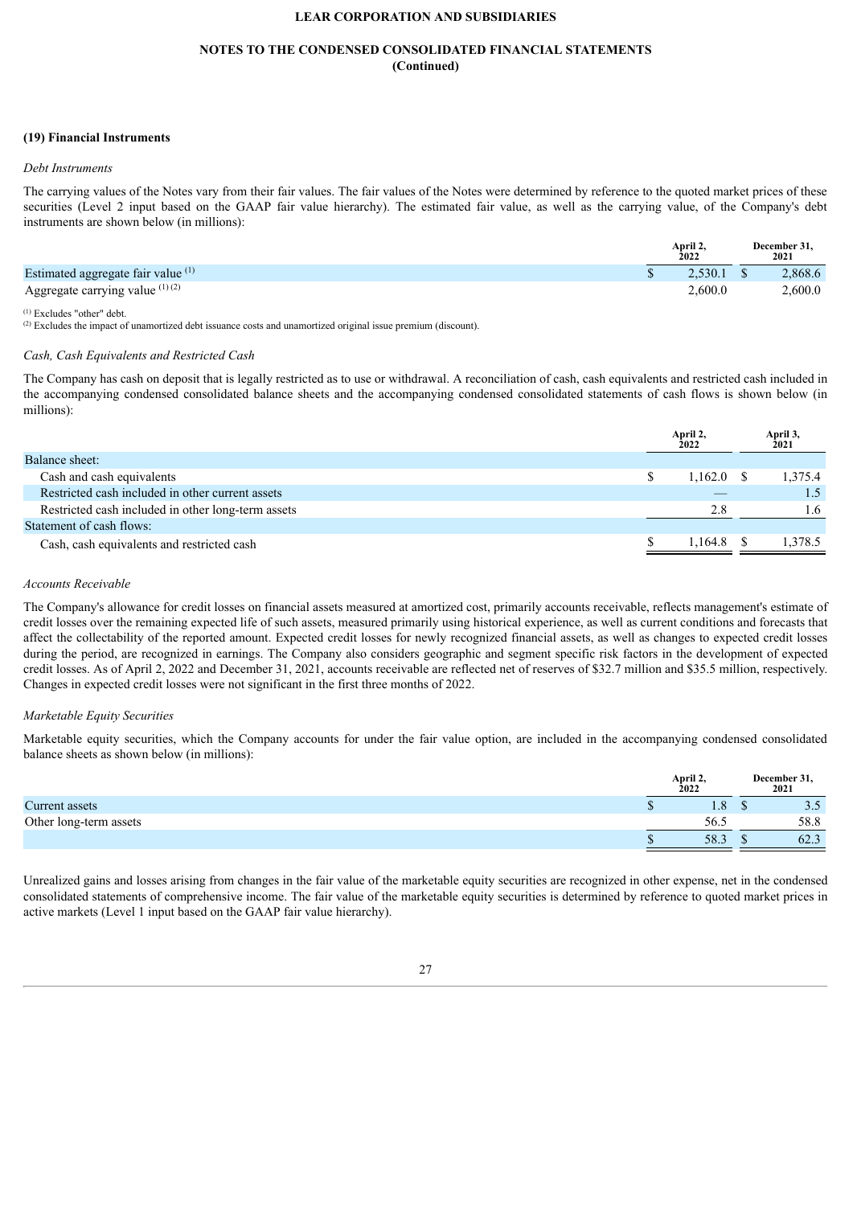**LEAR CORPORATION AND SUBSIDIARIES**

**NOTES TO THE CONDENSED CONSOLIDATED FINANCIAL STATEMENTS**
**(Continued)**

### (19) Financial Instruments

*Debt Instruments*

The carrying values of the Notes vary from their fair values. The fair values of the Notes were determined by reference to the quoted market prices of these securities (Level 2 input based on the GAAP fair value hierarchy). The estimated fair value, as well as the carrying value, of the Company's debt instruments are shown below (in millions):

| | April 2, 2022 | December 31, 2021 |
|---|---|---|
| Estimated aggregate fair value [1] | $ 2,530.1 | $ 2,868.6 |
| Aggregate carrying value [1] [2] | 2,600.0 | 2,600.0 |

[1] Excludes "other" debt.
[2] Excludes the impact of unamortized debt issuance costs and unamortized original issue premium (discount).

*Cash, Cash Equivalents and Restricted Cash*

The Company has cash on deposit that is legally restricted as to use or withdrawal. A reconciliation of cash, cash equivalents and restricted cash included in the accompanying condensed consolidated balance sheets and the accompanying condensed consolidated statements of cash flows is shown below (in millions):

| | April 2, 2022 | April 3, 2021 |
|---|---|---|
| Balance sheet: | | |
| Cash and cash equivalents | $ 1,162.0 | $ 1,375.4 |
| Restricted cash included in other current assets | — | 1.5 |
| Restricted cash included in other long-term assets | 2.8 | 1.6 |
| Statement of cash flows: | | |
| Cash, cash equivalents and restricted cash | $ 1,164.8 | $ 1,378.5 |

*Accounts Receivable*

The Company's allowance for credit losses on financial assets measured at amortized cost, primarily accounts receivable, reflects management's estimate of credit losses over the remaining expected life of such assets, measured primarily using historical experience, as well as current conditions and forecasts that affect the collectability of the reported amount. Expected credit losses for newly recognized financial assets, as well as changes to expected credit losses during the period, are recognized in earnings. The Company also considers geographic and segment specific risk factors in the development of expected credit losses. As of April 2, 2022 and December 31, 2021, accounts receivable are reflected net of reserves of $32.7 million and $35.5 million, respectively. Changes in expected credit losses were not significant in the first three months of 2022.

*Marketable Equity Securities*

Marketable equity securities, which the Company accounts for under the fair value option, are included in the accompanying condensed consolidated balance sheets as shown below (in millions):

| | April 2, 2022 | December 31, 2021 |
|---|---|---|
| Current assets | $ 1.8 | $ 3.5 |
| Other long-term assets | 56.5 | 58.8 |
| | $ 58.3 | $ 62.3 |

Unrealized gains and losses arising from changes in the fair value of the marketable equity securities are recognized in other expense, net in the condensed consolidated statements of comprehensive income. The fair value of the marketable equity securities is determined by reference to quoted market prices in active markets (Level 1 input based on the GAAP fair value hierarchy).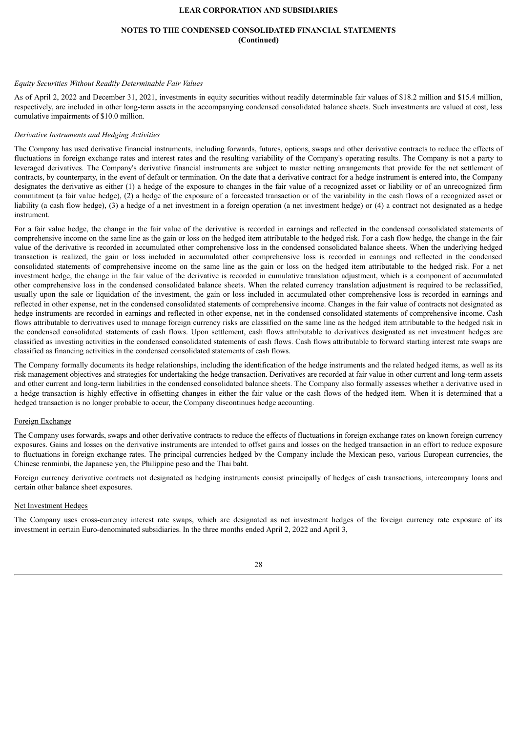*Equity Securities Without Readily Determinable Fair Values*

As of April 2, 2022 and December 31, 2021, investments in equity securities without readily determinable fair values of $18.2 million and $15.4 million, respectively, are included in other long-term assets in the accompanying condensed consolidated balance sheets. Such investments are valued at cost, less cumulative impairments of $10.0 million.

*Derivative Instruments and Hedging Activities*

The Company has used derivative financial instruments, including forwards, futures, options, swaps and other derivative contracts to reduce the effects of fluctuations in foreign exchange rates and interest rates and the resulting variability of the Company's operating results. The Company is not a party to leveraged derivatives. The Company's derivative financial instruments are subject to master netting arrangements that provide for the net settlement of contracts, by counterparty, in the event of default or termination. On the date that a derivative contract for a hedge instrument is entered into, the Company designates the derivative as either (1) a hedge of the exposure to changes in the fair value of a recognized asset or liability or of an unrecognized firm commitment (a fair value hedge), (2) a hedge of the exposure of a forecasted transaction or of the variability in the cash flows of a recognized asset or liability (a cash flow hedge), (3) a hedge of a net investment in a foreign operation (a net investment hedge) or (4) a contract not designated as a hedge instrument.

For a fair value hedge, the change in the fair value of the derivative is recorded in earnings and reflected in the condensed consolidated statements of comprehensive income on the same line as the gain or loss on the hedged item attributable to the hedged risk. For a cash flow hedge, the change in the fair value of the derivative is recorded in accumulated other comprehensive loss in the condensed consolidated balance sheets. When the underlying hedged transaction is realized, the gain or loss included in accumulated other comprehensive loss is recorded in earnings and reflected in the condensed consolidated statements of comprehensive income on the same line as the gain or loss on the hedged item attributable to the hedged risk. For a net investment hedge, the change in the fair value of the derivative is recorded in cumulative translation adjustment, which is a component of accumulated other comprehensive loss in the condensed consolidated balance sheets. When the related currency translation adjustment is required to be reclassified, usually upon the sale or liquidation of the investment, the gain or loss included in accumulated other comprehensive loss is recorded in earnings and reflected in other expense, net in the condensed consolidated statements of comprehensive income. Changes in the fair value of contracts not designated as hedge instruments are recorded in earnings and reflected in other expense, net in the condensed consolidated statements of comprehensive income. Cash flows attributable to derivatives used to manage foreign currency risks are classified on the same line as the hedged item attributable to the hedged risk in the condensed consolidated statements of cash flows. Upon settlement, cash flows attributable to derivatives designated as net investment hedges are classified as investing activities in the condensed consolidated statements of cash flows. Cash flows attributable to forward starting interest rate swaps are classified as financing activities in the condensed consolidated statements of cash flows.

The Company formally documents its hedge relationships, including the identification of the hedge instruments and the related hedged items, as well as its risk management objectives and strategies for undertaking the hedge transaction. Derivatives are recorded at fair value in other current and long-term assets and other current and long-term liabilities in the condensed consolidated balance sheets. The Company also formally assesses whether a derivative used in a hedge transaction is highly effective in offsetting changes in either the fair value or the cash flows of the hedged item. When it is determined that a hedged transaction is no longer probable to occur, the Company discontinues hedge accounting.

Foreign Exchange

The Company uses forwards, swaps and other derivative contracts to reduce the effects of fluctuations in foreign exchange rates on known foreign currency exposures. Gains and losses on the derivative instruments are intended to offset gains and losses on the hedged transaction in an effort to reduce exposure to fluctuations in foreign exchange rates. The principal currencies hedged by the Company include the Mexican peso, various European currencies, the Chinese renminbi, the Japanese yen, the Philippine peso and the Thai baht.

Foreign currency derivative contracts not designated as hedging instruments consist principally of hedges of cash transactions, intercompany loans and certain other balance sheet exposures.

Net Investment Hedges

The Company uses cross-currency interest rate swaps, which are designated as net investment hedges of the foreign currency rate exposure of its investment in certain Euro-denominated subsidiaries. In the three months ended April 2, 2022 and April 3,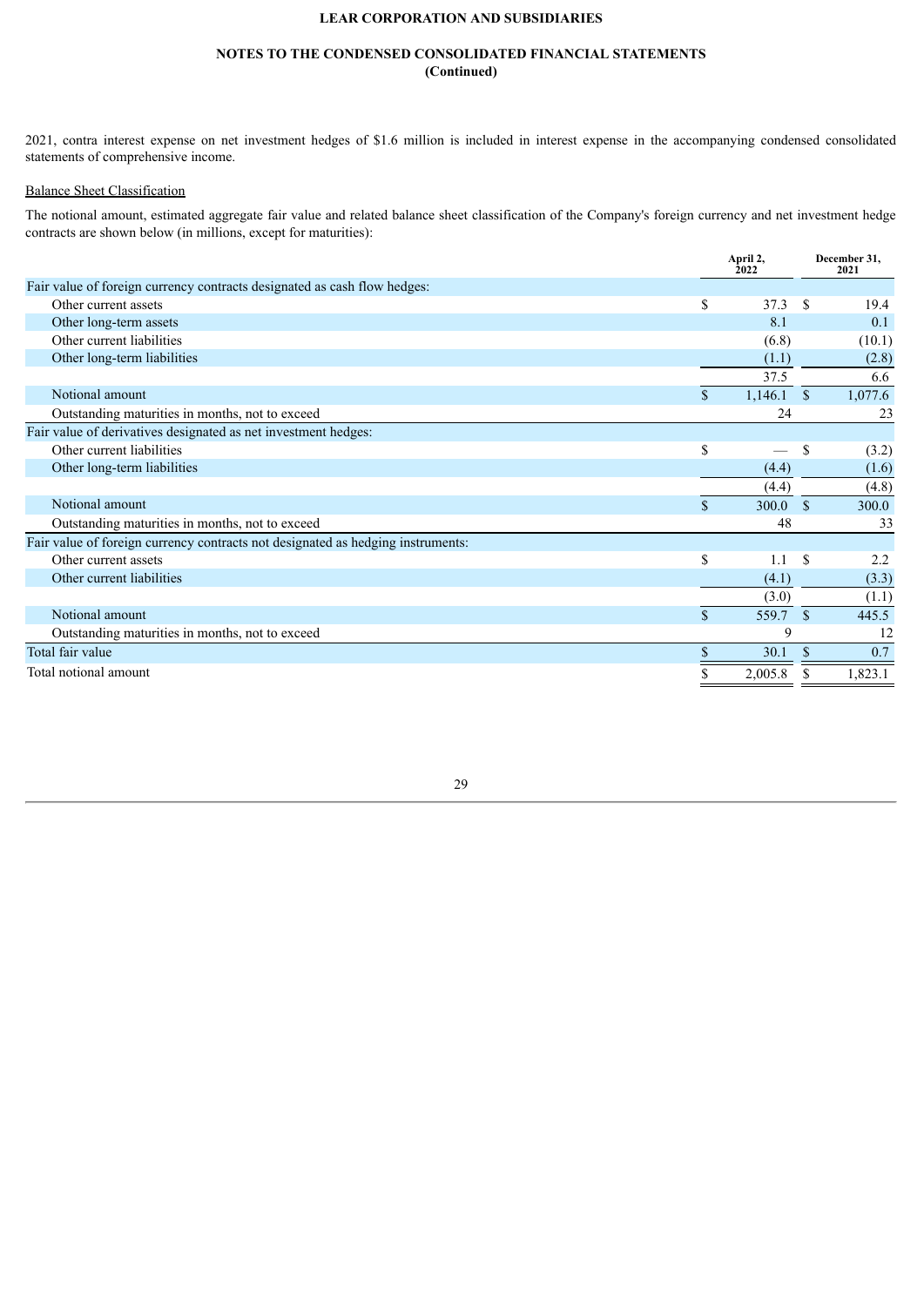2021, contra interest expense on net investment hedges of $1.6 million is included in interest expense in the accompanying condensed consolidated statements of comprehensive income.

Balance Sheet Classification

The notional amount, estimated aggregate fair value and related balance sheet classification of the Company's foreign currency and net investment hedge contracts are shown below (in millions, except for maturities):

| | April 2, 2022 | December 31, 2021 |
|---|---|---|
| Fair value of foreign currency contracts designated as cash flow hedges: | | |
| Other current assets | $ 37.3 | $ 19.4 |
| Other long-term assets | 8.1 | 0.1 |
| Other current liabilities | (6.8) | (10.1) |
| Other long-term liabilities | (1.1) | (2.8) |
| | 37.5 | 6.6 |
| Notional amount | $ 1,146.1 | $ 1,077.6 |
| Outstanding maturities in months, not to exceed | 24 | 23 |
| Fair value of derivatives designated as net investment hedges: | | |
| Other current liabilities | $ — | $ (3.2) |
| Other long-term liabilities | (4.4) | (1.6) |
| | (4.4) | (4.8) |
| Notional amount | $ 300.0 | $ 300.0 |
| Outstanding maturities in months, not to exceed | 48 | 33 |
| Fair value of foreign currency contracts not designated as hedging instruments: | | |
| Other current assets | $ 1.1 | $ 2.2 |
| Other current liabilities | (4.1) | (3.3) |
| | (3.0) | (1.1) |
| Notional amount | $ 559.7 | $ 445.5 |
| Outstanding maturities in months, not to exceed | 9 | 12 |
| Total fair value | $ 30.1 | $ 0.7 |
| Total notional amount | $ 2,005.8 | $ 1,823.1 |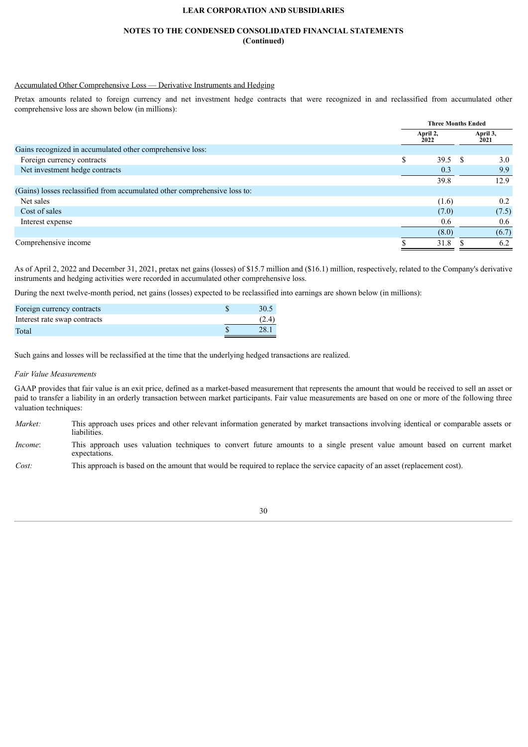Accumulated Other Comprehensive Loss — Derivative Instruments and Hedging

Pretax amounts related to foreign currency and net investment hedge contracts that were recognized in and reclassified from accumulated other comprehensive loss are shown below (in millions):

| | Three Months Ended | |
|---|---|---|
| | April 2, 2022 | April 3, 2021 |
| Gains recognized in accumulated other comprehensive loss: | | |
| Foreign currency contracts | $ 39.5 | $ 3.0 |
| Net investment hedge contracts | 0.3 | 9.9 |
| | 39.8 | 12.9 |
| (Gains) losses reclassified from accumulated other comprehensive loss to: | | |
| Net sales | (1.6) | 0.2 |
| Cost of sales | (7.0) | (7.5) |
| Interest expense | 0.6 | 0.6 |
| | (8.0) | (6.7) |
| Comprehensive income | $ 31.8 | $ 6.2 |

As of April 2, 2022 and December 31, 2021, pretax net gains (losses) of $15.7 million and ($16.1) million, respectively, related to the Company's derivative instruments and hedging activities were recorded in accumulated other comprehensive loss.

During the next twelve-month period, net gains (losses) expected to be reclassified into earnings are shown below (in millions):

| | |
|---|---|
| Foreign currency contracts | $ 30.5 |
| Interest rate swap contracts | (2.4) |
| Total | $ 28.1 |

Such gains and losses will be reclassified at the time that the underlying hedged transactions are realized.

*Fair Value Measurements*

GAAP provides that fair value is an exit price, defined as a market-based measurement that represents the amount that would be received to sell an asset or paid to transfer a liability in an orderly transaction between market participants. Fair value measurements are based on one or more of the following three valuation techniques:

*Market:* This approach uses prices and other relevant information generated by market transactions involving identical or comparable assets or liabilities.

*Income*: This approach uses valuation techniques to convert future amounts to a single present value amount based on current market expectations.

*Cost:* This approach is based on the amount that would be required to replace the service capacity of an asset (replacement cost).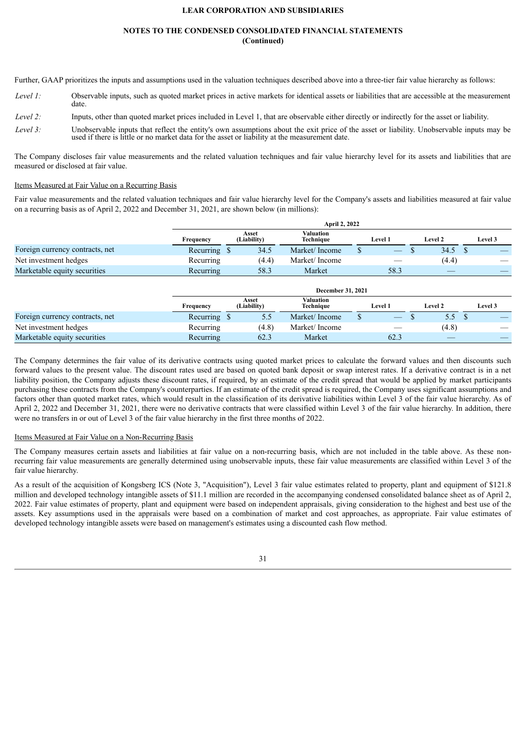Further, GAAP prioritizes the inputs and assumptions used in the valuation techniques described above into a three-tier fair value hierarchy as follows:

*Level 1:* Observable inputs, such as quoted market prices in active markets for identical assets or liabilities that are accessible at the measurement date.

*Level 2:* Inputs, other than quoted market prices included in Level 1, that are observable either directly or indirectly for the asset or liability.

*Level 3:* Unobservable inputs that reflect the entity's own assumptions about the exit price of the asset or liability. Unobservable inputs may be used if there is little or no market data for the asset or liability at the measurement date.

The Company discloses fair value measurements and the related valuation techniques and fair value hierarchy level for its assets and liabilities that are measured or disclosed at fair value.

Items Measured at Fair Value on a Recurring Basis

Fair value measurements and the related valuation techniques and fair value hierarchy level for the Company's assets and liabilities measured at fair value on a recurring basis as of April 2, 2022 and December 31, 2021, are shown below (in millions):

| | April 2, 2022 | | | | | |
|---|---|---|---|---|---|---|
| | Frequency | Asset (Liability) | Valuation Technique | Level 1 | Level 2 | Level 3 |
| Foreign currency contracts, net | Recurring | $ 34.5 | Market/ Income | $ — | $ 34.5 | $ — |
| Net investment hedges | Recurring | (4.4) | Market/ Income | — | (4.4) | — |
| Marketable equity securities | Recurring | 58.3 | Market | 58.3 | — | — |

| | December 31, 2021 | | | | | |
|---|---|---|---|---|---|---|
| | Frequency | Asset (Liability) | Valuation Technique | Level 1 | Level 2 | Level 3 |
| Foreign currency contracts, net | Recurring | $ 5.5 | Market/ Income | $ — | $ 5.5 | $ — |
| Net investment hedges | Recurring | (4.8) | Market/ Income | — | (4.8) | — |
| Marketable equity securities | Recurring | 62.3 | Market | 62.3 | — | — |

The Company determines the fair value of its derivative contracts using quoted market prices to calculate the forward values and then discounts such forward values to the present value. The discount rates used are based on quoted bank deposit or swap interest rates. If a derivative contract is in a net liability position, the Company adjusts these discount rates, if required, by an estimate of the credit spread that would be applied by market participants purchasing these contracts from the Company's counterparties. If an estimate of the credit spread is required, the Company uses significant assumptions and factors other than quoted market rates, which would result in the classification of its derivative liabilities within Level 3 of the fair value hierarchy. As of April 2, 2022 and December 31, 2021, there were no derivative contracts that were classified within Level 3 of the fair value hierarchy. In addition, there were no transfers in or out of Level 3 of the fair value hierarchy in the first three months of 2022.

Items Measured at Fair Value on a Non-Recurring Basis

The Company measures certain assets and liabilities at fair value on a non-recurring basis, which are not included in the table above. As these non-recurring fair value measurements are generally determined using unobservable inputs, these fair value measurements are classified within Level 3 of the fair value hierarchy.

As a result of the acquisition of Kongsberg ICS (Note 3, "Acquisition"), Level 3 fair value estimates related to property, plant and equipment of $121.8 million and developed technology intangible assets of $11.1 million are recorded in the accompanying condensed consolidated balance sheet as of April 2, 2022. Fair value estimates of property, plant and equipment were based on independent appraisals, giving consideration to the highest and best use of the assets. Key assumptions used in the appraisals were based on a combination of market and cost approaches, as appropriate. Fair value estimates of developed technology intangible assets were based on management's estimates using a discounted cash flow method.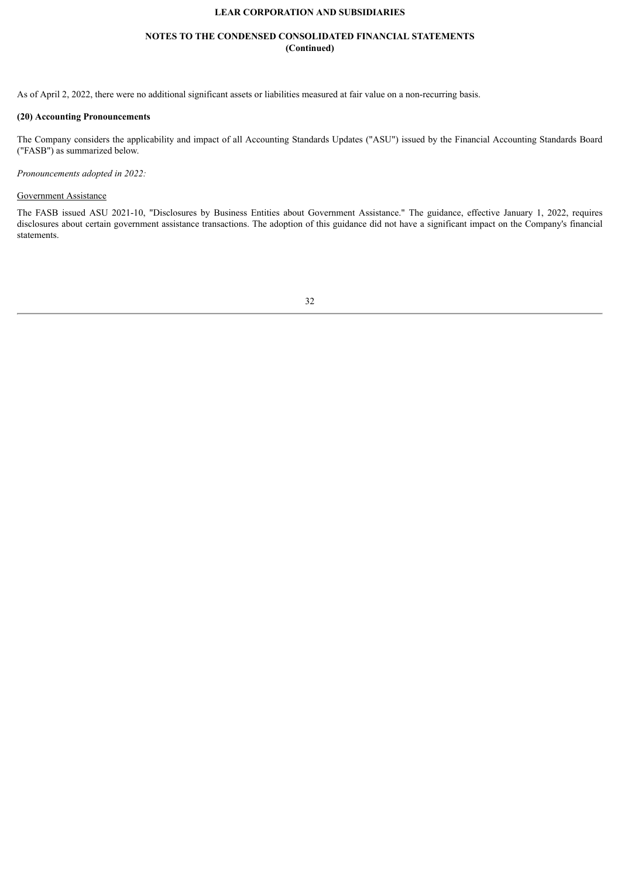As of April 2, 2022, there were no additional significant assets or liabilities measured at fair value on a non-recurring basis.

**(20) Accounting Pronouncements**

The Company considers the applicability and impact of all Accounting Standards Updates ("ASU") issued by the Financial Accounting Standards Board ("FASB") as summarized below.

*Pronouncements adopted in 2022:*

Government Assistance

The FASB issued ASU 2021-10, "Disclosures by Business Entities about Government Assistance." The guidance, effective January 1, 2022, requires disclosures about certain government assistance transactions. The adoption of this guidance did not have a significant impact on the Company's financial statements.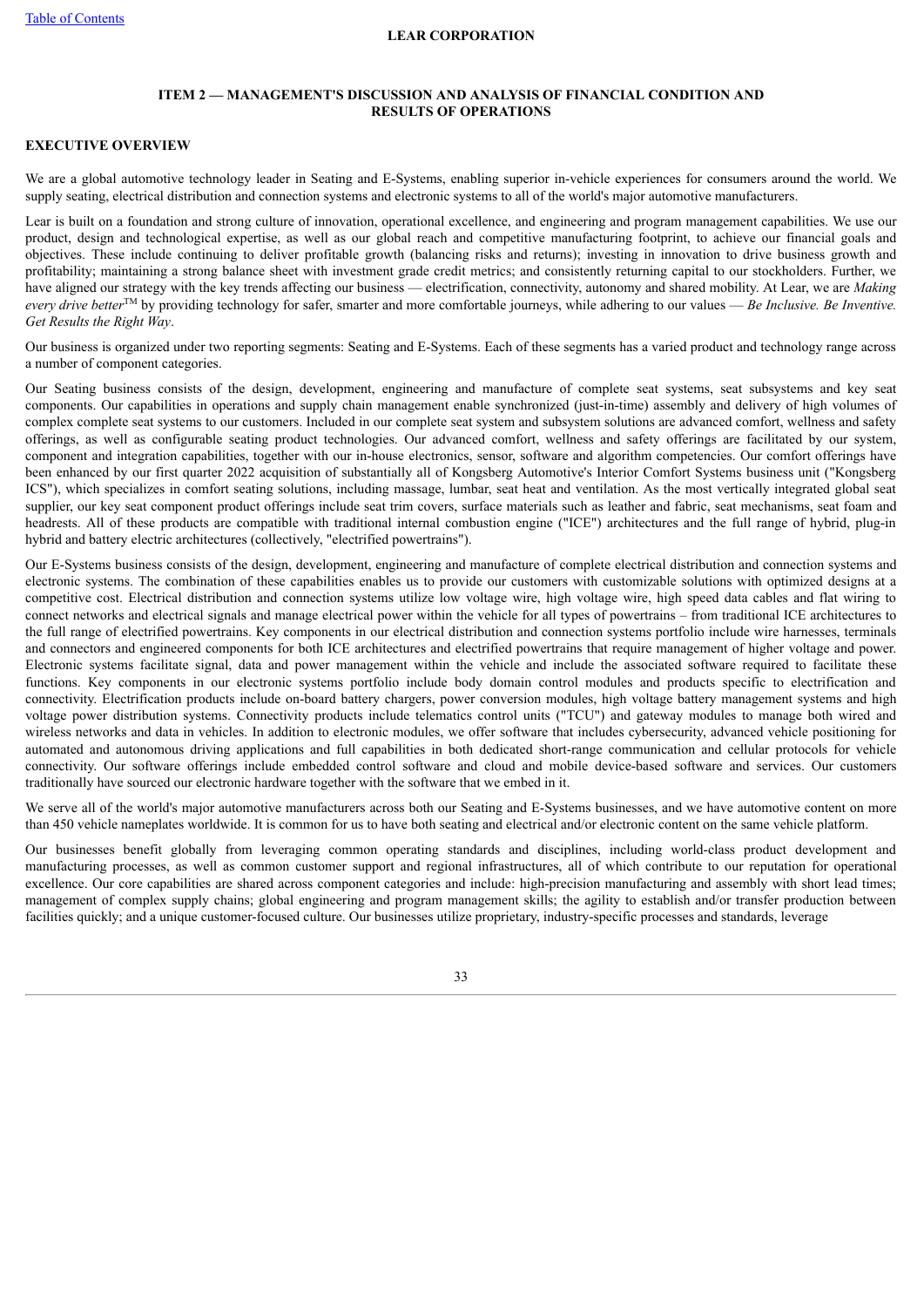**LEAR CORPORATION**

## ITEM 2 — MANAGEMENT'S DISCUSSION AND ANALYSIS OF FINANCIAL CONDITION AND RESULTS OF OPERATIONS

### EXECUTIVE OVERVIEW

We are a global automotive technology leader in Seating and E-Systems, enabling superior in-vehicle experiences for consumers around the world. We supply seating, electrical distribution and connection systems and electronic systems to all of the world's major automotive manufacturers.

Lear is built on a foundation and strong culture of innovation, operational excellence, and engineering and program management capabilities. We use our product, design and technological expertise, as well as our global reach and competitive manufacturing footprint, to achieve our financial goals and objectives. These include continuing to deliver profitable growth (balancing risks and returns); investing in innovation to drive business growth and profitability; maintaining a strong balance sheet with investment grade credit metrics; and consistently returning capital to our stockholders. Further, we have aligned our strategy with the key trends affecting our business — electrification, connectivity, autonomy and shared mobility. At Lear, we are *Making every drive better*™ by providing technology for safer, smarter and more comfortable journeys, while adhering to our values — *Be Inclusive. Be Inventive. Get Results the Right Way*.

Our business is organized under two reporting segments: Seating and E-Systems. Each of these segments has a varied product and technology range across a number of component categories.

Our Seating business consists of the design, development, engineering and manufacture of complete seat systems, seat subsystems and key seat components. Our capabilities in operations and supply chain management enable synchronized (just-in-time) assembly and delivery of high volumes of complex complete seat systems to our customers. Included in our complete seat system and subsystem solutions are advanced comfort, wellness and safety offerings, as well as configurable seating product technologies. Our advanced comfort, wellness and safety offerings are facilitated by our system, component and integration capabilities, together with our in-house electronics, sensor, software and algorithm competencies. Our comfort offerings have been enhanced by our first quarter 2022 acquisition of substantially all of Kongsberg Automotive's Interior Comfort Systems business unit ("Kongsberg ICS"), which specializes in comfort seating solutions, including massage, lumbar, seat heat and ventilation. As the most vertically integrated global seat supplier, our key seat component product offerings include seat trim covers, surface materials such as leather and fabric, seat mechanisms, seat foam and headrests. All of these products are compatible with traditional internal combustion engine ("ICE") architectures and the full range of hybrid, plug-in hybrid and battery electric architectures (collectively, "electrified powertrains").

Our E-Systems business consists of the design, development, engineering and manufacture of complete electrical distribution and connection systems and electronic systems. The combination of these capabilities enables us to provide our customers with customizable solutions with optimized designs at a competitive cost. Electrical distribution and connection systems utilize low voltage wire, high voltage wire, high speed data cables and flat wiring to connect networks and electrical signals and manage electrical power within the vehicle for all types of powertrains – from traditional ICE architectures to the full range of electrified powertrains. Key components in our electrical distribution and connection systems portfolio include wire harnesses, terminals and connectors and engineered components for both ICE architectures and electrified powertrains that require management of higher voltage and power. Electronic systems facilitate signal, data and power management within the vehicle and include the associated software required to facilitate these functions. Key components in our electronic systems portfolio include body domain control modules and products specific to electrification and connectivity. Electrification products include on-board battery chargers, power conversion modules, high voltage battery management systems and high voltage power distribution systems. Connectivity products include telematics control units ("TCU") and gateway modules to manage both wired and wireless networks and data in vehicles. In addition to electronic modules, we offer software that includes cybersecurity, advanced vehicle positioning for automated and autonomous driving applications and full capabilities in both dedicated short-range communication and cellular protocols for vehicle connectivity. Our software offerings include embedded control software and cloud and mobile device-based software and services. Our customers traditionally have sourced our electronic hardware together with the software that we embed in it.

We serve all of the world's major automotive manufacturers across both our Seating and E-Systems businesses, and we have automotive content on more than 450 vehicle nameplates worldwide. It is common for us to have both seating and electrical and/or electronic content on the same vehicle platform.

Our businesses benefit globally from leveraging common operating standards and disciplines, including world-class product development and manufacturing processes, as well as common customer support and regional infrastructures, all of which contribute to our reputation for operational excellence. Our core capabilities are shared across component categories and include: high-precision manufacturing and assembly with short lead times; management of complex supply chains; global engineering and program management skills; the agility to establish and/or transfer production between facilities quickly; and a unique customer-focused culture. Our businesses utilize proprietary, industry-specific processes and standards, leverage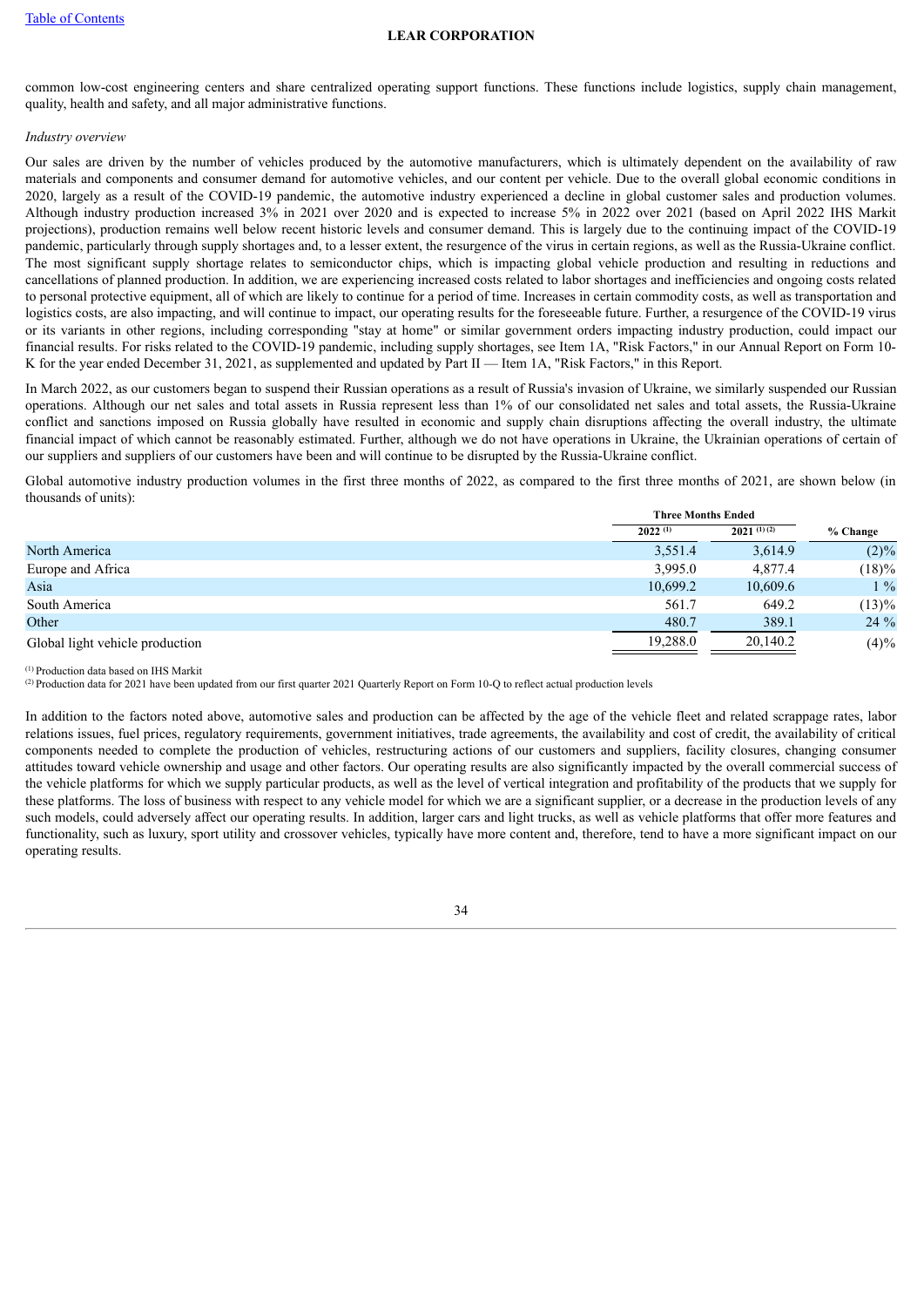common low-cost engineering centers and share centralized operating support functions. These functions include logistics, supply chain management, quality, health and safety, and all major administrative functions.

*Industry overview*

Our sales are driven by the number of vehicles produced by the automotive manufacturers, which is ultimately dependent on the availability of raw materials and components and consumer demand for automotive vehicles, and our content per vehicle. Due to the overall global economic conditions in 2020, largely as a result of the COVID-19 pandemic, the automotive industry experienced a decline in global customer sales and production volumes. Although industry production increased 3% in 2021 over 2020 and is expected to increase 5% in 2022 over 2021 (based on April 2022 IHS Markit projections), production remains well below recent historic levels and consumer demand. This is largely due to the continuing impact of the COVID-19 pandemic, particularly through supply shortages and, to a lesser extent, the resurgence of the virus in certain regions, as well as the Russia-Ukraine conflict. The most significant supply shortage relates to semiconductor chips, which is impacting global vehicle production and resulting in reductions and cancellations of planned production. In addition, we are experiencing increased costs related to labor shortages and inefficiencies and ongoing costs related to personal protective equipment, all of which are likely to continue for a period of time. Increases in certain commodity costs, as well as transportation and logistics costs, are also impacting, and will continue to impact, our operating results for the foreseeable future. Further, a resurgence of the COVID-19 virus or its variants in other regions, including corresponding "stay at home" or similar government orders impacting industry production, could impact our financial results. For risks related to the COVID-19 pandemic, including supply shortages, see Item 1A, "Risk Factors," in our Annual Report on Form 10-K for the year ended December 31, 2021, as supplemented and updated by Part II — Item 1A, "Risk Factors," in this Report.

In March 2022, as our customers began to suspend their Russian operations as a result of Russia's invasion of Ukraine, we similarly suspended our Russian operations. Although our net sales and total assets in Russia represent less than 1% of our consolidated net sales and total assets, the Russia-Ukraine conflict and sanctions imposed on Russia globally have resulted in economic and supply chain disruptions affecting the overall industry, the ultimate financial impact of which cannot be reasonably estimated. Further, although we do not have operations in Ukraine, the Ukrainian operations of certain of our suppliers and suppliers of our customers have been and will continue to be disrupted by the Russia-Ukraine conflict.

Global automotive industry production volumes in the first three months of 2022, as compared to the first three months of 2021, are shown below (in thousands of units):

| | Three Months Ended | | |
|---|---|---|---|
| | 2022 [(1)] | 2021 [(1) (2)] | % Change |
| North America | 3,551.4 | 3,614.9 | (2)% |
| Europe and Africa | 3,995.0 | 4,877.4 | (18)% |
| Asia | 10,699.2 | 10,609.6 | 1 % |
| South America | 561.7 | 649.2 | (13)% |
| Other | 480.7 | 389.1 | 24 % |
| Global light vehicle production | 19,288.0 | 20,140.2 | (4)% |

[(1)] Production data based on IHS Markit

[(2)] Production data for 2021 have been updated from our first quarter 2021 Quarterly Report on Form 10-Q to reflect actual production levels

In addition to the factors noted above, automotive sales and production can be affected by the age of the vehicle fleet and related scrappage rates, labor relations issues, fuel prices, regulatory requirements, government initiatives, trade agreements, the availability and cost of credit, the availability of critical components needed to complete the production of vehicles, restructuring actions of our customers and suppliers, facility closures, changing consumer attitudes toward vehicle ownership and usage and other factors. Our operating results are also significantly impacted by the overall commercial success of the vehicle platforms for which we supply particular products, as well as the level of vertical integration and profitability of the products that we supply for these platforms. The loss of business with respect to any vehicle model for which we are a significant supplier, or a decrease in the production levels of any such models, could adversely affect our operating results. In addition, larger cars and light trucks, as well as vehicle platforms that offer more features and functionality, such as luxury, sport utility and crossover vehicles, typically have more content and, therefore, tend to have a more significant impact on our operating results.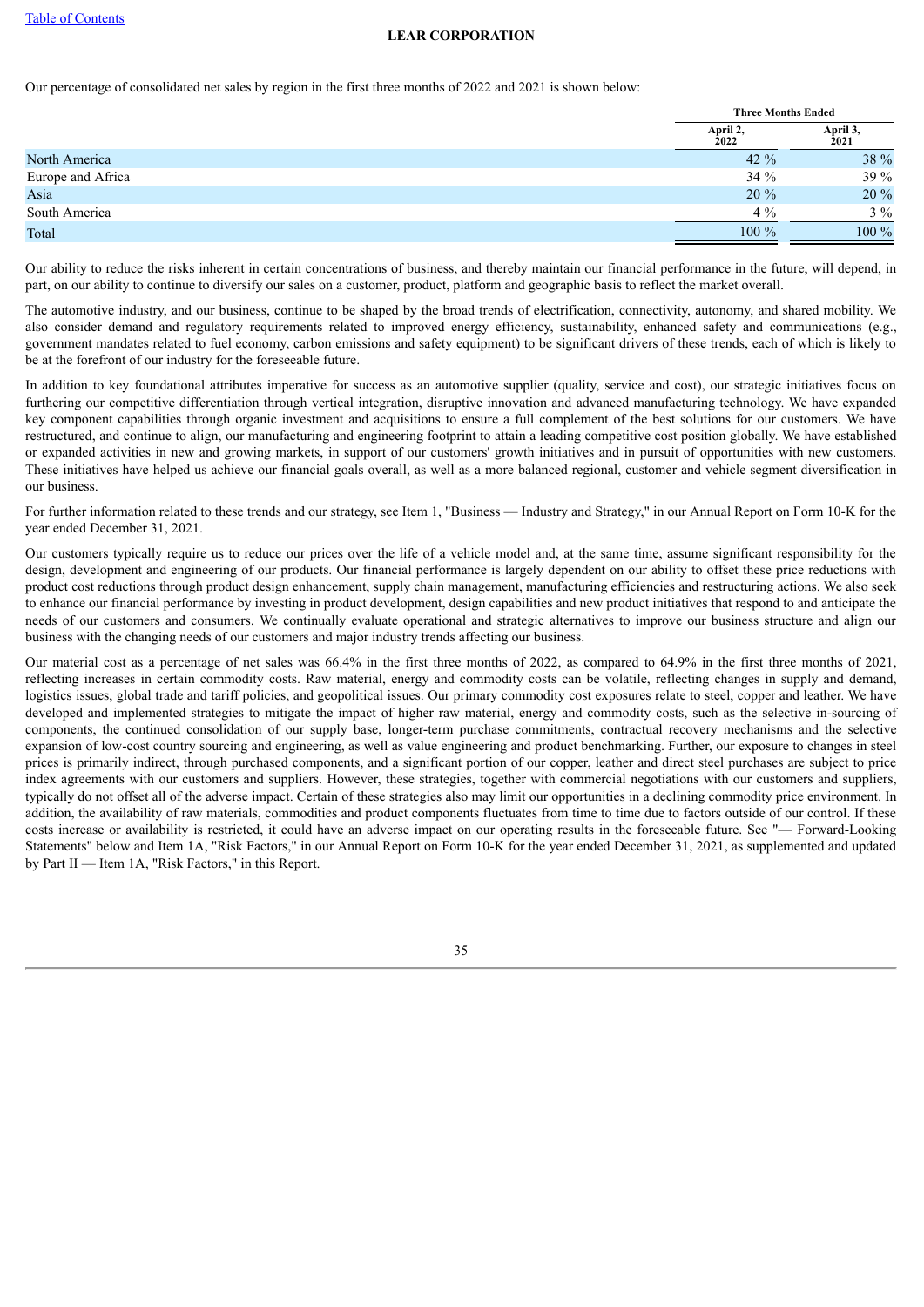Our percentage of consolidated net sales by region in the first three months of 2022 and 2021 is shown below:

| | Three Months Ended | |
|---|---|---|
| | April 2, 2022 | April 3, 2021 |
| North America | 42 % | 38 % |
| Europe and Africa | 34 % | 39 % |
| Asia | 20 % | 20 % |
| South America | 4 % | 3 % |
| Total | 100 % | 100 % |

Our ability to reduce the risks inherent in certain concentrations of business, and thereby maintain our financial performance in the future, will depend, in part, on our ability to continue to diversify our sales on a customer, product, platform and geographic basis to reflect the market overall.

The automotive industry, and our business, continue to be shaped by the broad trends of electrification, connectivity, autonomy, and shared mobility. We also consider demand and regulatory requirements related to improved energy efficiency, sustainability, enhanced safety and communications (e.g., government mandates related to fuel economy, carbon emissions and safety equipment) to be significant drivers of these trends, each of which is likely to be at the forefront of our industry for the foreseeable future.

In addition to key foundational attributes imperative for success as an automotive supplier (quality, service and cost), our strategic initiatives focus on furthering our competitive differentiation through vertical integration, disruptive innovation and advanced manufacturing technology. We have expanded key component capabilities through organic investment and acquisitions to ensure a full complement of the best solutions for our customers. We have restructured, and continue to align, our manufacturing and engineering footprint to attain a leading competitive cost position globally. We have established or expanded activities in new and growing markets, in support of our customers' growth initiatives and in pursuit of opportunities with new customers. These initiatives have helped us achieve our financial goals overall, as well as a more balanced regional, customer and vehicle segment diversification in our business.

For further information related to these trends and our strategy, see Item 1, "Business — Industry and Strategy," in our Annual Report on Form 10-K for the year ended December 31, 2021.

Our customers typically require us to reduce our prices over the life of a vehicle model and, at the same time, assume significant responsibility for the design, development and engineering of our products. Our financial performance is largely dependent on our ability to offset these price reductions with product cost reductions through product design enhancement, supply chain management, manufacturing efficiencies and restructuring actions. We also seek to enhance our financial performance by investing in product development, design capabilities and new product initiatives that respond to and anticipate the needs of our customers and consumers. We continually evaluate operational and strategic alternatives to improve our business structure and align our business with the changing needs of our customers and major industry trends affecting our business.

Our material cost as a percentage of net sales was 66.4% in the first three months of 2022, as compared to 64.9% in the first three months of 2021, reflecting increases in certain commodity costs. Raw material, energy and commodity costs can be volatile, reflecting changes in supply and demand, logistics issues, global trade and tariff policies, and geopolitical issues. Our primary commodity cost exposures relate to steel, copper and leather. We have developed and implemented strategies to mitigate the impact of higher raw material, energy and commodity costs, such as the selective in-sourcing of components, the continued consolidation of our supply base, longer-term purchase commitments, contractual recovery mechanisms and the selective expansion of low-cost country sourcing and engineering, as well as value engineering and product benchmarking. Further, our exposure to changes in steel prices is primarily indirect, through purchased components, and a significant portion of our copper, leather and direct steel purchases are subject to price index agreements with our customers and suppliers. However, these strategies, together with commercial negotiations with our customers and suppliers, typically do not offset all of the adverse impact. Certain of these strategies also may limit our opportunities in a declining commodity price environment. In addition, the availability of raw materials, commodities and product components fluctuates from time to time due to factors outside of our control. If these costs increase or availability is restricted, it could have an adverse impact on our operating results in the foreseeable future. See "— Forward-Looking Statements" below and Item 1A, "Risk Factors," in our Annual Report on Form 10-K for the year ended December 31, 2021, as supplemented and updated by Part II — Item 1A, "Risk Factors," in this Report.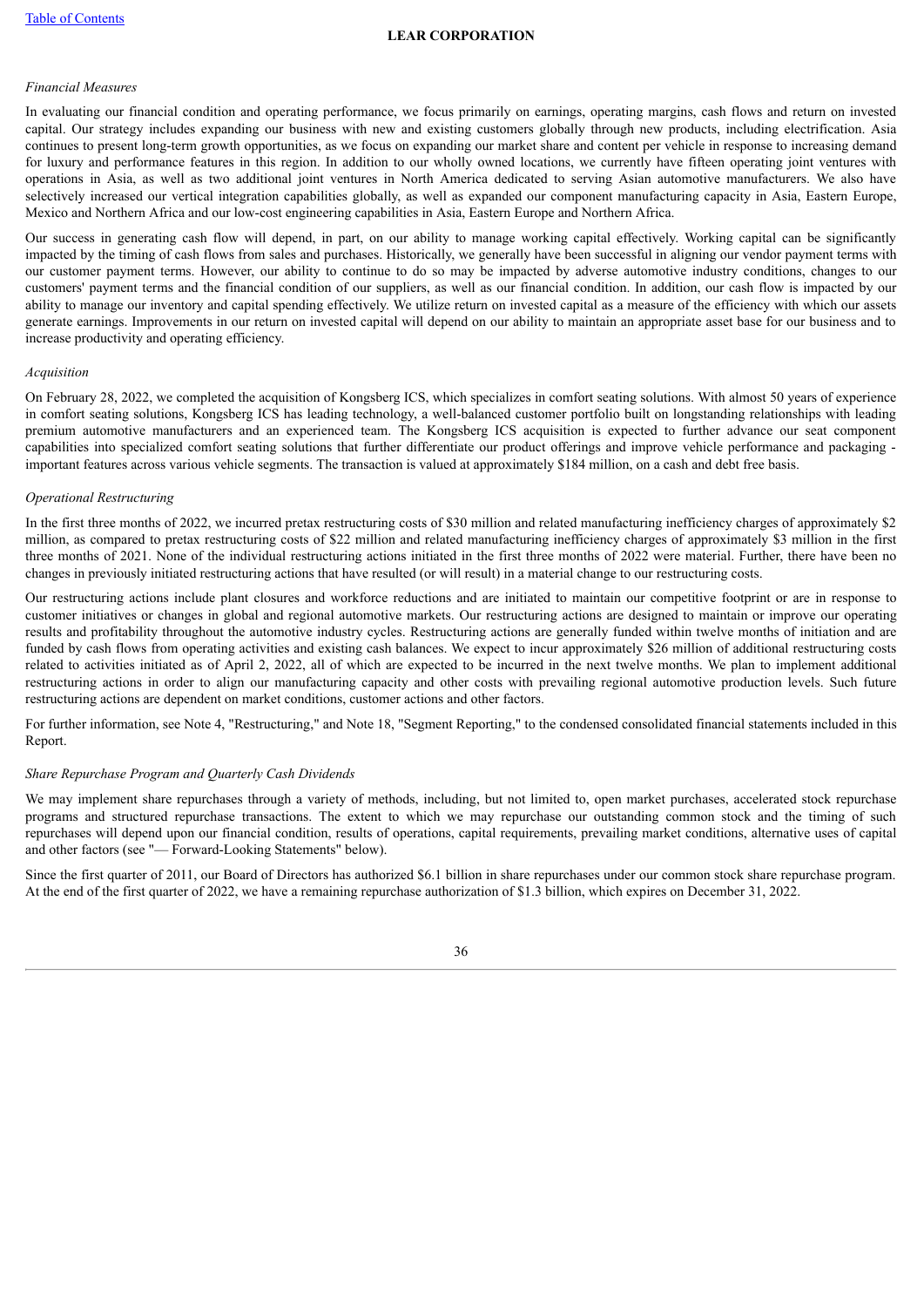*Financial Measures*

In evaluating our financial condition and operating performance, we focus primarily on earnings, operating margins, cash flows and return on invested capital. Our strategy includes expanding our business with new and existing customers globally through new products, including electrification. Asia continues to present long-term growth opportunities, as we focus on expanding our market share and content per vehicle in response to increasing demand for luxury and performance features in this region. In addition to our wholly owned locations, we currently have fifteen operating joint ventures with operations in Asia, as well as two additional joint ventures in North America dedicated to serving Asian automotive manufacturers. We also have selectively increased our vertical integration capabilities globally, as well as expanded our component manufacturing capacity in Asia, Eastern Europe, Mexico and Northern Africa and our low-cost engineering capabilities in Asia, Eastern Europe and Northern Africa.

Our success in generating cash flow will depend, in part, on our ability to manage working capital effectively. Working capital can be significantly impacted by the timing of cash flows from sales and purchases. Historically, we generally have been successful in aligning our vendor payment terms with our customer payment terms. However, our ability to continue to do so may be impacted by adverse automotive industry conditions, changes to our customers' payment terms and the financial condition of our suppliers, as well as our financial condition. In addition, our cash flow is impacted by our ability to manage our inventory and capital spending effectively. We utilize return on invested capital as a measure of the efficiency with which our assets generate earnings. Improvements in our return on invested capital will depend on our ability to maintain an appropriate asset base for our business and to increase productivity and operating efficiency.

*Acquisition*

On February 28, 2022, we completed the acquisition of Kongsberg ICS, which specializes in comfort seating solutions. With almost 50 years of experience in comfort seating solutions, Kongsberg ICS has leading technology, a well-balanced customer portfolio built on longstanding relationships with leading premium automotive manufacturers and an experienced team. The Kongsberg ICS acquisition is expected to further advance our seat component capabilities into specialized comfort seating solutions that further differentiate our product offerings and improve vehicle performance and packaging - important features across various vehicle segments. The transaction is valued at approximately $184 million, on a cash and debt free basis.

*Operational Restructuring*

In the first three months of 2022, we incurred pretax restructuring costs of $30 million and related manufacturing inefficiency charges of approximately $2 million, as compared to pretax restructuring costs of $22 million and related manufacturing inefficiency charges of approximately $3 million in the first three months of 2021. None of the individual restructuring actions initiated in the first three months of 2022 were material. Further, there have been no changes in previously initiated restructuring actions that have resulted (or will result) in a material change to our restructuring costs.

Our restructuring actions include plant closures and workforce reductions and are initiated to maintain our competitive footprint or are in response to customer initiatives or changes in global and regional automotive markets. Our restructuring actions are designed to maintain or improve our operating results and profitability throughout the automotive industry cycles. Restructuring actions are generally funded within twelve months of initiation and are funded by cash flows from operating activities and existing cash balances. We expect to incur approximately $26 million of additional restructuring costs related to activities initiated as of April 2, 2022, all of which are expected to be incurred in the next twelve months. We plan to implement additional restructuring actions in order to align our manufacturing capacity and other costs with prevailing regional automotive production levels. Such future restructuring actions are dependent on market conditions, customer actions and other factors.

For further information, see Note 4, "Restructuring," and Note 18, "Segment Reporting," to the condensed consolidated financial statements included in this Report.

*Share Repurchase Program and Quarterly Cash Dividends*

We may implement share repurchases through a variety of methods, including, but not limited to, open market purchases, accelerated stock repurchase programs and structured repurchase transactions. The extent to which we may repurchase our outstanding common stock and the timing of such repurchases will depend upon our financial condition, results of operations, capital requirements, prevailing market conditions, alternative uses of capital and other factors (see "— Forward-Looking Statements" below).

Since the first quarter of 2011, our Board of Directors has authorized $6.1 billion in share repurchases under our common stock share repurchase program. At the end of the first quarter of 2022, we have a remaining repurchase authorization of $1.3 billion, which expires on December 31, 2022.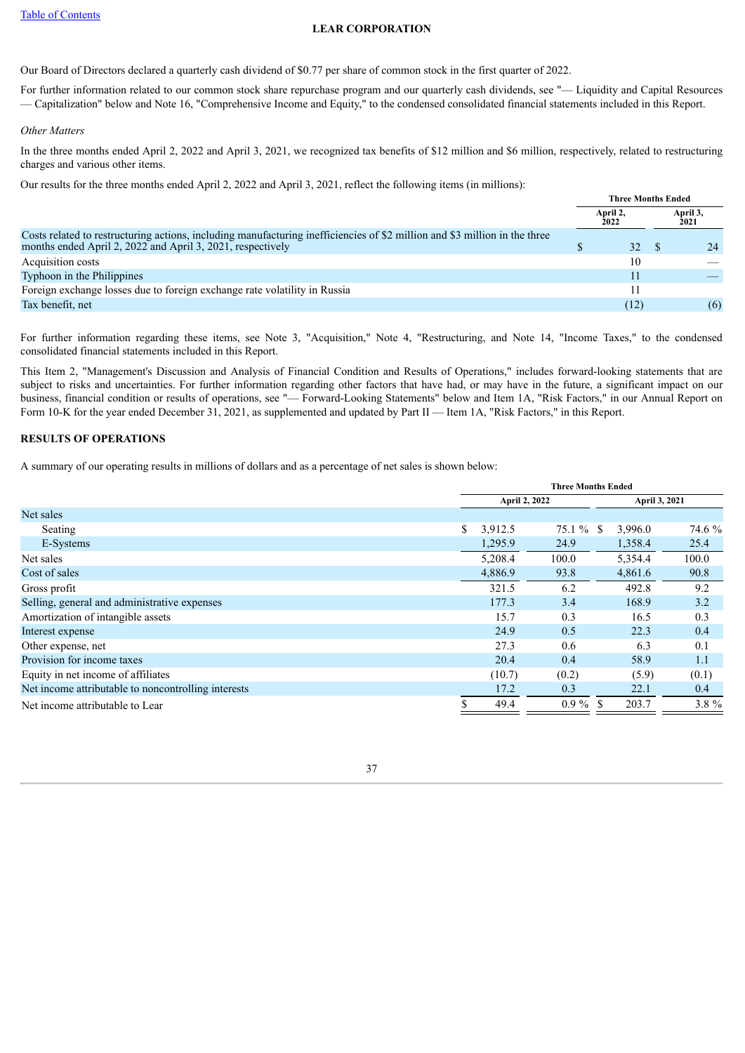Our Board of Directors declared a quarterly cash dividend of $0.77 per share of common stock in the first quarter of 2022.

For further information related to our common stock share repurchase program and our quarterly cash dividends, see "— Liquidity and Capital Resources — Capitalization" below and Note 16, "Comprehensive Income and Equity," to the condensed consolidated financial statements included in this Report.

*Other Matters*

In the three months ended April 2, 2022 and April 3, 2021, we recognized tax benefits of $12 million and $6 million, respectively, related to restructuring charges and various other items.

Our results for the three months ended April 2, 2022 and April 3, 2021, reflect the following items (in millions):

| | Three Months Ended | |
|---|---|---|
| | April 2, 2022 | April 3, 2021 |
| Costs related to restructuring actions, including manufacturing inefficiencies of $2 million and $3 million in the three months ended April 2, 2022 and April 3, 2021, respectively | $ 32 | $ 24 |
| Acquisition costs | 10 | — |
| Typhoon in the Philippines | 11 | — |
| Foreign exchange losses due to foreign exchange rate volatility in Russia | 11 | |
| Tax benefit, net | (12) | (6) |

For further information regarding these items, see Note 3, "Acquisition," Note 4, "Restructuring, and Note 14, "Income Taxes," to the condensed consolidated financial statements included in this Report.

This Item 2, "Management's Discussion and Analysis of Financial Condition and Results of Operations," includes forward-looking statements that are subject to risks and uncertainties. For further information regarding other factors that have had, or may have in the future, a significant impact on our business, financial condition or results of operations, see "— Forward-Looking Statements" below and Item 1A, "Risk Factors," in our Annual Report on Form 10-K for the year ended December 31, 2021, as supplemented and updated by Part II — Item 1A, "Risk Factors," in this Report.

## RESULTS OF OPERATIONS

A summary of our operating results in millions of dollars and as a percentage of net sales is shown below:

| | Three Months Ended | | | |
|---|---|---|---|---|
| | April 2, 2022 | | April 3, 2021 | |
| Net sales | | | | |
| Seating | $ 3,912.5 | 75.1 % | $ 3,996.0 | 74.6 % |
| E-Systems | 1,295.9 | 24.9 | 1,358.4 | 25.4 |
| Net sales | 5,208.4 | 100.0 | 5,354.4 | 100.0 |
| Cost of sales | 4,886.9 | 93.8 | 4,861.6 | 90.8 |
| Gross profit | 321.5 | 6.2 | 492.8 | 9.2 |
| Selling, general and administrative expenses | 177.3 | 3.4 | 168.9 | 3.2 |
| Amortization of intangible assets | 15.7 | 0.3 | 16.5 | 0.3 |
| Interest expense | 24.9 | 0.5 | 22.3 | 0.4 |
| Other expense, net | 27.3 | 0.6 | 6.3 | 0.1 |
| Provision for income taxes | 20.4 | 0.4 | 58.9 | 1.1 |
| Equity in net income of affiliates | (10.7) | (0.2) | (5.9) | (0.1) |
| Net income attributable to noncontrolling interests | 17.2 | 0.3 | 22.1 | 0.4 |
| Net income attributable to Lear | $ 49.4 | 0.9 % | $ 203.7 | 3.8 % |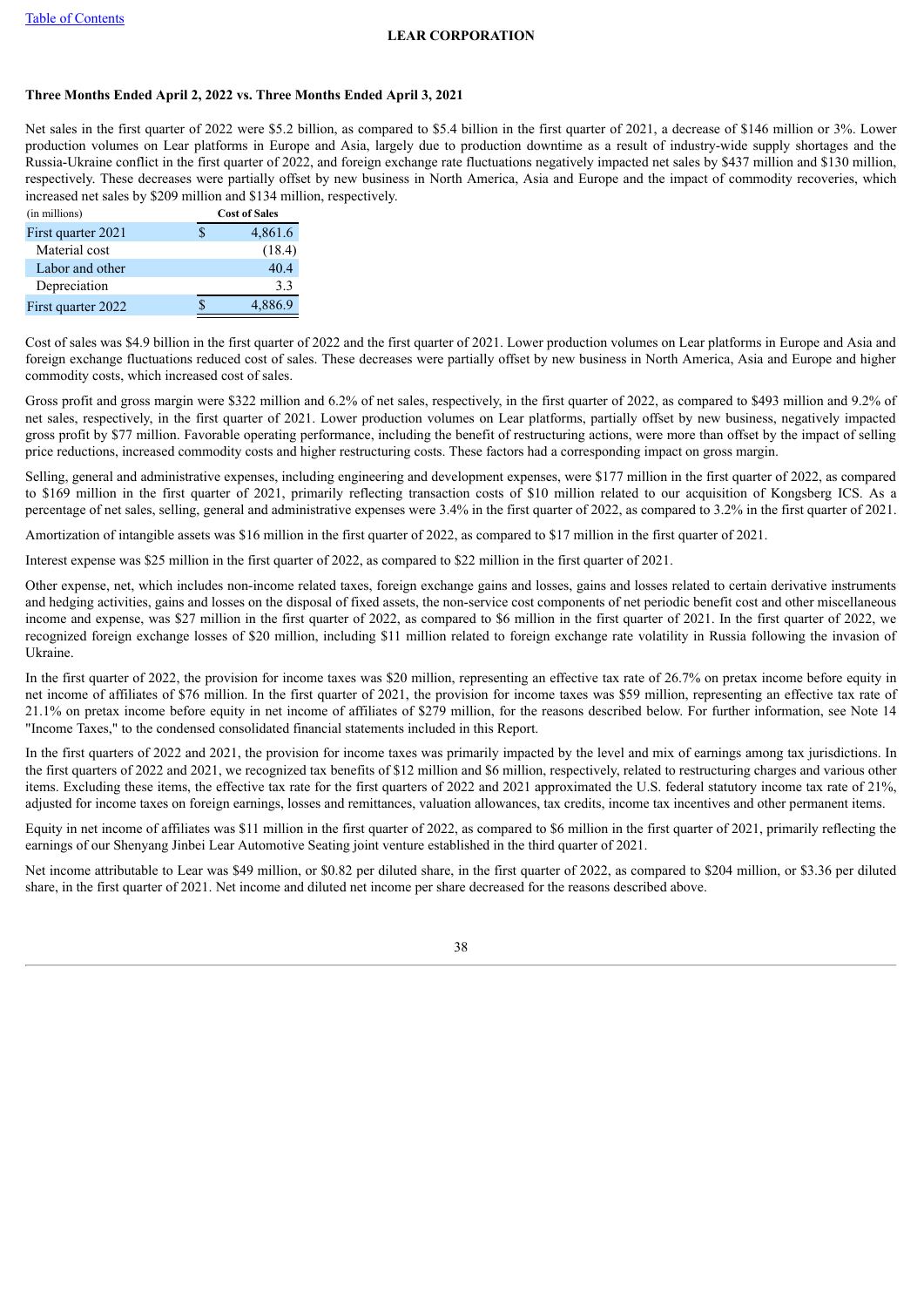**Three Months Ended April 2, 2022 vs. Three Months Ended April 3, 2021**

Net sales in the first quarter of 2022 were $5.2 billion, as compared to $5.4 billion in the first quarter of 2021, a decrease of $146 million or 3%. Lower production volumes on Lear platforms in Europe and Asia, largely due to production downtime as a result of industry-wide supply shortages and the Russia-Ukraine conflict in the first quarter of 2022, and foreign exchange rate fluctuations negatively impacted net sales by $437 million and $130 million, respectively. These decreases were partially offset by new business in North America, Asia and Europe and the impact of commodity recoveries, which increased net sales by $209 million and $134 million, respectively.

| (in millions) | Cost of Sales |
|---|---|
| First quarter 2021 | $ 4,861.6 |
| Material cost | (18.4) |
| Labor and other | 40.4 |
| Depreciation | 3.3 |
| First quarter 2022 | $ 4,886.9 |

Cost of sales was $4.9 billion in the first quarter of 2022 and the first quarter of 2021. Lower production volumes on Lear platforms in Europe and Asia and foreign exchange fluctuations reduced cost of sales. These decreases were partially offset by new business in North America, Asia and Europe and higher commodity costs, which increased cost of sales.

Gross profit and gross margin were $322 million and 6.2% of net sales, respectively, in the first quarter of 2022, as compared to $493 million and 9.2% of net sales, respectively, in the first quarter of 2021. Lower production volumes on Lear platforms, partially offset by new business, negatively impacted gross profit by $77 million. Favorable operating performance, including the benefit of restructuring actions, were more than offset by the impact of selling price reductions, increased commodity costs and higher restructuring costs. These factors had a corresponding impact on gross margin.

Selling, general and administrative expenses, including engineering and development expenses, were $177 million in the first quarter of 2022, as compared to $169 million in the first quarter of 2021, primarily reflecting transaction costs of $10 million related to our acquisition of Kongsberg ICS. As a percentage of net sales, selling, general and administrative expenses were 3.4% in the first quarter of 2022, as compared to 3.2% in the first quarter of 2021.

Amortization of intangible assets was $16 million in the first quarter of 2022, as compared to $17 million in the first quarter of 2021.

Interest expense was $25 million in the first quarter of 2022, as compared to $22 million in the first quarter of 2021.

Other expense, net, which includes non-income related taxes, foreign exchange gains and losses, gains and losses related to certain derivative instruments and hedging activities, gains and losses on the disposal of fixed assets, the non-service cost components of net periodic benefit cost and other miscellaneous income and expense, was $27 million in the first quarter of 2022, as compared to $6 million in the first quarter of 2021. In the first quarter of 2022, we recognized foreign exchange losses of $20 million, including $11 million related to foreign exchange rate volatility in Russia following the invasion of Ukraine.

In the first quarter of 2022, the provision for income taxes was $20 million, representing an effective tax rate of 26.7% on pretax income before equity in net income of affiliates of $76 million. In the first quarter of 2021, the provision for income taxes was $59 million, representing an effective tax rate of 21.1% on pretax income before equity in net income of affiliates of $279 million, for the reasons described below. For further information, see Note 14 "Income Taxes," to the condensed consolidated financial statements included in this Report.

In the first quarters of 2022 and 2021, the provision for income taxes was primarily impacted by the level and mix of earnings among tax jurisdictions. In the first quarters of 2022 and 2021, we recognized tax benefits of $12 million and $6 million, respectively, related to restructuring charges and various other items. Excluding these items, the effective tax rate for the first quarters of 2022 and 2021 approximated the U.S. federal statutory income tax rate of 21%, adjusted for income taxes on foreign earnings, losses and remittances, valuation allowances, tax credits, income tax incentives and other permanent items.

Equity in net income of affiliates was $11 million in the first quarter of 2022, as compared to $6 million in the first quarter of 2021, primarily reflecting the earnings of our Shenyang Jinbei Lear Automotive Seating joint venture established in the third quarter of 2021.

Net income attributable to Lear was $49 million, or $0.82 per diluted share, in the first quarter of 2022, as compared to $204 million, or $3.36 per diluted share, in the first quarter of 2021. Net income and diluted net income per share decreased for the reasons described above.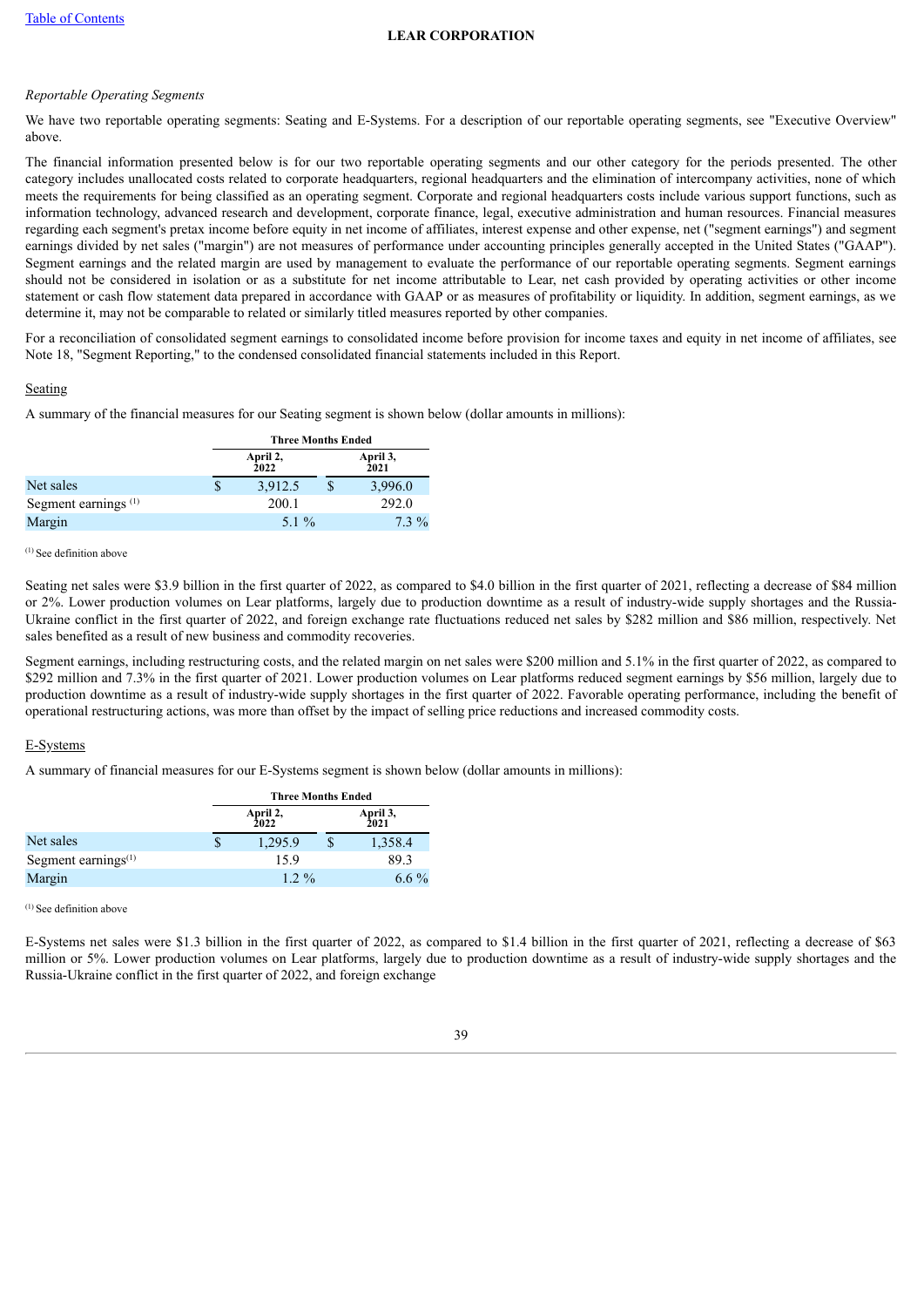*Reportable Operating Segments*

We have two reportable operating segments: Seating and E-Systems. For a description of our reportable operating segments, see "Executive Overview" above.

The financial information presented below is for our two reportable operating segments and our other category for the periods presented. The other category includes unallocated costs related to corporate headquarters, regional headquarters and the elimination of intercompany activities, none of which meets the requirements for being classified as an operating segment. Corporate and regional headquarters costs include various support functions, such as information technology, advanced research and development, corporate finance, legal, executive administration and human resources. Financial measures regarding each segment's pretax income before equity in net income of affiliates, interest expense and other expense, net ("segment earnings") and segment earnings divided by net sales ("margin") are not measures of performance under accounting principles generally accepted in the United States ("GAAP"). Segment earnings and the related margin are used by management to evaluate the performance of our reportable operating segments. Segment earnings should not be considered in isolation or as a substitute for net income attributable to Lear, net cash provided by operating activities or other income statement or cash flow statement data prepared in accordance with GAAP or as measures of profitability or liquidity. In addition, segment earnings, as we determine it, may not be comparable to related or similarly titled measures reported by other companies.

For a reconciliation of consolidated segment earnings to consolidated income before provision for income taxes and equity in net income of affiliates, see Note 18, "Segment Reporting," to the condensed consolidated financial statements included in this Report.

Seating

A summary of the financial measures for our Seating segment is shown below (dollar amounts in millions):

| | Three Months Ended | |
|---|---|---|
| | April 2, 2022 | April 3, 2021 |
| Net sales | $ 3,912.5 | $ 3,996.0 |
| Segment earnings [1] | 200.1 | 292.0 |
| Margin | 5.1 % | 7.3 % |

[1] See definition above

Seating net sales were $3.9 billion in the first quarter of 2022, as compared to $4.0 billion in the first quarter of 2021, reflecting a decrease of $84 million or 2%. Lower production volumes on Lear platforms, largely due to production downtime as a result of industry-wide supply shortages and the Russia-Ukraine conflict in the first quarter of 2022, and foreign exchange rate fluctuations reduced net sales by $282 million and $86 million, respectively. Net sales benefited as a result of new business and commodity recoveries.

Segment earnings, including restructuring costs, and the related margin on net sales were $200 million and 5.1% in the first quarter of 2022, as compared to $292 million and 7.3% in the first quarter of 2021. Lower production volumes on Lear platforms reduced segment earnings by $56 million, largely due to production downtime as a result of industry-wide supply shortages in the first quarter of 2022. Favorable operating performance, including the benefit of operational restructuring actions, was more than offset by the impact of selling price reductions and increased commodity costs.

E-Systems

A summary of financial measures for our E-Systems segment is shown below (dollar amounts in millions):

| | Three Months Ended | |
|---|---|---|
| | April 2, 2022 | April 3, 2021 |
| Net sales | $ 1,295.9 | $ 1,358.4 |
| Segment earnings [1] | 15.9 | 89.3 |
| Margin | 1.2 % | 6.6 % |

[1] See definition above

E-Systems net sales were $1.3 billion in the first quarter of 2022, as compared to $1.4 billion in the first quarter of 2021, reflecting a decrease of $63 million or 5%. Lower production volumes on Lear platforms, largely due to production downtime as a result of industry-wide supply shortages and the Russia-Ukraine conflict in the first quarter of 2022, and foreign exchange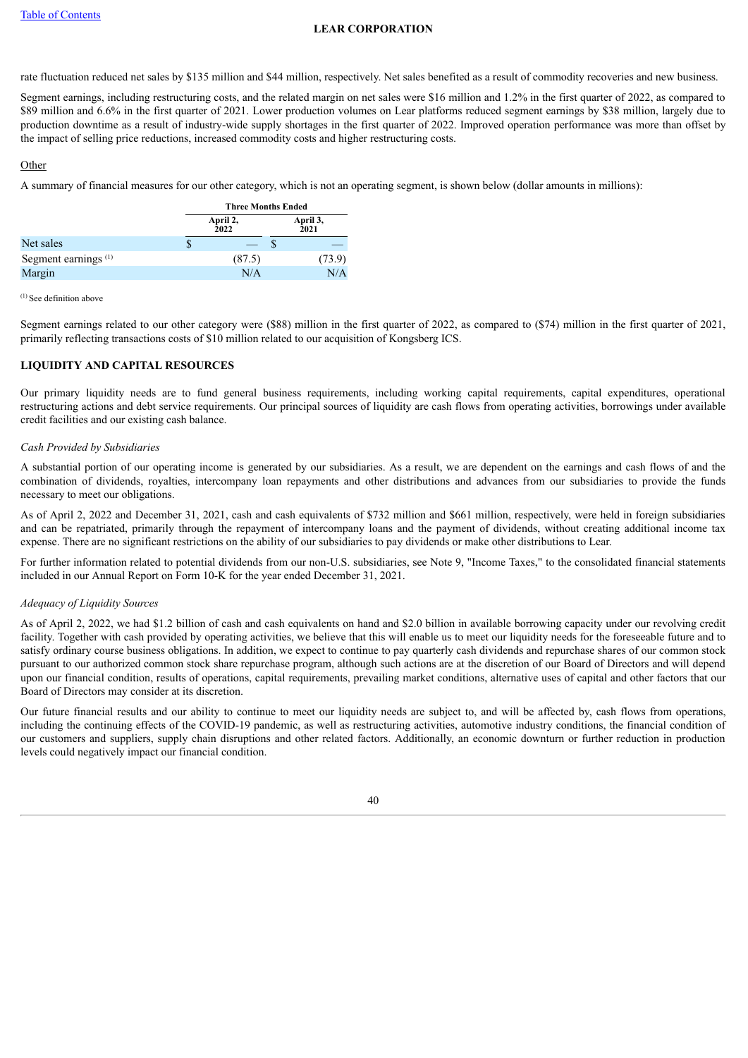rate fluctuation reduced net sales by $135 million and $44 million, respectively. Net sales benefited as a result of commodity recoveries and new business.

Segment earnings, including restructuring costs, and the related margin on net sales were $16 million and 1.2% in the first quarter of 2022, as compared to $89 million and 6.6% in the first quarter of 2021. Lower production volumes on Lear platforms reduced segment earnings by $38 million, largely due to production downtime as a result of industry-wide supply shortages in the first quarter of 2022. Improved operation performance was more than offset by the impact of selling price reductions, increased commodity costs and higher restructuring costs.

Other

A summary of financial measures for our other category, which is not an operating segment, is shown below (dollar amounts in millions):

| | Three Months Ended | |
|---|---|---|
| | April 2, 2022 | April 3, 2021 |
| Net sales | $ — | $ — |
| Segment earnings [1] | (87.5) | (73.9) |
| Margin | N/A | N/A |

[1] See definition above

Segment earnings related to our other category were ($88) million in the first quarter of 2022, as compared to ($74) million in the first quarter of 2021, primarily reflecting transactions costs of $10 million related to our acquisition of Kongsberg ICS.

## LIQUIDITY AND CAPITAL RESOURCES

Our primary liquidity needs are to fund general business requirements, including working capital requirements, capital expenditures, operational restructuring actions and debt service requirements. Our principal sources of liquidity are cash flows from operating activities, borrowings under available credit facilities and our existing cash balance.

*Cash Provided by Subsidiaries*

A substantial portion of our operating income is generated by our subsidiaries. As a result, we are dependent on the earnings and cash flows of and the combination of dividends, royalties, intercompany loan repayments and other distributions and advances from our subsidiaries to provide the funds necessary to meet our obligations.

As of April 2, 2022 and December 31, 2021, cash and cash equivalents of $732 million and $661 million, respectively, were held in foreign subsidiaries and can be repatriated, primarily through the repayment of intercompany loans and the payment of dividends, without creating additional income tax expense. There are no significant restrictions on the ability of our subsidiaries to pay dividends or make other distributions to Lear.

For further information related to potential dividends from our non-U.S. subsidiaries, see Note 9, "Income Taxes," to the consolidated financial statements included in our Annual Report on Form 10-K for the year ended December 31, 2021.

*Adequacy of Liquidity Sources*

As of April 2, 2022, we had $1.2 billion of cash and cash equivalents on hand and $2.0 billion in available borrowing capacity under our revolving credit facility. Together with cash provided by operating activities, we believe that this will enable us to meet our liquidity needs for the foreseeable future and to satisfy ordinary course business obligations. In addition, we expect to continue to pay quarterly cash dividends and repurchase shares of our common stock pursuant to our authorized common stock share repurchase program, although such actions are at the discretion of our Board of Directors and will depend upon our financial condition, results of operations, capital requirements, prevailing market conditions, alternative uses of capital and other factors that our Board of Directors may consider at its discretion.

Our future financial results and our ability to continue to meet our liquidity needs are subject to, and will be affected by, cash flows from operations, including the continuing effects of the COVID-19 pandemic, as well as restructuring activities, automotive industry conditions, the financial condition of our customers and suppliers, supply chain disruptions and other related factors. Additionally, an economic downturn or further reduction in production levels could negatively impact our financial condition.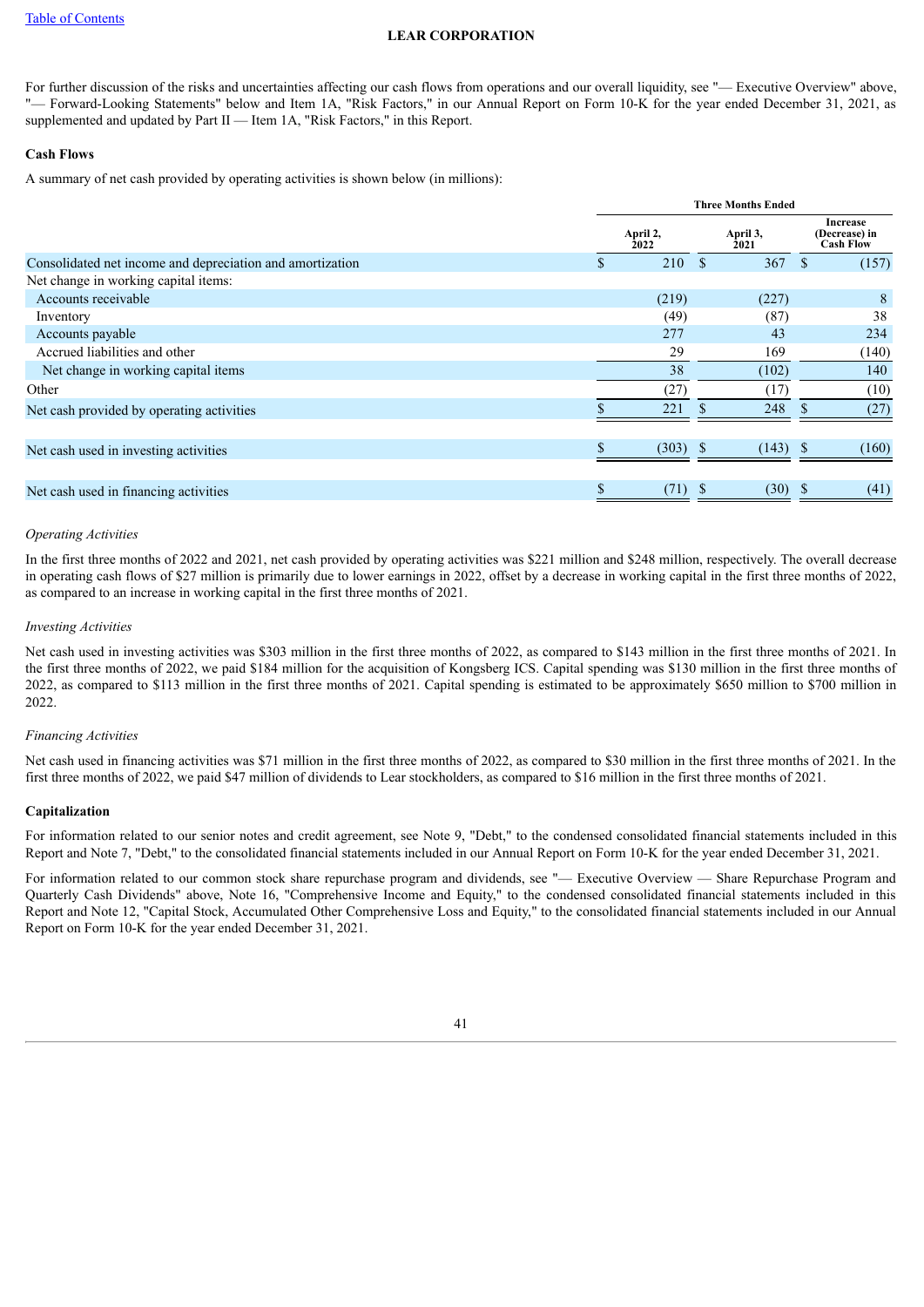For further discussion of the risks and uncertainties affecting our cash flows from operations and our overall liquidity, see "— Executive Overview" above, "— Forward-Looking Statements" below and Item 1A, "Risk Factors," in our Annual Report on Form 10-K for the year ended December 31, 2021, as supplemented and updated by Part II — Item 1A, "Risk Factors," in this Report.

**Cash Flows**

A summary of net cash provided by operating activities is shown below (in millions):

| | Three Months Ended | | |
|---|---|---|---|
| | April 2, 2022 | April 3, 2021 | Increase (Decrease) in Cash Flow |
| Consolidated net income and depreciation and amortization | $ 210 | $ 367 | $ (157) |
| Net change in working capital items: | | | |
| Accounts receivable | (219) | (227) | 8 |
| Inventory | (49) | (87) | 38 |
| Accounts payable | 277 | 43 | 234 |
| Accrued liabilities and other | 29 | 169 | (140) |
| Net change in working capital items | 38 | (102) | 140 |
| Other | (27) | (17) | (10) |
| Net cash provided by operating activities | $ 221 | $ 248 | $ (27) |
| Net cash used in investing activities | $ (303) | $ (143) | $ (160) |
| Net cash used in financing activities | $ (71) | $ (30) | $ (41) |

*Operating Activities*

In the first three months of 2022 and 2021, net cash provided by operating activities was $221 million and $248 million, respectively. The overall decrease in operating cash flows of $27 million is primarily due to lower earnings in 2022, offset by a decrease in working capital in the first three months of 2022, as compared to an increase in working capital in the first three months of 2021.

*Investing Activities*

Net cash used in investing activities was $303 million in the first three months of 2022, as compared to $143 million in the first three months of 2021. In the first three months of 2022, we paid $184 million for the acquisition of Kongsberg ICS. Capital spending was $130 million in the first three months of 2022, as compared to $113 million in the first three months of 2021. Capital spending is estimated to be approximately $650 million to $700 million in 2022.

*Financing Activities*

Net cash used in financing activities was $71 million in the first three months of 2022, as compared to $30 million in the first three months of 2021. In the first three months of 2022, we paid $47 million of dividends to Lear stockholders, as compared to $16 million in the first three months of 2021.

**Capitalization**

For information related to our senior notes and credit agreement, see Note 9, "Debt," to the condensed consolidated financial statements included in this Report and Note 7, "Debt," to the consolidated financial statements included in our Annual Report on Form 10-K for the year ended December 31, 2021.

For information related to our common stock share repurchase program and dividends, see "— Executive Overview — Share Repurchase Program and Quarterly Cash Dividends" above, Note 16, "Comprehensive Income and Equity," to the condensed consolidated financial statements included in this Report and Note 12, "Capital Stock, Accumulated Other Comprehensive Loss and Equity," to the consolidated financial statements included in our Annual Report on Form 10-K for the year ended December 31, 2021.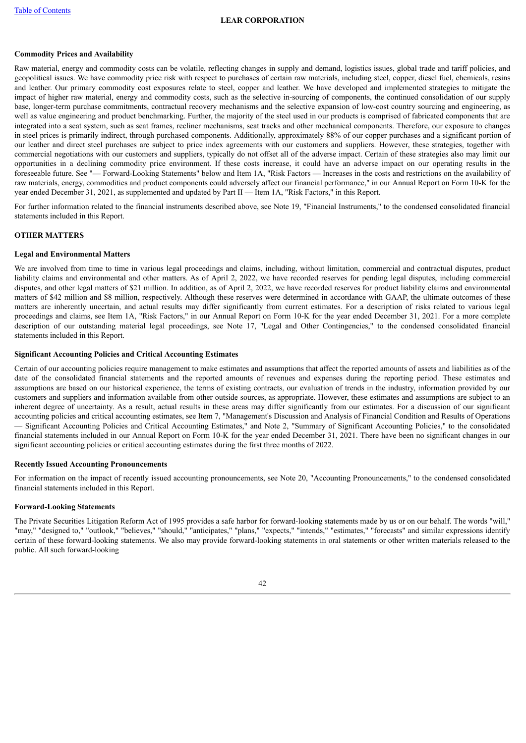#### Commodity Prices and Availability

Raw material, energy and commodity costs can be volatile, reflecting changes in supply and demand, logistics issues, global trade and tariff policies, and geopolitical issues. We have commodity price risk with respect to purchases of certain raw materials, including steel, copper, diesel fuel, chemicals, resins and leather. Our primary commodity cost exposures relate to steel, copper and leather. We have developed and implemented strategies to mitigate the impact of higher raw material, energy and commodity costs, such as the selective in-sourcing of components, the continued consolidation of our supply base, longer-term purchase commitments, contractual recovery mechanisms and the selective expansion of low-cost country sourcing and engineering, as well as value engineering and product benchmarking. Further, the majority of the steel used in our products is comprised of fabricated components that are integrated into a seat system, such as seat frames, recliner mechanisms, seat tracks and other mechanical components. Therefore, our exposure to changes in steel prices is primarily indirect, through purchased components. Additionally, approximately 88% of our copper purchases and a significant portion of our leather and direct steel purchases are subject to price index agreements with our customers and suppliers. However, these strategies, together with commercial negotiations with our customers and suppliers, typically do not offset all of the adverse impact. Certain of these strategies also may limit our opportunities in a declining commodity price environment. If these costs increase, it could have an adverse impact on our operating results in the foreseeable future. See "— Forward-Looking Statements" below and Item 1A, "Risk Factors — Increases in the costs and restrictions on the availability of raw materials, energy, commodities and product components could adversely affect our financial performance," in our Annual Report on Form 10-K for the year ended December 31, 2021, as supplemented and updated by Part II — Item 1A, "Risk Factors," in this Report.

For further information related to the financial instruments described above, see Note 19, "Financial Instruments," to the condensed consolidated financial statements included in this Report.

## OTHER MATTERS

#### Legal and Environmental Matters

We are involved from time to time in various legal proceedings and claims, including, without limitation, commercial and contractual disputes, product liability claims and environmental and other matters. As of April 2, 2022, we have recorded reserves for pending legal disputes, including commercial disputes, and other legal matters of $21 million. In addition, as of April 2, 2022, we have recorded reserves for product liability claims and environmental matters of $42 million and $8 million, respectively. Although these reserves were determined in accordance with GAAP, the ultimate outcomes of these matters are inherently uncertain, and actual results may differ significantly from current estimates. For a description of risks related to various legal proceedings and claims, see Item 1A, "Risk Factors," in our Annual Report on Form 10-K for the year ended December 31, 2021. For a more complete description of our outstanding material legal proceedings, see Note 17, "Legal and Other Contingencies," to the condensed consolidated financial statements included in this Report.

#### Significant Accounting Policies and Critical Accounting Estimates

Certain of our accounting policies require management to make estimates and assumptions that affect the reported amounts of assets and liabilities as of the date of the consolidated financial statements and the reported amounts of revenues and expenses during the reporting period. These estimates and assumptions are based on our historical experience, the terms of existing contracts, our evaluation of trends in the industry, information provided by our customers and suppliers and information available from other outside sources, as appropriate. However, these estimates and assumptions are subject to an inherent degree of uncertainty. As a result, actual results in these areas may differ significantly from our estimates. For a discussion of our significant accounting policies and critical accounting estimates, see Item 7, "Management's Discussion and Analysis of Financial Condition and Results of Operations — Significant Accounting Policies and Critical Accounting Estimates," and Note 2, "Summary of Significant Accounting Policies," to the consolidated financial statements included in our Annual Report on Form 10-K for the year ended December 31, 2021. There have been no significant changes in our significant accounting policies or critical accounting estimates during the first three months of 2022.

#### Recently Issued Accounting Pronouncements

For information on the impact of recently issued accounting pronouncements, see Note 20, "Accounting Pronouncements," to the condensed consolidated financial statements included in this Report.

#### Forward-Looking Statements

The Private Securities Litigation Reform Act of 1995 provides a safe harbor for forward-looking statements made by us or on our behalf. The words "will," "may," "designed to," "outlook," "believes," "should," "anticipates," "plans," "expects," "intends," "estimates," "forecasts" and similar expressions identify certain of these forward-looking statements. We also may provide forward-looking statements in oral statements or other written materials released to the public. All such forward-looking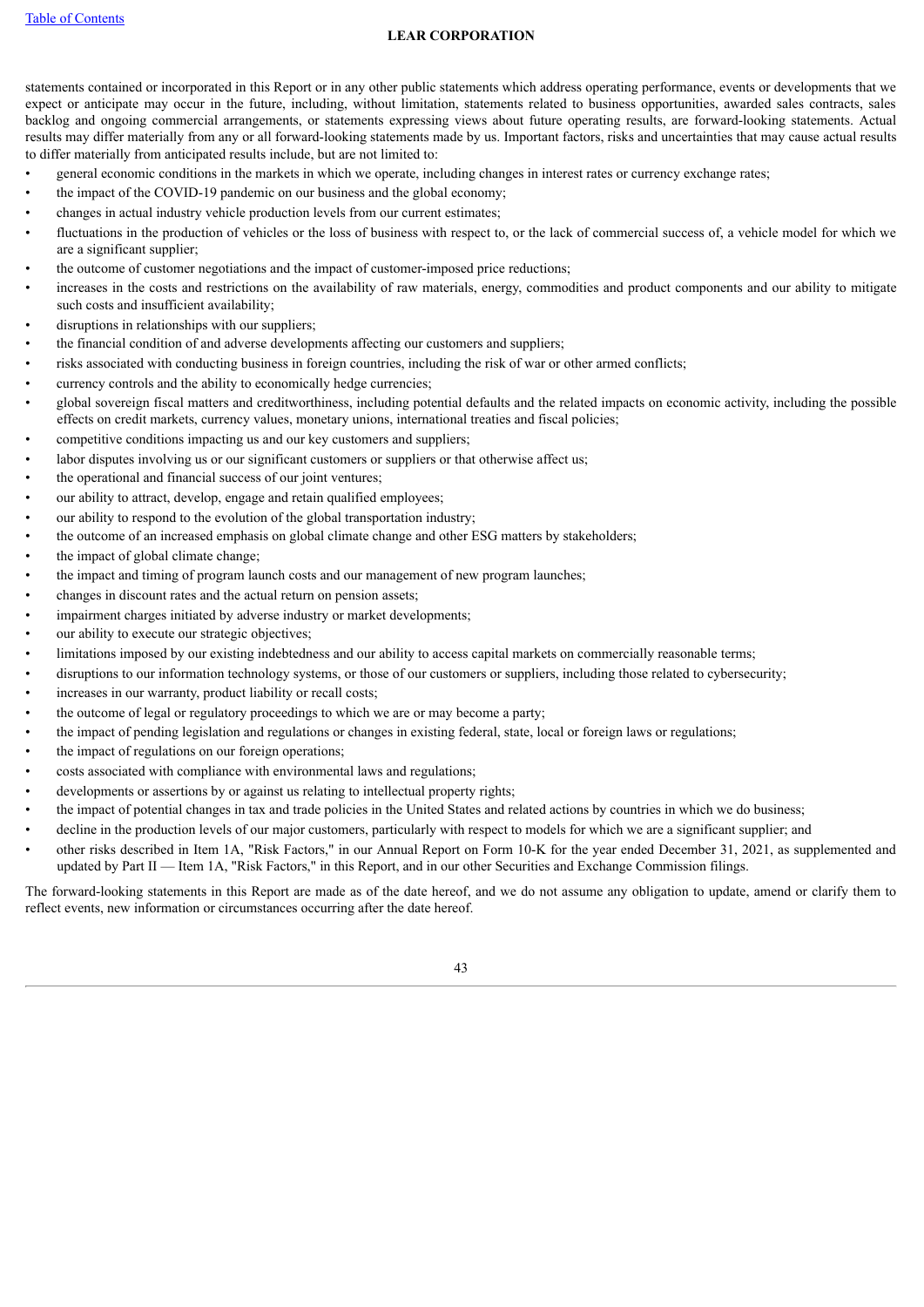statements contained or incorporated in this Report or in any other public statements which address operating performance, events or developments that we expect or anticipate may occur in the future, including, without limitation, statements related to business opportunities, awarded sales contracts, sales backlog and ongoing commercial arrangements, or statements expressing views about future operating results, are forward-looking statements. Actual results may differ materially from any or all forward-looking statements made by us. Important factors, risks and uncertainties that may cause actual results to differ materially from anticipated results include, but are not limited to:

- general economic conditions in the markets in which we operate, including changes in interest rates or currency exchange rates;
- the impact of the COVID-19 pandemic on our business and the global economy;
- changes in actual industry vehicle production levels from our current estimates;
- fluctuations in the production of vehicles or the loss of business with respect to, or the lack of commercial success of, a vehicle model for which we are a significant supplier;
- the outcome of customer negotiations and the impact of customer-imposed price reductions;
- increases in the costs and restrictions on the availability of raw materials, energy, commodities and product components and our ability to mitigate such costs and insufficient availability;
- disruptions in relationships with our suppliers;
- the financial condition of and adverse developments affecting our customers and suppliers;
- risks associated with conducting business in foreign countries, including the risk of war or other armed conflicts;
- currency controls and the ability to economically hedge currencies;
- global sovereign fiscal matters and creditworthiness, including potential defaults and the related impacts on economic activity, including the possible effects on credit markets, currency values, monetary unions, international treaties and fiscal policies;
- competitive conditions impacting us and our key customers and suppliers;
- labor disputes involving us or our significant customers or suppliers or that otherwise affect us;
- the operational and financial success of our joint ventures;
- our ability to attract, develop, engage and retain qualified employees;
- our ability to respond to the evolution of the global transportation industry;
- the outcome of an increased emphasis on global climate change and other ESG matters by stakeholders;
- the impact of global climate change;
- the impact and timing of program launch costs and our management of new program launches;
- changes in discount rates and the actual return on pension assets;
- impairment charges initiated by adverse industry or market developments;
- our ability to execute our strategic objectives;
- limitations imposed by our existing indebtedness and our ability to access capital markets on commercially reasonable terms;
- disruptions to our information technology systems, or those of our customers or suppliers, including those related to cybersecurity;
- increases in our warranty, product liability or recall costs;
- the outcome of legal or regulatory proceedings to which we are or may become a party;
- the impact of pending legislation and regulations or changes in existing federal, state, local or foreign laws or regulations;
- the impact of regulations on our foreign operations;
- costs associated with compliance with environmental laws and regulations;
- developments or assertions by or against us relating to intellectual property rights;
- the impact of potential changes in tax and trade policies in the United States and related actions by countries in which we do business;
- decline in the production levels of our major customers, particularly with respect to models for which we are a significant supplier; and
- other risks described in Item 1A, "Risk Factors," in our Annual Report on Form 10-K for the year ended December 31, 2021, as supplemented and updated by Part II — Item 1A, "Risk Factors," in this Report, and in our other Securities and Exchange Commission filings.

The forward-looking statements in this Report are made as of the date hereof, and we do not assume any obligation to update, amend or clarify them to reflect events, new information or circumstances occurring after the date hereof.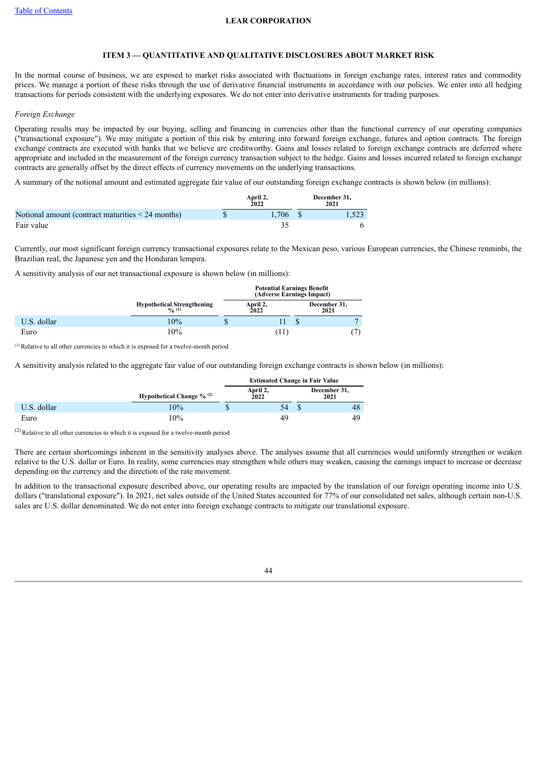LEAR CORPORATION

## ITEM 3 — QUANTITATIVE AND QUALITATIVE DISCLOSURES ABOUT MARKET RISK

In the normal course of business, we are exposed to market risks associated with fluctuations in foreign exchange rates, interest rates and commodity prices. We manage a portion of these risks through the use of derivative financial instruments in accordance with our policies. We enter into all hedging transactions for periods consistent with the underlying exposures. We do not enter into derivative instruments for trading purposes.

*Foreign Exchange*

Operating results may be impacted by our buying, selling and financing in currencies other than the functional currency of our operating companies ("transactional exposure"). We may mitigate a portion of this risk by entering into forward foreign exchange, futures and option contracts. The foreign exchange contracts are executed with banks that we believe are creditworthy. Gains and losses related to foreign exchange contracts are deferred where appropriate and included in the measurement of the foreign currency transaction subject to the hedge. Gains and losses incurred related to foreign exchange contracts are generally offset by the direct effects of currency movements on the underlying transactions.

A summary of the notional amount and estimated aggregate fair value of our outstanding foreign exchange contracts is shown below (in millions):

| | April 2, 2022 | December 31, 2021 |
|---|---|---|
| Notional amount (contract maturities < 24 months) | $ 1,706 | $ 1,523 |
| Fair value | 35 | 6 |

Currently, our most significant foreign currency transactional exposures relate to the Mexican peso, various European currencies, the Chinese renminbi, the Brazilian real, the Japanese yen and the Honduran lempira.

A sensitivity analysis of our net transactional exposure is shown below (in millions):

| | Hypothetical Strengthening % [1] | Potential Earnings Benefit (Adverse Earnings Impact) | |
|---|---|---|---|
| | | April 2, 2022 | December 31, 2021 |
| U.S. dollar | 10% | $ 11 | $ 7 |
| Euro | 10% | (11) | (7) |

[1] Relative to all other currencies to which it is exposed for a twelve-month period

A sensitivity analysis related to the aggregate fair value of our outstanding foreign exchange contracts is shown below (in millions):

| | Hypothetical Change % [2] | Estimated Change in Fair Value | |
|---|---|---|---|
| | | April 2, 2022 | December 31, 2021 |
| U.S. dollar | 10% | $ 54 | $ 48 |
| Euro | 10% | 49 | 49 |

[2] Relative to all other currencies to which it is exposed for a twelve-month period

There are certain shortcomings inherent in the sensitivity analyses above. The analyses assume that all currencies would uniformly strengthen or weaken relative to the U.S. dollar or Euro. In reality, some currencies may strengthen while others may weaken, causing the earnings impact to increase or decrease depending on the currency and the direction of the rate movement.

In addition to the transactional exposure described above, our operating results are impacted by the translation of our foreign operating income into U.S. dollars ("translational exposure"). In 2021, net sales outside of the United States accounted for 77% of our consolidated net sales, although certain non-U.S. sales are U.S. dollar denominated. We do not enter into foreign exchange contracts to mitigate our translational exposure.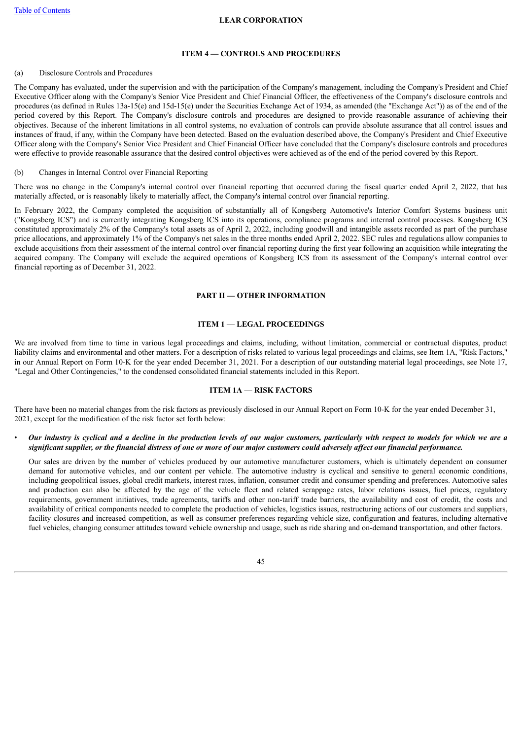## ITEM 4 — CONTROLS AND PROCEDURES

(a) Disclosure Controls and Procedures

The Company has evaluated, under the supervision and with the participation of the Company's management, including the Company's President and Chief Executive Officer along with the Company's Senior Vice President and Chief Financial Officer, the effectiveness of the Company's disclosure controls and procedures (as defined in Rules 13a-15(e) and 15d-15(e) under the Securities Exchange Act of 1934, as amended (the "Exchange Act")) as of the end of the period covered by this Report. The Company's disclosure controls and procedures are designed to provide reasonable assurance of achieving their objectives. Because of the inherent limitations in all control systems, no evaluation of controls can provide absolute assurance that all control issues and instances of fraud, if any, within the Company have been detected. Based on the evaluation described above, the Company's President and Chief Executive Officer along with the Company's Senior Vice President and Chief Financial Officer have concluded that the Company's disclosure controls and procedures were effective to provide reasonable assurance that the desired control objectives were achieved as of the end of the period covered by this Report.

(b) Changes in Internal Control over Financial Reporting

There was no change in the Company's internal control over financial reporting that occurred during the fiscal quarter ended April 2, 2022, that has materially affected, or is reasonably likely to materially affect, the Company's internal control over financial reporting.

In February 2022, the Company completed the acquisition of substantially all of Kongsberg Automotive's Interior Comfort Systems business unit ("Kongsberg ICS") and is currently integrating Kongsberg ICS into its operations, compliance programs and internal control processes. Kongsberg ICS constituted approximately 2% of the Company's total assets as of April 2, 2022, including goodwill and intangible assets recorded as part of the purchase price allocations, and approximately 1% of the Company's net sales in the three months ended April 2, 2022. SEC rules and regulations allow companies to exclude acquisitions from their assessment of the internal control over financial reporting during the first year following an acquisition while integrating the acquired company. The Company will exclude the acquired operations of Kongsberg ICS from its assessment of the Company's internal control over financial reporting as of December 31, 2022.

# PART II — OTHER INFORMATION

## ITEM 1 — LEGAL PROCEEDINGS

We are involved from time to time in various legal proceedings and claims, including, without limitation, commercial or contractual disputes, product liability claims and environmental and other matters. For a description of risks related to various legal proceedings and claims, see Item 1A, "Risk Factors," in our Annual Report on Form 10-K for the year ended December 31, 2021. For a description of our outstanding material legal proceedings, see Note 17, "Legal and Other Contingencies," to the condensed consolidated financial statements included in this Report.

## ITEM 1A — RISK FACTORS

There have been no material changes from the risk factors as previously disclosed in our Annual Report on Form 10-K for the year ended December 31, 2021, except for the modification of the risk factor set forth below:

- ***Our industry is cyclical and a decline in the production levels of our major customers, particularly with respect to models for which we are a significant supplier, or the financial distress of one or more of our major customers could adversely affect our financial performance.***

  Our sales are driven by the number of vehicles produced by our automotive manufacturer customers, which is ultimately dependent on consumer demand for automotive vehicles, and our content per vehicle. The automotive industry is cyclical and sensitive to general economic conditions, including geopolitical issues, global credit markets, interest rates, inflation, consumer credit and consumer spending and preferences. Automotive sales and production can also be affected by the age of the vehicle fleet and related scrappage rates, labor relations issues, fuel prices, regulatory requirements, government initiatives, trade agreements, tariffs and other non-tariff trade barriers, the availability and cost of credit, the costs and availability of critical components needed to complete the production of vehicles, logistics issues, restructuring actions of our customers and suppliers, facility closures and increased competition, as well as consumer preferences regarding vehicle size, configuration and features, including alternative fuel vehicles, changing consumer attitudes toward vehicle ownership and usage, such as ride sharing and on-demand transportation, and other factors.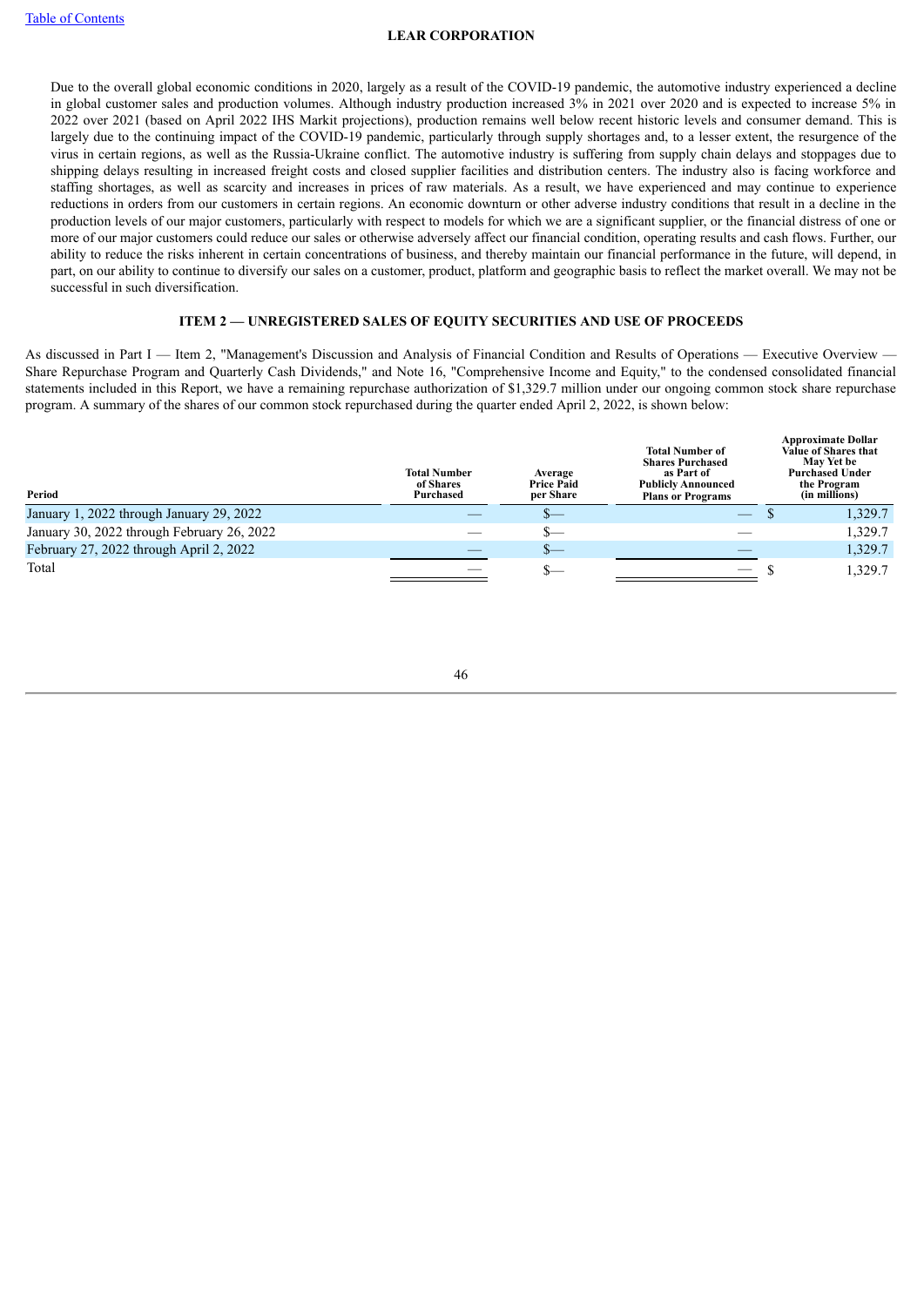Due to the overall global economic conditions in 2020, largely as a result of the COVID-19 pandemic, the automotive industry experienced a decline in global customer sales and production volumes. Although industry production increased 3% in 2021 over 2020 and is expected to increase 5% in 2022 over 2021 (based on April 2022 IHS Markit projections), production remains well below recent historic levels and consumer demand. This is largely due to the continuing impact of the COVID-19 pandemic, particularly through supply shortages and, to a lesser extent, the resurgence of the virus in certain regions, as well as the Russia-Ukraine conflict. The automotive industry is suffering from supply chain delays and stoppages due to shipping delays resulting in increased freight costs and closed supplier facilities and distribution centers. The industry also is facing workforce and staffing shortages, as well as scarcity and increases in prices of raw materials. As a result, we have experienced and may continue to experience reductions in orders from our customers in certain regions. An economic downturn or other adverse industry conditions that result in a decline in the production levels of our major customers, particularly with respect to models for which we are a significant supplier, or the financial distress of one or more of our major customers could reduce our sales or otherwise adversely affect our financial condition, operating results and cash flows. Further, our ability to reduce the risks inherent in certain concentrations of business, and thereby maintain our financial performance in the future, will depend, in part, on our ability to continue to diversify our sales on a customer, product, platform and geographic basis to reflect the market overall. We may not be successful in such diversification.

## ITEM 2 — UNREGISTERED SALES OF EQUITY SECURITIES AND USE OF PROCEEDS

As discussed in Part I — Item 2, "Management's Discussion and Analysis of Financial Condition and Results of Operations — Executive Overview — Share Repurchase Program and Quarterly Cash Dividends," and Note 16, "Comprehensive Income and Equity," to the condensed consolidated financial statements included in this Report, we have a remaining repurchase authorization of $1,329.7 million under our ongoing common stock share repurchase program. A summary of the shares of our common stock repurchased during the quarter ended April 2, 2022, is shown below:

| Period | Total Number of Shares Purchased | Average Price Paid per Share | Total Number of Shares Purchased as Part of Publicly Announced Plans or Programs | Approximate Dollar Value of Shares that May Yet be Purchased Under the Program (in millions) |
|---|---|---|---|---|
| January 1, 2022 through January 29, 2022 | — | $— | — | $ 1,329.7 |
| January 30, 2022 through February 26, 2022 | — | $— | — | 1,329.7 |
| February 27, 2022 through April 2, 2022 | — | $— | — | 1,329.7 |
| Total | — | $— | — | $ 1,329.7 |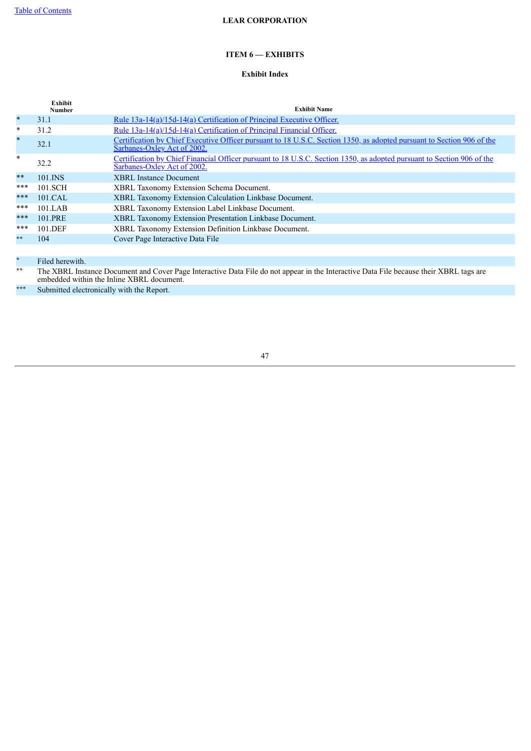**LEAR CORPORATION**

## ITEM 6 — EXHIBITS

### Exhibit Index

| | Exhibit Number | Exhibit Name |
|---|---|---|
| * | 31.1 | Rule 13a-14(a)/15d-14(a) Certification of Principal Executive Officer. |
| * | 31.2 | Rule 13a-14(a)/15d-14(a) Certification of Principal Financial Officer. |
| * | 32.1 | Certification by Chief Executive Officer pursuant to 18 U.S.C. Section 1350, as adopted pursuant to Section 906 of the Sarbanes-Oxley Act of 2002. |
| * | 32.2 | Certification by Chief Financial Officer pursuant to 18 U.S.C. Section 1350, as adopted pursuant to Section 906 of the Sarbanes-Oxley Act of 2002. |
| ** | 101.INS | XBRL Instance Document |
| *** | 101.SCH | XBRL Taxonomy Extension Schema Document. |
| *** | 101.CAL | XBRL Taxonomy Extension Calculation Linkbase Document. |
| *** | 101.LAB | XBRL Taxonomy Extension Label Linkbase Document. |
| *** | 101.PRE | XBRL Taxonomy Extension Presentation Linkbase Document. |
| *** | 101.DEF | XBRL Taxonomy Extension Definition Linkbase Document. |
| ** | 104 | Cover Page Interactive Data File |

| | |
|---|---|
| * | Filed herewith. |
| ** | The XBRL Instance Document and Cover Page Interactive Data File do not appear in the Interactive Data File because their XBRL tags are embedded within the Inline XBRL document. |
| *** | Submitted electronically with the Report. |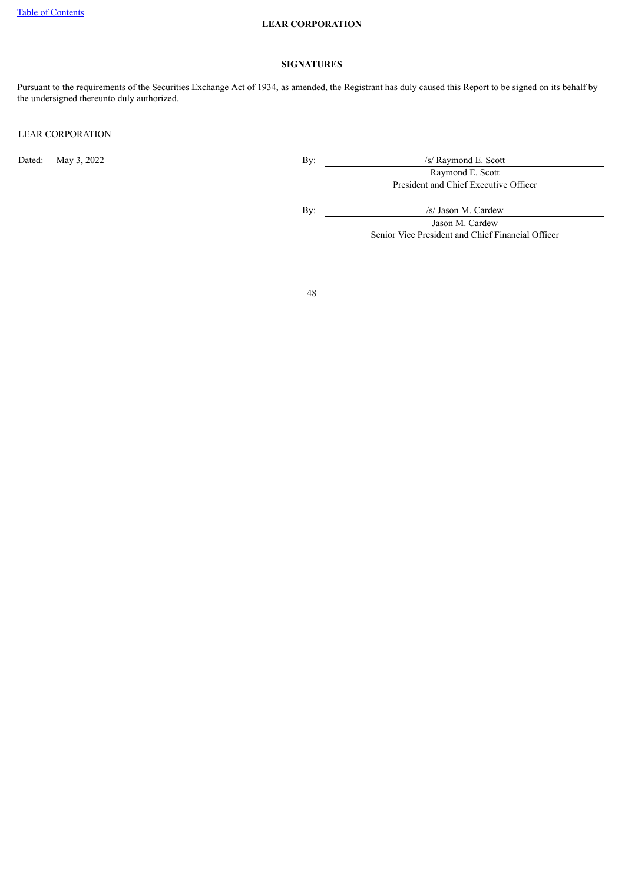**LEAR CORPORATION**

**SIGNATURES**

Pursuant to the requirements of the Securities Exchange Act of 1934, as amended, the Registrant has duly caused this Report to be signed on its behalf by the undersigned thereunto duly authorized.

LEAR CORPORATION

| | | |
|---|---|---|
| Dated: May 3, 2022 | By: | /s/ Raymond E. Scott |
| | | Raymond E. Scott |
| | | President and Chief Executive Officer |
| | By: | /s/ Jason M. Cardew |
| | | Jason M. Cardew |
| | | Senior Vice President and Chief Financial Officer |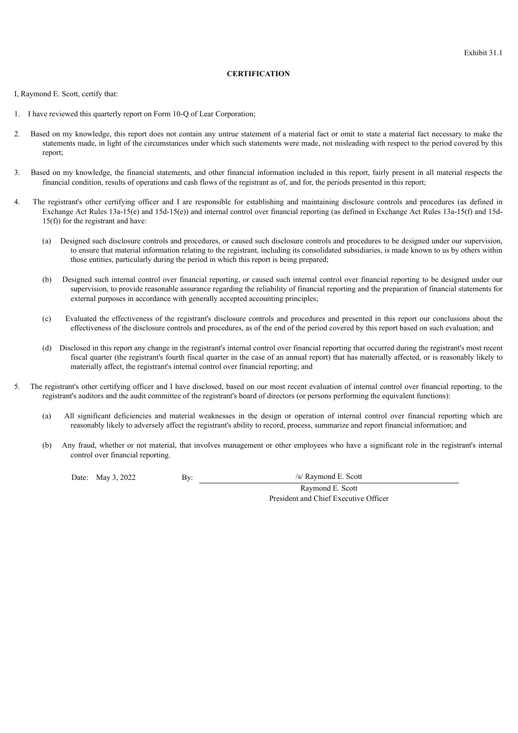Exhibit 31.1

**CERTIFICATION**

I, Raymond E. Scott, certify that:

1. I have reviewed this quarterly report on Form 10-Q of Lear Corporation;

2. Based on my knowledge, this report does not contain any untrue statement of a material fact or omit to state a material fact necessary to make the statements made, in light of the circumstances under which such statements were made, not misleading with respect to the period covered by this report;

3. Based on my knowledge, the financial statements, and other financial information included in this report, fairly present in all material respects the financial condition, results of operations and cash flows of the registrant as of, and for, the periods presented in this report;

4. The registrant's other certifying officer and I are responsible for establishing and maintaining disclosure controls and procedures (as defined in Exchange Act Rules 13a-15(e) and 15d-15(e)) and internal control over financial reporting (as defined in Exchange Act Rules 13a-15(f) and 15d-15(f)) for the registrant and have:

   (a) Designed such disclosure controls and procedures, or caused such disclosure controls and procedures to be designed under our supervision, to ensure that material information relating to the registrant, including its consolidated subsidiaries, is made known to us by others within those entities, particularly during the period in which this report is being prepared;

   (b) Designed such internal control over financial reporting, or caused such internal control over financial reporting to be designed under our supervision, to provide reasonable assurance regarding the reliability of financial reporting and the preparation of financial statements for external purposes in accordance with generally accepted accounting principles;

   (c) Evaluated the effectiveness of the registrant's disclosure controls and procedures and presented in this report our conclusions about the effectiveness of the disclosure controls and procedures, as of the end of the period covered by this report based on such evaluation; and

   (d) Disclosed in this report any change in the registrant's internal control over financial reporting that occurred during the registrant's most recent fiscal quarter (the registrant's fourth fiscal quarter in the case of an annual report) that has materially affected, or is reasonably likely to materially affect, the registrant's internal control over financial reporting; and

5. The registrant's other certifying officer and I have disclosed, based on our most recent evaluation of internal control over financial reporting, to the registrant's auditors and the audit committee of the registrant's board of directors (or persons performing the equivalent functions):

   (a) All significant deficiencies and material weaknesses in the design or operation of internal control over financial reporting which are reasonably likely to adversely affect the registrant's ability to record, process, summarize and report financial information; and

   (b) Any fraud, whether or not material, that involves management or other employees who have a significant role in the registrant's internal control over financial reporting.

Date: May 3, 2022

By: /s/ Raymond E. Scott

Raymond E. Scott

President and Chief Executive Officer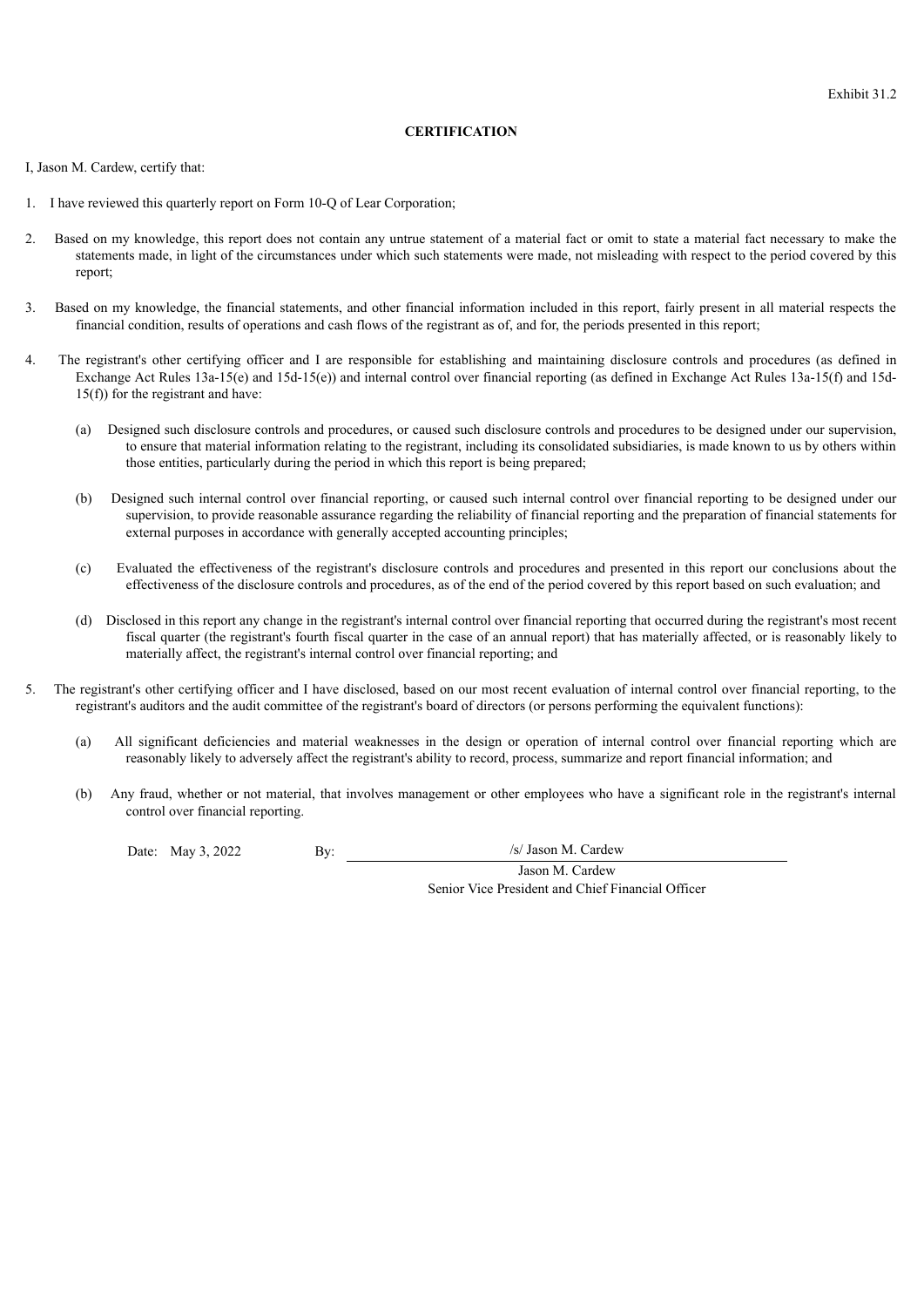Exhibit 31.2

**CERTIFICATION**

I, Jason M. Cardew, certify that:

1. I have reviewed this quarterly report on Form 10-Q of Lear Corporation;

2. Based on my knowledge, this report does not contain any untrue statement of a material fact or omit to state a material fact necessary to make the statements made, in light of the circumstances under which such statements were made, not misleading with respect to the period covered by this report;

3. Based on my knowledge, the financial statements, and other financial information included in this report, fairly present in all material respects the financial condition, results of operations and cash flows of the registrant as of, and for, the periods presented in this report;

4. The registrant's other certifying officer and I are responsible for establishing and maintaining disclosure controls and procedures (as defined in Exchange Act Rules 13a-15(e) and 15d-15(e)) and internal control over financial reporting (as defined in Exchange Act Rules 13a-15(f) and 15d-15(f)) for the registrant and have:

   (a) Designed such disclosure controls and procedures, or caused such disclosure controls and procedures to be designed under our supervision, to ensure that material information relating to the registrant, including its consolidated subsidiaries, is made known to us by others within those entities, particularly during the period in which this report is being prepared;

   (b) Designed such internal control over financial reporting, or caused such internal control over financial reporting to be designed under our supervision, to provide reasonable assurance regarding the reliability of financial reporting and the preparation of financial statements for external purposes in accordance with generally accepted accounting principles;

   (c) Evaluated the effectiveness of the registrant's disclosure controls and procedures and presented in this report our conclusions about the effectiveness of the disclosure controls and procedures, as of the end of the period covered by this report based on such evaluation; and

   (d) Disclosed in this report any change in the registrant's internal control over financial reporting that occurred during the registrant's most recent fiscal quarter (the registrant's fourth fiscal quarter in the case of an annual report) that has materially affected, or is reasonably likely to materially affect, the registrant's internal control over financial reporting; and

5. The registrant's other certifying officer and I have disclosed, based on our most recent evaluation of internal control over financial reporting, to the registrant's auditors and the audit committee of the registrant's board of directors (or persons performing the equivalent functions):

   (a) All significant deficiencies and material weaknesses in the design or operation of internal control over financial reporting which are reasonably likely to adversely affect the registrant's ability to record, process, summarize and report financial information; and

   (b) Any fraud, whether or not material, that involves management or other employees who have a significant role in the registrant's internal control over financial reporting.

Date: May 3, 2022

By: /s/ Jason M. Cardew

Jason M. Cardew
Senior Vice President and Chief Financial Officer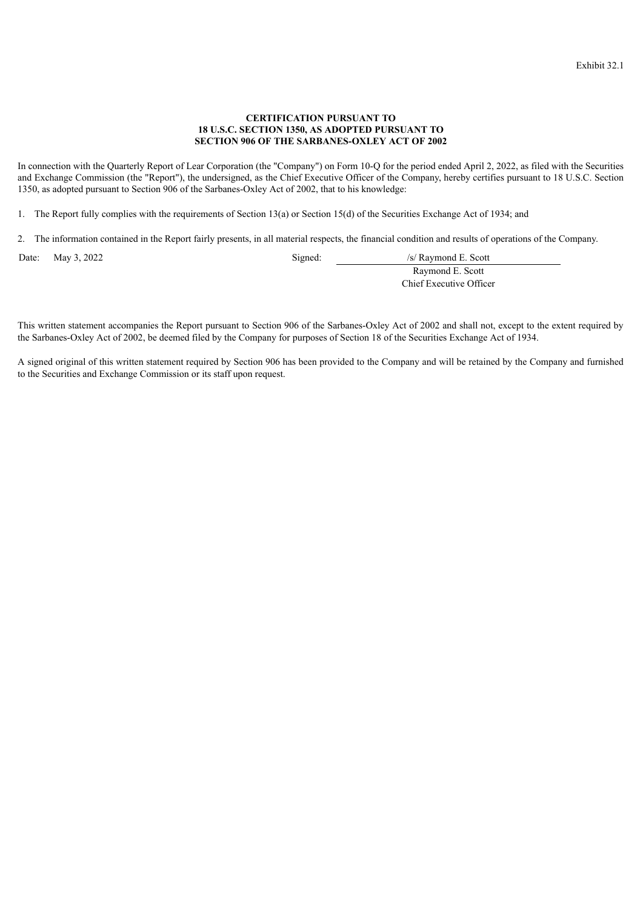Exhibit 32.1

**CERTIFICATION PURSUANT TO**
**18 U.S.C. SECTION 1350, AS ADOPTED PURSUANT TO**
**SECTION 906 OF THE SARBANES-OXLEY ACT OF 2002**

In connection with the Quarterly Report of Lear Corporation (the "Company") on Form 10-Q for the period ended April 2, 2022, as filed with the Securities and Exchange Commission (the "Report"), the undersigned, as the Chief Executive Officer of the Company, hereby certifies pursuant to 18 U.S.C. Section 1350, as adopted pursuant to Section 906 of the Sarbanes-Oxley Act of 2002, that to his knowledge:

1. The Report fully complies with the requirements of Section 13(a) or Section 15(d) of the Securities Exchange Act of 1934; and

2. The information contained in the Report fairly presents, in all material respects, the financial condition and results of operations of the Company.

Date: May 3, 2022

Signed: /s/ Raymond E. Scott
Raymond E. Scott
Chief Executive Officer

This written statement accompanies the Report pursuant to Section 906 of the Sarbanes-Oxley Act of 2002 and shall not, except to the extent required by the Sarbanes-Oxley Act of 2002, be deemed filed by the Company for purposes of Section 18 of the Securities Exchange Act of 1934.

A signed original of this written statement required by Section 906 has been provided to the Company and will be retained by the Company and furnished to the Securities and Exchange Commission or its staff upon request.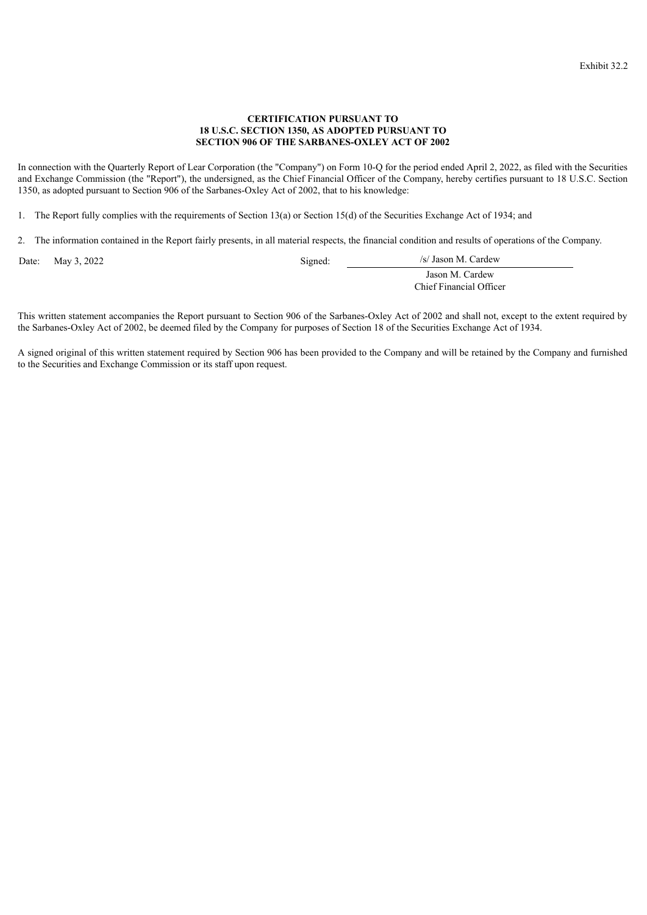Exhibit 32.2

**CERTIFICATION PURSUANT TO**
**18 U.S.C. SECTION 1350, AS ADOPTED PURSUANT TO**
**SECTION 906 OF THE SARBANES-OXLEY ACT OF 2002**

In connection with the Quarterly Report of Lear Corporation (the "Company") on Form 10-Q for the period ended April 2, 2022, as filed with the Securities and Exchange Commission (the "Report"), the undersigned, as the Chief Financial Officer of the Company, hereby certifies pursuant to 18 U.S.C. Section 1350, as adopted pursuant to Section 906 of the Sarbanes-Oxley Act of 2002, that to his knowledge:

1. The Report fully complies with the requirements of Section 13(a) or Section 15(d) of the Securities Exchange Act of 1934; and

2. The information contained in the Report fairly presents, in all material respects, the financial condition and results of operations of the Company.

Date: May 3, 2022

Signed: /s/ Jason M. Cardew

Jason M. Cardew
Chief Financial Officer

This written statement accompanies the Report pursuant to Section 906 of the Sarbanes-Oxley Act of 2002 and shall not, except to the extent required by the Sarbanes-Oxley Act of 2002, be deemed filed by the Company for purposes of Section 18 of the Securities Exchange Act of 1934.

A signed original of this written statement required by Section 906 has been provided to the Company and will be retained by the Company and furnished to the Securities and Exchange Commission or its staff upon request.